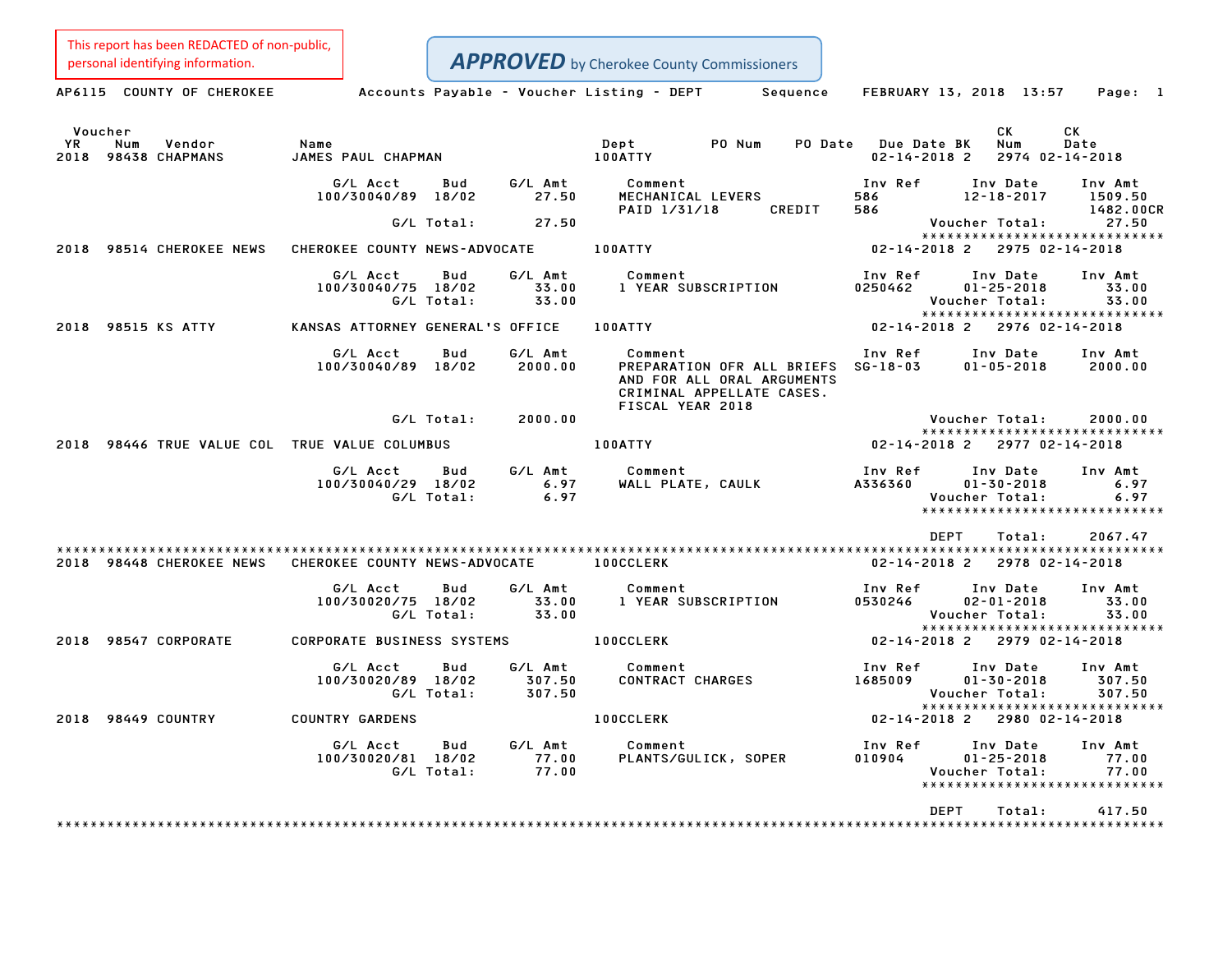This report has been REDACTED of non-public, personal identifying information.

**APPROVED** by Cherokee County Commissioners

AP6115 COUNTY OF CHEROKEE — Accounts Payable - Voucher Listing - DEPT Sequence — FEBRUARY 13, 2018 13:57

| Voucher YR | Num | Vendor | Name | Dept | PO Num | PO Date | Due Date | BK | CK Num | CK Date |
|---|---|---|---|---|---|---|---|---|---|---|
| 2018 | 98438 | CHAPMANS | JAMES PAUL CHAPMAN | 100ATTY | | | 02-14-2018 | 2 | 2974 | 02-14-2018 |

| G/L Acct | Bud | G/L Amt | Comment | | Inv Ref | Inv Date | Inv Amt |
|---|---|---|---|---|---|---|---|
| 100/30040/89 | 18/02 | 27.50 | MECHANICAL LEVERS | | 586 | 12-18-2017 | 1509.50 |
| | | | PAID 1/31/18 | CREDIT | 586 | | 1482.00CR |
| G/L Total: | | 27.50 | | | | Voucher Total: | 27.50 |

| Voucher YR | Num | Vendor | Name | Dept | PO Num | PO Date | Due Date | BK | CK Num | CK Date |
|---|---|---|---|---|---|---|---|---|---|---|
| 2018 | 98514 | CHEROKEE NEWS | CHEROKEE COUNTY NEWS-ADVOCATE | 100ATTY | | | 02-14-2018 | 2 | 2975 | 02-14-2018 |

| G/L Acct | Bud | G/L Amt | Comment | Inv Ref | Inv Date | Inv Amt |
|---|---|---|---|---|---|---|
| 100/30040/75 | 18/02 | 33.00 | 1 YEAR SUBSCRIPTION | 0250462 | 01-25-2018 | 33.00 |
| G/L Total: | | 33.00 | | | Voucher Total: | 33.00 |

| Voucher YR | Num | Vendor | Name | Dept | PO Num | PO Date | Due Date | BK | CK Num | CK Date |
|---|---|---|---|---|---|---|---|---|---|---|
| 2018 | 98515 | KS ATTY | KANSAS ATTORNEY GENERAL'S OFFICE | 100ATTY | | | 02-14-2018 | 2 | 2976 | 02-14-2018 |

| G/L Acct | Bud | G/L Amt | Comment | Inv Ref | Inv Date | Inv Amt |
|---|---|---|---|---|---|---|
| 100/30040/89 | 18/02 | 2000.00 | PREPARATION OFR ALL BRIEFS AND FOR ALL ORAL ARGUMENTS CRIMINAL APPELLATE CASES. FISCAL YEAR 2018 | SG-18-03 | 01-05-2018 | 2000.00 |
| G/L Total: | | 2000.00 | | | Voucher Total: | 2000.00 |

| Voucher YR | Num | Vendor | Name | Dept | PO Num | PO Date | Due Date | BK | CK Num | CK Date |
|---|---|---|---|---|---|---|---|---|---|---|
| 2018 | 98446 | TRUE VALUE COL | TRUE VALUE COLUMBUS | 100ATTY | | | 02-14-2018 | 2 | 2977 | 02-14-2018 |

| G/L Acct | Bud | G/L Amt | Comment | Inv Ref | Inv Date | Inv Amt |
|---|---|---|---|---|---|---|
| 100/30040/29 | 18/02 | 6.97 | WALL PLATE, CAULK | A336360 | 01-30-2018 | 6.97 |
| G/L Total: | | 6.97 | | | Voucher Total: | 6.97 |

DEPT Total: 2067.47

| Voucher YR | Num | Vendor | Name | Dept | PO Num | PO Date | Due Date | BK | CK Num | CK Date |
|---|---|---|---|---|---|---|---|---|---|---|
| 2018 | 98448 | CHEROKEE NEWS | CHEROKEE COUNTY NEWS-ADVOCATE | 100CCLERK | | | 02-14-2018 | 2 | 2978 | 02-14-2018 |

| G/L Acct | Bud | G/L Amt | Comment | Inv Ref | Inv Date | Inv Amt |
|---|---|---|---|---|---|---|
| 100/30020/75 | 18/02 | 33.00 | 1 YEAR SUBSCRIPTION | 0530246 | 02-01-2018 | 33.00 |
| G/L Total: | | 33.00 | | | Voucher Total: | 33.00 |

| Voucher YR | Num | Vendor | Name | Dept | PO Num | PO Date | Due Date | BK | CK Num | CK Date |
|---|---|---|---|---|---|---|---|---|---|---|
| 2018 | 98547 | CORPORATE | CORPORATE BUSINESS SYSTEMS | 100CCLERK | | | 02-14-2018 | 2 | 2979 | 02-14-2018 |

| G/L Acct | Bud | G/L Amt | Comment | Inv Ref | Inv Date | Inv Amt |
|---|---|---|---|---|---|---|
| 100/30020/89 | 18/02 | 307.50 | CONTRACT CHARGES | 1685009 | 01-30-2018 | 307.50 |
| G/L Total: | | 307.50 | | | Voucher Total: | 307.50 |

| Voucher YR | Num | Vendor | Name | Dept | PO Num | PO Date | Due Date | BK | CK Num | CK Date |
|---|---|---|---|---|---|---|---|---|---|---|
| 2018 | 98449 | COUNTRY | COUNTRY GARDENS | 100CCLERK | | | 02-14-2018 | 2 | 2980 | 02-14-2018 |

| G/L Acct | Bud | G/L Amt | Comment | Inv Ref | Inv Date | Inv Amt |
|---|---|---|---|---|---|---|
| 100/30020/81 | 18/02 | 77.00 | PLANTS/GULICK, SOPER | 010904 | 01-25-2018 | 77.00 |
| G/L Total: | | 77.00 | | | Voucher Total: | 77.00 |

DEPT Total: 417.50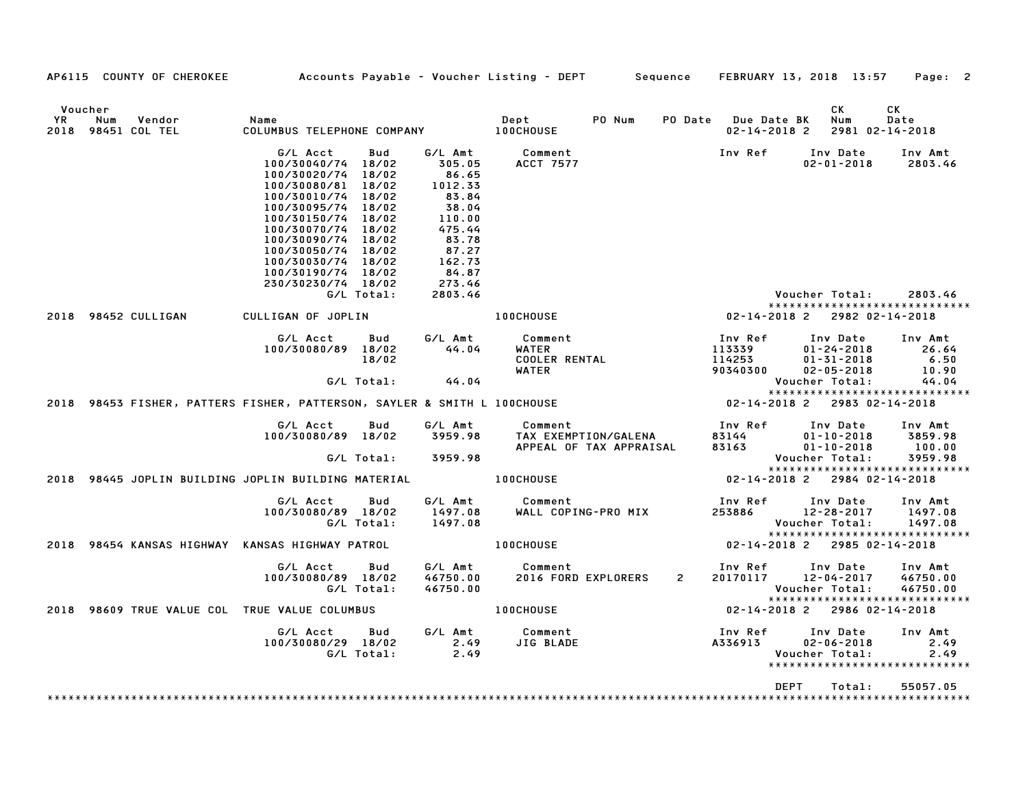AP6115 COUNTY OF CHEROKEE — Accounts Payable - Voucher Listing - DEPT — Sequence — FEBRUARY 13, 2018 13:57

| Voucher YR | Num | Vendor | Name | Dept | PO Num | PO Date | Due Date | BK | CK Num | CK Date |
|---|---|---|---|---|---|---|---|---|---|---|
| 2018 | 98451 | COL TEL | COLUMBUS TELEPHONE COMPANY | 100CHOUSE | | | 02-14-2018 | 2 | 2981 | 02-14-2018 |

| G/L Acct | Bud | G/L Amt | Comment | Inv Ref | Inv Date | Inv Amt |
|---|---|---|---|---|---|---|
| 100/30040/74 | 18/02 | 305.05 | ACCT 7577 | | 02-01-2018 | 2803.46 |
| 100/30020/74 | 18/02 | 86.65 | | | | |
| 100/30080/81 | 18/02 | 1012.33 | | | | |
| 100/30010/74 | 18/02 | 83.84 | | | | |
| 100/30095/74 | 18/02 | 38.04 | | | | |
| 100/30150/74 | 18/02 | 110.00 | | | | |
| 100/30070/74 | 18/02 | 475.44 | | | | |
| 100/30090/74 | 18/02 | 83.78 | | | | |
| 100/30050/74 | 18/02 | 87.27 | | | | |
| 100/30030/74 | 18/02 | 162.73 | | | | |
| 100/30190/74 | 18/02 | 84.87 | | | | |
| 230/30230/74 | 18/02 | 273.46 | | | | |
| | G/L Total: | 2803.46 | | | Voucher Total: | 2803.46 |

| Voucher YR | Num | Vendor | Name | Dept | PO Num | PO Date | Due Date | BK | CK Num | CK Date |
|---|---|---|---|---|---|---|---|---|---|---|
| 2018 | 98452 | CULLIGAN | CULLIGAN OF JOPLIN | 100CHOUSE | | | 02-14-2018 | 2 | 2982 | 02-14-2018 |

| G/L Acct | Bud | G/L Amt | Comment | Inv Ref | Inv Date | Inv Amt |
|---|---|---|---|---|---|---|
| 100/30080/89 | 18/02 | 44.04 | WATER | 113339 | 01-24-2018 | 26.64 |
| | 18/02 | | COOLER RENTAL | 114253 | 01-31-2018 | 6.50 |
| | | | WATER | 90340300 | 02-05-2018 | 10.90 |
| | G/L Total: | 44.04 | | | Voucher Total: | 44.04 |

| Voucher YR | Num | Vendor | Name | Dept | PO Num | PO Date | Due Date | BK | CK Num | CK Date |
|---|---|---|---|---|---|---|---|---|---|---|
| 2018 | 98453 | FISHER, PATTERS | FISHER, PATTERSON, SAYLER & SMITH L | 100CHOUSE | | | 02-14-2018 | 2 | 2983 | 02-14-2018 |

| G/L Acct | Bud | G/L Amt | Comment | Inv Ref | Inv Date | Inv Amt |
|---|---|---|---|---|---|---|
| 100/30080/89 | 18/02 | 3959.98 | TAX EXEMPTION/GALENA | 83144 | 01-10-2018 | 3859.98 |
| | | | APPEAL OF TAX APPRAISAL | 83163 | 01-10-2018 | 100.00 |
| | G/L Total: | 3959.98 | | | Voucher Total: | 3959.98 |

| Voucher YR | Num | Vendor | Name | Dept | PO Num | PO Date | Due Date | BK | CK Num | CK Date |
|---|---|---|---|---|---|---|---|---|---|---|
| 2018 | 98445 | JOPLIN BUILDING | JOPLIN BUILDING MATERIAL | 100CHOUSE | | | 02-14-2018 | 2 | 2984 | 02-14-2018 |

| G/L Acct | Bud | G/L Amt | Comment | Inv Ref | Inv Date | Inv Amt |
|---|---|---|---|---|---|---|
| 100/30080/89 | 18/02 | 1497.08 | WALL COPING-PRO MIX | 253886 | 12-28-2017 | 1497.08 |
| | G/L Total: | 1497.08 | | | Voucher Total: | 1497.08 |

| Voucher YR | Num | Vendor | Name | Dept | PO Num | PO Date | Due Date | BK | CK Num | CK Date |
|---|---|---|---|---|---|---|---|---|---|---|
| 2018 | 98454 | KANSAS HIGHWAY | KANSAS HIGHWAY PATROL | 100CHOUSE | | | 02-14-2018 | 2 | 2985 | 02-14-2018 |

| G/L Acct | Bud | G/L Amt | Comment | Inv Ref | Inv Date | Inv Amt |
|---|---|---|---|---|---|---|
| 100/30080/89 | 18/02 | 46750.00 | 2016 FORD EXPLORERS 2 | 20170117 | 12-04-2017 | 46750.00 |
| | G/L Total: | 46750.00 | | | Voucher Total: | 46750.00 |

| Voucher YR | Num | Vendor | Name | Dept | PO Num | PO Date | Due Date | BK | CK Num | CK Date |
|---|---|---|---|---|---|---|---|---|---|---|
| 2018 | 98609 | TRUE VALUE COL | TRUE VALUE COLUMBUS | 100CHOUSE | | | 02-14-2018 | 2 | 2986 | 02-14-2018 |

| G/L Acct | Bud | G/L Amt | Comment | Inv Ref | Inv Date | Inv Amt |
|---|---|---|---|---|---|---|
| 100/30080/29 | 18/02 | 2.49 | JIG BLADE | A336913 | 02-06-2018 | 2.49 |
| | G/L Total: | 2.49 | | | Voucher Total: | 2.49 |

DEPT Total: 55057.05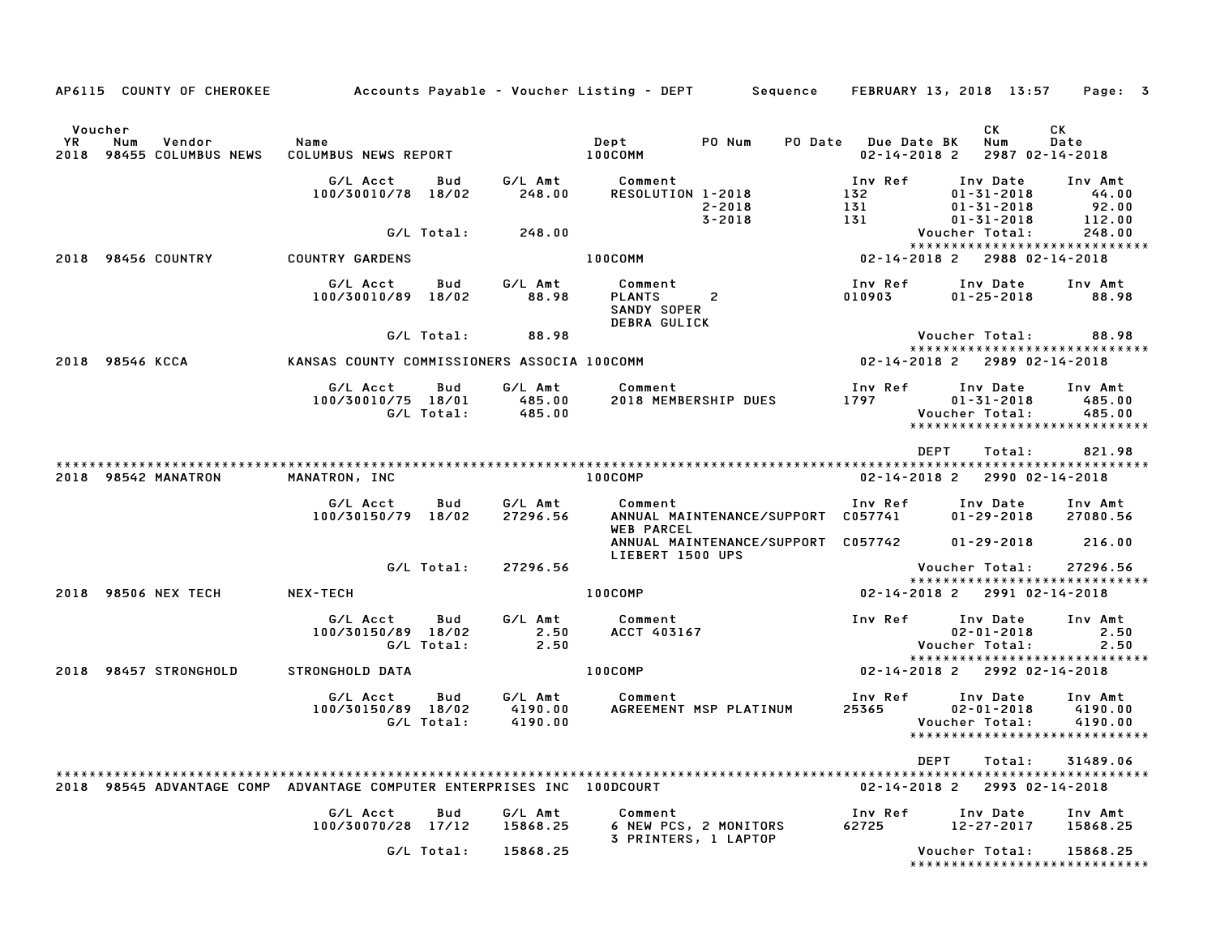AP6115 COUNTY OF CHEROKEE — Accounts Payable - Voucher Listing - DEPT — Sequence — FEBRUARY 13, 2018 13:57

| Voucher YR | Num | Vendor | Name | Dept | PO Num | PO Date | Due Date | BK | CK Num | CK Date |
|---|---|---|---|---|---|---|---|---|---|---|
| 2018 | 98455 | COLUMBUS NEWS | COLUMBUS NEWS REPORT | 100COMM | | | 02-14-2018 | 2 | 2987 | 02-14-2018 |

| G/L Acct | Bud | G/L Amt | Comment | Inv Ref | Inv Date | Inv Amt |
|---|---|---|---|---|---|---|
| 100/30010/78 | 18/02 | 248.00 | RESOLUTION 1-2018 | 132 | 01-31-2018 | 44.00 |
| | | | 2-2018 | 131 | 01-31-2018 | 92.00 |
| | | | 3-2018 | 131 | 01-31-2018 | 112.00 |
| | G/L Total: | 248.00 | | | Voucher Total: | 248.00 |

| Voucher YR | Num | Vendor | Name | Dept | Due Date | BK | CK Num | CK Date |
|---|---|---|---|---|---|---|---|---|
| 2018 | 98456 | COUNTRY | COUNTRY GARDENS | 100COMM | 02-14-2018 | 2 | 2988 | 02-14-2018 |

| G/L Acct | Bud | G/L Amt | Comment | Inv Ref | Inv Date | Inv Amt |
|---|---|---|---|---|---|---|
| 100/30010/89 | 18/02 | 88.98 | PLANTS 2 SANDY SOPER DEBRA GULICK | 010903 | 01-25-2018 | 88.98 |
| | G/L Total: | 88.98 | | | Voucher Total: | 88.98 |

| Voucher YR | Num | Vendor | Name | Dept | Due Date | BK | CK Num | CK Date |
|---|---|---|---|---|---|---|---|---|
| 2018 | 98546 | KCCA | KANSAS COUNTY COMMISSIONERS ASSOCIA | 100COMM | 02-14-2018 | 2 | 2989 | 02-14-2018 |

| G/L Acct | Bud | G/L Amt | Comment | Inv Ref | Inv Date | Inv Amt |
|---|---|---|---|---|---|---|
| 100/30010/75 | 18/01 | 485.00 | 2018 MEMBERSHIP DUES | 1797 | 01-31-2018 | 485.00 |
| | G/L Total: | 485.00 | | | Voucher Total: | 485.00 |

DEPT Total: 821.98

| Voucher YR | Num | Vendor | Name | Dept | Due Date | BK | CK Num | CK Date |
|---|---|---|---|---|---|---|---|---|
| 2018 | 98542 | MANATRON | MANATRON, INC | 100COMP | 02-14-2018 | 2 | 2990 | 02-14-2018 |

| G/L Acct | Bud | G/L Amt | Comment | Inv Ref | Inv Date | Inv Amt |
|---|---|---|---|---|---|---|
| 100/30150/79 | 18/02 | 27296.56 | ANNUAL MAINTENANCE/SUPPORT WEB PARCEL | C057741 | 01-29-2018 | 27080.56 |
| | | | ANNUAL MAINTENANCE/SUPPORT LIEBERT 1500 UPS | C057742 | 01-29-2018 | 216.00 |
| | G/L Total: | 27296.56 | | | Voucher Total: | 27296.56 |

| Voucher YR | Num | Vendor | Name | Dept | Due Date | BK | CK Num | CK Date |
|---|---|---|---|---|---|---|---|---|
| 2018 | 98506 | NEX TECH | NEX-TECH | 100COMP | 02-14-2018 | 2 | 2991 | 02-14-2018 |

| G/L Acct | Bud | G/L Amt | Comment | Inv Ref | Inv Date | Inv Amt |
|---|---|---|---|---|---|---|
| 100/30150/89 | 18/02 | 2.50 | ACCT 403167 | | 02-01-2018 | 2.50 |
| | G/L Total: | 2.50 | | | Voucher Total: | 2.50 |

| Voucher YR | Num | Vendor | Name | Dept | Due Date | BK | CK Num | CK Date |
|---|---|---|---|---|---|---|---|---|
| 2018 | 98457 | STRONGHOLD | STRONGHOLD DATA | 100COMP | 02-14-2018 | 2 | 2992 | 02-14-2018 |

| G/L Acct | Bud | G/L Amt | Comment | Inv Ref | Inv Date | Inv Amt |
|---|---|---|---|---|---|---|
| 100/30150/89 | 18/02 | 4190.00 | AGREEMENT MSP PLATINUM | 25365 | 02-01-2018 | 4190.00 |
| | G/L Total: | 4190.00 | | | Voucher Total: | 4190.00 |

DEPT Total: 31489.06

| Voucher YR | Num | Vendor | Name | Dept | Due Date | BK | CK Num | CK Date |
|---|---|---|---|---|---|---|---|---|
| 2018 | 98545 | ADVANTAGE COMP | ADVANTAGE COMPUTER ENTERPRISES INC | 100DCOURT | 02-14-2018 | 2 | 2993 | 02-14-2018 |

| G/L Acct | Bud | G/L Amt | Comment | Inv Ref | Inv Date | Inv Amt |
|---|---|---|---|---|---|---|
| 100/30070/28 | 17/12 | 15868.25 | 6 NEW PCS, 2 MONITORS 3 PRINTERS, 1 LAPTOP | 62725 | 12-27-2017 | 15868.25 |
| | G/L Total: | 15868.25 | | | Voucher Total: | 15868.25 |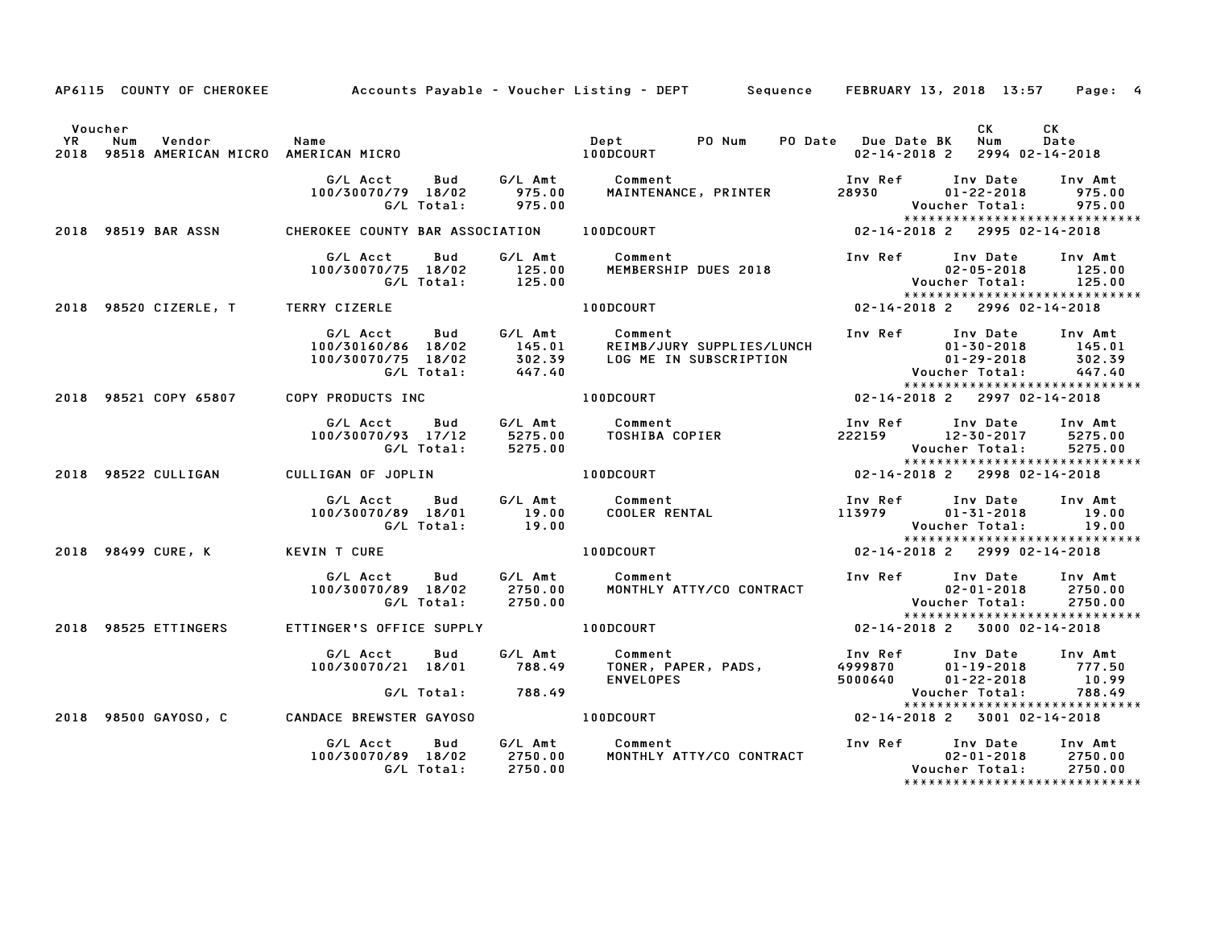AP6115 COUNTY OF CHEROKEE Accounts Payable - Voucher Listing - DEPT Sequence FEBRUARY 13, 2018 13:57

| Voucher YR | Num | Vendor | Name | Dept | PO Num | PO Date | Due Date | BK | CK Num | CK Date |
|---|---|---|---|---|---|---|---|---|---|---|
| 2018 | 98518 | AMERICAN MICRO | AMERICAN MICRO | 100DCOURT | | | 02-14-2018 | 2 | 2994 | 02-14-2018 |

| G/L Acct | Bud | G/L Amt | Comment | Inv Ref | Inv Date | Inv Amt |
|---|---|---|---|---|---|---|
| 100/30070/79 | 18/02 | 975.00 | MAINTENANCE, PRINTER | 28930 | 01-22-2018 | 975.00 |
| | G/L Total: | 975.00 | | | Voucher Total: | 975.00 |

******************************

| 2018 | 98519 | BAR ASSN | CHEROKEE COUNTY BAR ASSOCIATION | 100DCOURT | | | 02-14-2018 | 2 | 2995 | 02-14-2018 |
|---|---|---|---|---|---|---|---|---|---|---|

| G/L Acct | Bud | G/L Amt | Comment | Inv Ref | Inv Date | Inv Amt |
|---|---|---|---|---|---|---|
| 100/30070/75 | 18/02 | 125.00 | MEMBERSHIP DUES 2018 | | 02-05-2018 | 125.00 |
| | G/L Total: | 125.00 | | | Voucher Total: | 125.00 |

******************************

| 2018 | 98520 | CIZERLE, T | TERRY CIZERLE | 100DCOURT | | | 02-14-2018 | 2 | 2996 | 02-14-2018 |
|---|---|---|---|---|---|---|---|---|---|---|

| G/L Acct | Bud | G/L Amt | Comment | Inv Ref | Inv Date | Inv Amt |
|---|---|---|---|---|---|---|
| 100/30160/86 | 18/02 | 145.01 | REIMB/JURY SUPPLIES/LUNCH | | 01-30-2018 | 145.01 |
| 100/30070/75 | 18/02 | 302.39 | LOG ME IN SUBSCRIPTION | | 01-29-2018 | 302.39 |
| | G/L Total: | 447.40 | | | Voucher Total: | 447.40 |

******************************

| 2018 | 98521 | COPY 65807 | COPY PRODUCTS INC | 100DCOURT | | | 02-14-2018 | 2 | 2997 | 02-14-2018 |
|---|---|---|---|---|---|---|---|---|---|---|

| G/L Acct | Bud | G/L Amt | Comment | Inv Ref | Inv Date | Inv Amt |
|---|---|---|---|---|---|---|
| 100/30070/93 | 17/12 | 5275.00 | TOSHIBA COPIER | 222159 | 12-30-2017 | 5275.00 |
| | G/L Total: | 5275.00 | | | Voucher Total: | 5275.00 |

******************************

| 2018 | 98522 | CULLIGAN | CULLIGAN OF JOPLIN | 100DCOURT | | | 02-14-2018 | 2 | 2998 | 02-14-2018 |
|---|---|---|---|---|---|---|---|---|---|---|

| G/L Acct | Bud | G/L Amt | Comment | Inv Ref | Inv Date | Inv Amt |
|---|---|---|---|---|---|---|
| 100/30070/89 | 18/01 | 19.00 | COOLER RENTAL | 113979 | 01-31-2018 | 19.00 |
| | G/L Total: | 19.00 | | | Voucher Total: | 19.00 |

******************************

| 2018 | 98499 | CURE, K | KEVIN T CURE | 100DCOURT | | | 02-14-2018 | 2 | 2999 | 02-14-2018 |
|---|---|---|---|---|---|---|---|---|---|---|

| G/L Acct | Bud | G/L Amt | Comment | Inv Ref | Inv Date | Inv Amt |
|---|---|---|---|---|---|---|
| 100/30070/89 | 18/02 | 2750.00 | MONTHLY ATTY/CO CONTRACT | | 02-01-2018 | 2750.00 |
| | G/L Total: | 2750.00 | | | Voucher Total: | 2750.00 |

******************************

| 2018 | 98525 | ETTINGERS | ETTINGER'S OFFICE SUPPLY | 100DCOURT | | | 02-14-2018 | 2 | 3000 | 02-14-2018 |
|---|---|---|---|---|---|---|---|---|---|---|

| G/L Acct | Bud | G/L Amt | Comment | Inv Ref | Inv Date | Inv Amt |
|---|---|---|---|---|---|---|
| 100/30070/21 | 18/01 | 788.49 | TONER, PAPER, PADS, | 4999870 | 01-19-2018 | 777.50 |
| | | | ENVELOPES | 5000640 | 01-22-2018 | 10.99 |
| | G/L Total: | 788.49 | | | Voucher Total: | 788.49 |

******************************

| 2018 | 98500 | GAYOSO, C | CANDACE BREWSTER GAYOSO | 100DCOURT | | | 02-14-2018 | 2 | 3001 | 02-14-2018 |
|---|---|---|---|---|---|---|---|---|---|---|

| G/L Acct | Bud | G/L Amt | Comment | Inv Ref | Inv Date | Inv Amt |
|---|---|---|---|---|---|---|
| 100/30070/89 | 18/02 | 2750.00 | MONTHLY ATTY/CO CONTRACT | | 02-01-2018 | 2750.00 |
| | G/L Total: | 2750.00 | | | Voucher Total: | 2750.00 |

******************************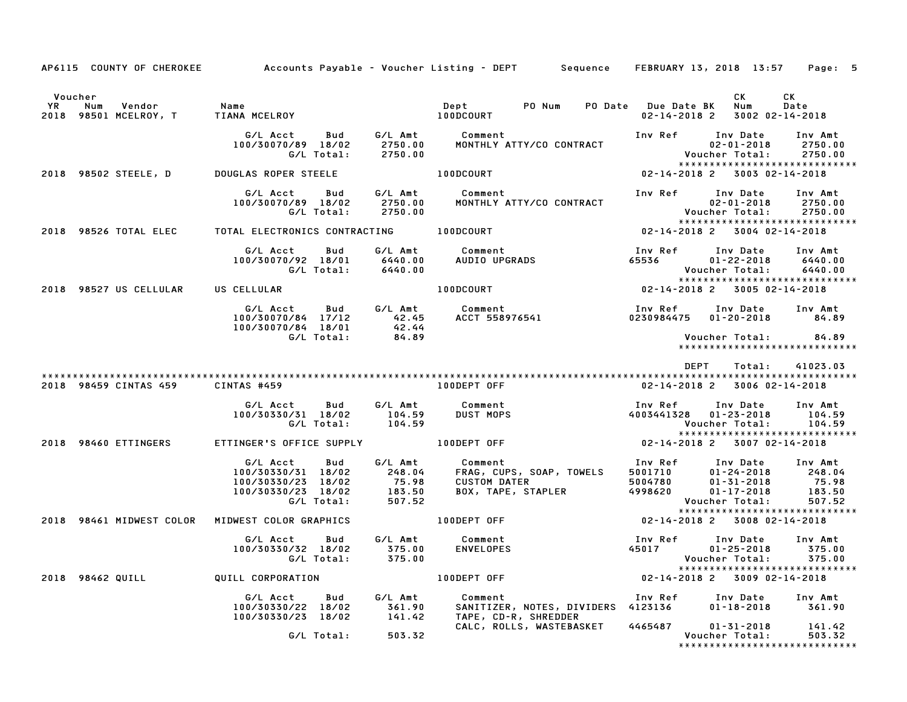AP6115 COUNTY OF CHEROKEE — Accounts Payable - Voucher Listing - DEPT — Sequence — FEBRUARY 13, 2018 13:57

| Voucher YR | Num | Vendor | Name | Dept | PO Num | PO Date | Due Date | BK | CK Num | CK Date |
|---|---|---|---|---|---|---|---|---|---|---|
| 2018 | 98501 | MCELROY, T | TIANA MCELROY | 100DCOURT | | | 02-14-2018 | 2 | 3002 | 02-14-2018 |

| G/L Acct | Bud | G/L Amt | Comment | Inv Ref | Inv Date | Inv Amt |
|---|---|---|---|---|---|---|
| 100/30070/89 | 18/02 | 2750.00 | MONTHLY ATTY/CO CONTRACT | | 02-01-2018 | 2750.00 |
| | G/L Total: | 2750.00 | | | Voucher Total: | 2750.00 |

| Voucher YR | Num | Vendor | Name | Dept | PO Num | PO Date | Due Date | BK | CK Num | CK Date |
|---|---|---|---|---|---|---|---|---|---|---|
| 2018 | 98502 | STEELE, D | DOUGLAS ROPER STEELE | 100DCOURT | | | 02-14-2018 | 2 | 3003 | 02-14-2018 |

| G/L Acct | Bud | G/L Amt | Comment | Inv Ref | Inv Date | Inv Amt |
|---|---|---|---|---|---|---|
| 100/30070/89 | 18/02 | 2750.00 | MONTHLY ATTY/CO CONTRACT | | 02-01-2018 | 2750.00 |
| | G/L Total: | 2750.00 | | | Voucher Total: | 2750.00 |

| Voucher YR | Num | Vendor | Name | Dept | PO Num | PO Date | Due Date | BK | CK Num | CK Date |
|---|---|---|---|---|---|---|---|---|---|---|
| 2018 | 98526 | TOTAL ELEC | TOTAL ELECTRONICS CONTRACTING | 100DCOURT | | | 02-14-2018 | 2 | 3004 | 02-14-2018 |

| G/L Acct | Bud | G/L Amt | Comment | Inv Ref | Inv Date | Inv Amt |
|---|---|---|---|---|---|---|
| 100/30070/92 | 18/01 | 6440.00 | AUDIO UPGRADS | 65536 | 01-22-2018 | 6440.00 |
| | G/L Total: | 6440.00 | | | Voucher Total: | 6440.00 |

| Voucher YR | Num | Vendor | Name | Dept | PO Num | PO Date | Due Date | BK | CK Num | CK Date |
|---|---|---|---|---|---|---|---|---|---|---|
| 2018 | 98527 | US CELLULAR | US CELLULAR | 100DCOURT | | | 02-14-2018 | 2 | 3005 | 02-14-2018 |

| G/L Acct | Bud | G/L Amt | Comment | Inv Ref | Inv Date | Inv Amt |
|---|---|---|---|---|---|---|
| 100/30070/84 | 17/12 | 42.45 | ACCT 558976541 | 0230984475 | 01-20-2018 | 84.89 |
| 100/30070/84 | 18/01 | 42.44 | | | | |
| | G/L Total: | 84.89 | | | Voucher Total: | 84.89 |

DEPT Total: 41023.03

| Voucher YR | Num | Vendor | Name | Dept | PO Num | PO Date | Due Date | BK | CK Num | CK Date |
|---|---|---|---|---|---|---|---|---|---|---|
| 2018 | 98459 | CINTAS 459 | CINTAS #459 | 100DEPT OFF | | | 02-14-2018 | 2 | 3006 | 02-14-2018 |

| G/L Acct | Bud | G/L Amt | Comment | Inv Ref | Inv Date | Inv Amt |
|---|---|---|---|---|---|---|
| 100/30330/31 | 18/02 | 104.59 | DUST MOPS | 4003441328 | 01-23-2018 | 104.59 |
| | G/L Total: | 104.59 | | | Voucher Total: | 104.59 |

| Voucher YR | Num | Vendor | Name | Dept | PO Num | PO Date | Due Date | BK | CK Num | CK Date |
|---|---|---|---|---|---|---|---|---|---|---|
| 2018 | 98460 | ETTINGERS | ETTINGER'S OFFICE SUPPLY | 100DEPT OFF | | | 02-14-2018 | 2 | 3007 | 02-14-2018 |

| G/L Acct | Bud | G/L Amt | Comment | Inv Ref | Inv Date | Inv Amt |
|---|---|---|---|---|---|---|
| 100/30330/31 | 18/02 | 248.04 | FRAG, CUPS, SOAP, TOWELS | 5001710 | 01-24-2018 | 248.04 |
| 100/30330/23 | 18/02 | 75.98 | CUSTOM DATER | 5004780 | 01-31-2018 | 75.98 |
| 100/30330/23 | 18/02 | 183.50 | BOX, TAPE, STAPLER | 4998620 | 01-17-2018 | 183.50 |
| | G/L Total: | 507.52 | | | Voucher Total: | 507.52 |

| Voucher YR | Num | Vendor | Name | Dept | PO Num | PO Date | Due Date | BK | CK Num | CK Date |
|---|---|---|---|---|---|---|---|---|---|---|
| 2018 | 98461 | MIDWEST COLOR | MIDWEST COLOR GRAPHICS | 100DEPT OFF | | | 02-14-2018 | 2 | 3008 | 02-14-2018 |

| G/L Acct | Bud | G/L Amt | Comment | Inv Ref | Inv Date | Inv Amt |
|---|---|---|---|---|---|---|
| 100/30330/32 | 18/02 | 375.00 | ENVELOPES | 45017 | 01-25-2018 | 375.00 |
| | G/L Total: | 375.00 | | | Voucher Total: | 375.00 |

| Voucher YR | Num | Vendor | Name | Dept | PO Num | PO Date | Due Date | BK | CK Num | CK Date |
|---|---|---|---|---|---|---|---|---|---|---|
| 2018 | 98462 | QUILL | QUILL CORPORATION | 100DEPT OFF | | | 02-14-2018 | 2 | 3009 | 02-14-2018 |

| G/L Acct | Bud | G/L Amt | Comment | Inv Ref | Inv Date | Inv Amt |
|---|---|---|---|---|---|---|
| 100/30330/22 | 18/02 | 361.90 | SANITIZER, NOTES, DIVIDERS | 4123136 | 01-18-2018 | 361.90 |
| 100/30330/23 | 18/02 | 141.42 | TAPE, CD-R, SHREDDER | | | |
| | | | CALC, ROLLS, WASTEBASKET | 4465487 | 01-31-2018 | 141.42 |
| | G/L Total: | 503.32 | | | Voucher Total: | 503.32 |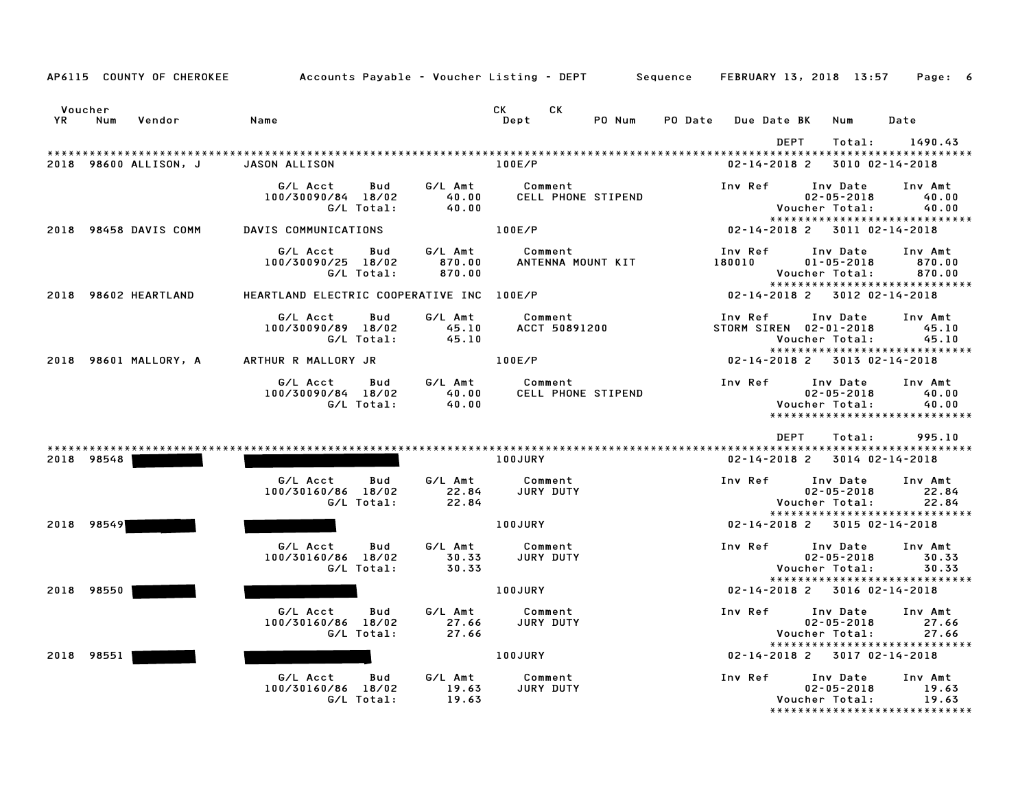AP6115 COUNTY OF CHEROKEE — Accounts Payable - Voucher Listing - DEPT — Sequence — FEBRUARY 13, 2018 13:57

| Voucher YR | Num | Vendor | Name | CK Dept | CK | PO Num | PO Date | Due Date | BK | Num | Date |
|---|---|---|---|---|---|---|---|---|---|---|---|

DEPT Total: 1490.43

**2018 98600 ALLISON, J** — JASON ALLISON — 100E/P — 02-14-2018 2 3010 02-14-2018

| G/L Acct | Bud | G/L Amt | Comment | Inv Ref | Inv Date | Inv Amt |
|---|---|---|---|---|---|---|
| 100/30090/84 | 18/02 | 40.00 | CELL PHONE STIPEND | | 02-05-2018 | 40.00 |
| | G/L Total: | 40.00 | | | Voucher Total: | 40.00 |

**2018 98458 DAVIS COMM** — DAVIS COMMUNICATIONS — 100E/P — 02-14-2018 2 3011 02-14-2018

| G/L Acct | Bud | G/L Amt | Comment | Inv Ref | Inv Date | Inv Amt |
|---|---|---|---|---|---|---|
| 100/30090/25 | 18/02 | 870.00 | ANTENNA MOUNT KIT | 180010 | 01-05-2018 | 870.00 |
| | G/L Total: | 870.00 | | | Voucher Total: | 870.00 |

**2018 98602 HEARTLAND** — HEARTLAND ELECTRIC COOPERATIVE INC — 100E/P — 02-14-2018 2 3012 02-14-2018

| G/L Acct | Bud | G/L Amt | Comment | Inv Ref | Inv Date | Inv Amt |
|---|---|---|---|---|---|---|
| 100/30090/89 | 18/02 | 45.10 | ACCT 50891200 | STORM SIREN | 02-01-2018 | 45.10 |
| | G/L Total: | 45.10 | | | Voucher Total: | 45.10 |

**2018 98601 MALLORY, A** — ARTHUR R MALLORY JR — 100E/P — 02-14-2018 2 3013 02-14-2018

| G/L Acct | Bud | G/L Amt | Comment | Inv Ref | Inv Date | Inv Amt |
|---|---|---|---|---|---|---|
| 100/30084 | 18/02 | 40.00 | CELL PHONE STIPEND | | 02-05-2018 | 40.00 |
| | G/L Total: | 40.00 | | | Voucher Total: | 40.00 |

DEPT Total: 995.10

**2018 98548** — [REDACTED] — 100JURY — 02-14-2018 2 3014 02-14-2018

| G/L Acct | Bud | G/L Amt | Comment | Inv Ref | Inv Date | Inv Amt |
|---|---|---|---|---|---|---|
| 100/30160/86 | 18/02 | 22.84 | JURY DUTY | | 02-05-2018 | 22.84 |
| | G/L Total: | 22.84 | | | Voucher Total: | 22.84 |

**2018 98549** — [REDACTED] — 100JURY — 02-14-2018 2 3015 02-14-2018

| G/L Acct | Bud | G/L Amt | Comment | Inv Ref | Inv Date | Inv Amt |
|---|---|---|---|---|---|---|
| 100/30160/86 | 18/02 | 30.33 | JURY DUTY | | 02-05-2018 | 30.33 |
| | G/L Total: | 30.33 | | | Voucher Total: | 30.33 |

**2018 98550** — [REDACTED] — 100JURY — 02-14-2018 2 3016 02-14-2018

| G/L Acct | Bud | G/L Amt | Comment | Inv Ref | Inv Date | Inv Amt |
|---|---|---|---|---|---|---|
| 100/30160/86 | 18/02 | 27.66 | JURY DUTY | | 02-05-2018 | 27.66 |
| | G/L Total: | 27.66 | | | Voucher Total: | 27.66 |

**2018 98551** — [REDACTED] — 100JURY — 02-14-2018 2 3017 02-14-2018

| G/L Acct | Bud | G/L Amt | Comment | Inv Ref | Inv Date | Inv Amt |
|---|---|---|---|---|---|---|
| 100/30160/86 | 18/02 | 19.63 | JURY DUTY | | 02-05-2018 | 19.63 |
| | G/L Total: | 19.63 | | | Voucher Total: | 19.63 |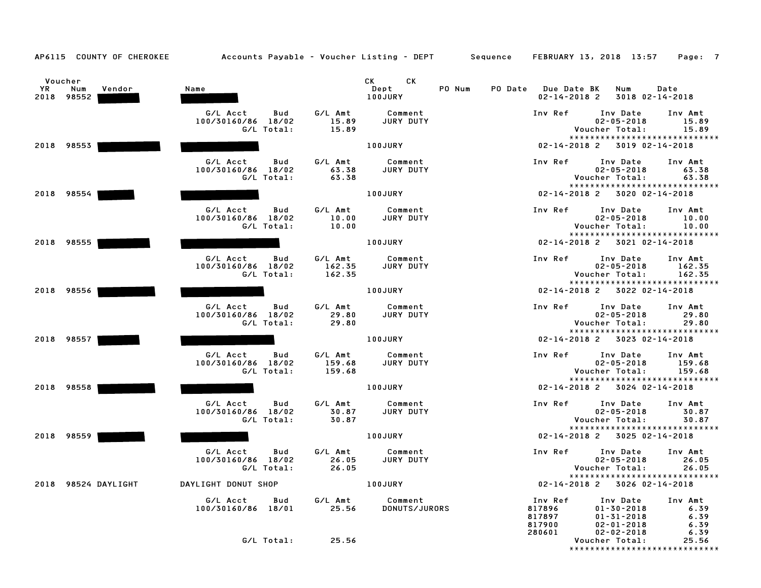AP6115 COUNTY OF CHEROKEE — Accounts Payable - Voucher Listing - DEPT — Sequence — FEBRUARY 13, 2018 13:57

| Voucher YR | Num | Vendor | Name | CK Dept | PO Num | PO Date | Due Date | BK | CK Num | Date |
|---|---|---|---|---|---|---|---|---|---|---|
| 2018 | 98552 | | | 100JURY | | | 02-14-2018 | 2 | 3018 | 02-14-2018 |

| G/L Acct | Bud | G/L Amt | Comment | Inv Ref | Inv Date | Inv Amt |
|---|---|---|---|---|---|---|
| 100/30160/86 | 18/02 | 15.89 | JURY DUTY | | 02-05-2018 | 15.89 |
| | G/L Total: | 15.89 | | | Voucher Total: | 15.89 |

****************************

| Voucher YR | Num | Vendor | Name | CK Dept | PO Num | PO Date | Due Date | BK | CK Num | Date |
|---|---|---|---|---|---|---|---|---|---|---|
| 2018 | 98553 | | | 100JURY | | | 02-14-2018 | 2 | 3019 | 02-14-2018 |

| G/L Acct | Bud | G/L Amt | Comment | Inv Ref | Inv Date | Inv Amt |
|---|---|---|---|---|---|---|
| 100/30160/86 | 18/02 | 63.38 | JURY DUTY | | 02-05-2018 | 63.38 |
| | G/L Total: | 63.38 | | | Voucher Total: | 63.38 |

****************************

| Voucher YR | Num | Vendor | Name | CK Dept | PO Num | PO Date | Due Date | BK | CK Num | Date |
|---|---|---|---|---|---|---|---|---|---|---|
| 2018 | 98554 | | | 100JURY | | | 02-14-2018 | 2 | 3020 | 02-14-2018 |

| G/L Acct | Bud | G/L Amt | Comment | Inv Ref | Inv Date | Inv Amt |
|---|---|---|---|---|---|---|
| 100/30160/86 | 18/02 | 10.00 | JURY DUTY | | 02-05-2018 | 10.00 |
| | G/L Total: | 10.00 | | | Voucher Total: | 10.00 |

****************************

| Voucher YR | Num | Vendor | Name | CK Dept | PO Num | PO Date | Due Date | BK | CK Num | Date |
|---|---|---|---|---|---|---|---|---|---|---|
| 2018 | 98555 | | | 100JURY | | | 02-14-2018 | 2 | 3021 | 02-14-2018 |

| G/L Acct | Bud | G/L Amt | Comment | Inv Ref | Inv Date | Inv Amt |
|---|---|---|---|---|---|---|
| 100/30160/86 | 18/02 | 162.35 | JURY DUTY | | 02-05-2018 | 162.35 |
| | G/L Total: | 162.35 | | | Voucher Total: | 162.35 |

****************************

| Voucher YR | Num | Vendor | Name | CK Dept | PO Num | PO Date | Due Date | BK | CK Num | Date |
|---|---|---|---|---|---|---|---|---|---|---|
| 2018 | 98556 | | | 100JURY | | | 02-14-2018 | 2 | 3022 | 02-14-2018 |

| G/L Acct | Bud | G/L Amt | Comment | Inv Ref | Inv Date | Inv Amt |
|---|---|---|---|---|---|---|
| 100/30160/86 | 18/02 | 29.80 | JURY DUTY | | 02-05-2018 | 29.80 |
| | G/L Total: | 29.80 | | | Voucher Total: | 29.80 |

****************************

| Voucher YR | Num | Vendor | Name | CK Dept | PO Num | PO Date | Due Date | BK | CK Num | Date |
|---|---|---|---|---|---|---|---|---|---|---|
| 2018 | 98557 | | | 100JURY | | | 02-14-2018 | 2 | 3023 | 02-14-2018 |

| G/L Acct | Bud | G/L Amt | Comment | Inv Ref | Inv Date | Inv Amt |
|---|---|---|---|---|---|---|
| 100/30160/86 | 18/02 | 159.68 | JURY DUTY | | 02-05-2018 | 159.68 |
| | G/L Total: | 159.68 | | | Voucher Total: | 159.68 |

****************************

| Voucher YR | Num | Vendor | Name | CK Dept | PO Num | PO Date | Due Date | BK | CK Num | Date |
|---|---|---|---|---|---|---|---|---|---|---|
| 2018 | 98558 | | | 100JURY | | | 02-14-2018 | 2 | 3024 | 02-14-2018 |

| G/L Acct | Bud | G/L Amt | Comment | Inv Ref | Inv Date | Inv Amt |
|---|---|---|---|---|---|---|
| 100/30160/86 | 18/02 | 30.87 | JURY DUTY | | 02-05-2018 | 30.87 |
| | G/L Total: | 30.87 | | | Voucher Total: | 30.87 |

****************************

| Voucher YR | Num | Vendor | Name | CK Dept | PO Num | PO Date | Due Date | BK | CK Num | Date |
|---|---|---|---|---|---|---|---|---|---|---|
| 2018 | 98559 | | | 100JURY | | | 02-14-2018 | 2 | 3025 | 02-14-2018 |

| G/L Acct | Bud | G/L Amt | Comment | Inv Ref | Inv Date | Inv Amt |
|---|---|---|---|---|---|---|
| 100/30160/86 | 18/02 | 26.05 | JURY DUTY | | 02-05-2018 | 26.05 |
| | G/L Total: | 26.05 | | | Voucher Total: | 26.05 |

****************************

| Voucher YR | Num | Vendor | Name | CK Dept | PO Num | PO Date | Due Date | BK | CK Num | Date |
|---|---|---|---|---|---|---|---|---|---|---|
| 2018 | 98524 | DAYLIGHT | DAYLIGHT DONUT SHOP | 100JURY | | | 02-14-2018 | 2 | 3026 | 02-14-2018 |

| G/L Acct | Bud | G/L Amt | Comment | Inv Ref | Inv Date | Inv Amt |
|---|---|---|---|---|---|---|
| 100/30160/86 | 18/01 | 25.56 | DONUTS/JURORS | 817896 | 01-30-2018 | 6.39 |
| | | | | 817897 | 01-31-2018 | 6.39 |
| | | | | 817900 | 02-01-2018 | 6.39 |
| | | | | 280601 | 02-02-2018 | 6.39 |
| | G/L Total: | 25.56 | | | Voucher Total: | 25.56 |

****************************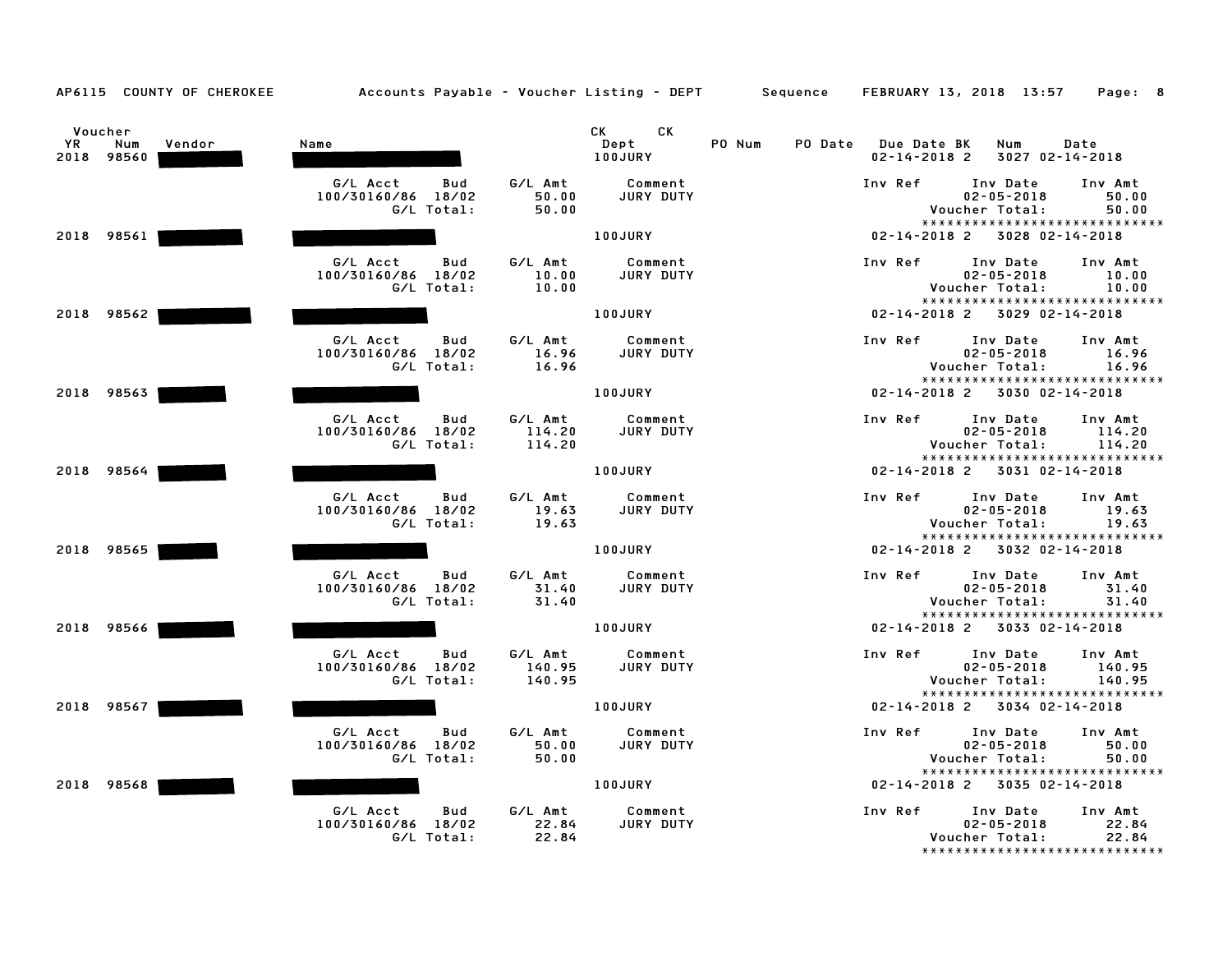AP6115 COUNTY OF CHEROKEE — Accounts Payable - Voucher Listing - DEPT — Sequence — FEBRUARY 13, 2018 13:57

| Voucher YR | Num | Vendor | Name | CK Dept | CK | PO Num | PO Date | Due Date | BK | Num | Date |
|---|---|---|---|---|---|---|---|---|---|---|---|
| 2018 | 98560 | | | 100JURY | | | | 02-14-2018 | 2 | 3027 | 02-14-2018 |

| G/L Acct | Bud | G/L Amt | Comment | Inv Ref | Inv Date | Inv Amt |
|---|---|---|---|---|---|---|
| 100/30160/86 | 18/02 | 50.00 | JURY DUTY | | 02-05-2018 | 50.00 |
| | G/L Total: | 50.00 | | | Voucher Total: | 50.00 |

****************************

| Voucher YR | Num | Vendor | Name | CK Dept | CK | PO Num | PO Date | Due Date | BK | Num | Date |
|---|---|---|---|---|---|---|---|---|---|---|---|
| 2018 | 98561 | | | 100JURY | | | | 02-14-2018 | 2 | 3028 | 02-14-2018 |

| G/L Acct | Bud | G/L Amt | Comment | Inv Ref | Inv Date | Inv Amt |
|---|---|---|---|---|---|---|
| 100/30160/86 | 18/02 | 10.00 | JURY DUTY | | 02-05-2018 | 10.00 |
| | G/L Total: | 10.00 | | | Voucher Total: | 10.00 |

****************************

| Voucher YR | Num | Vendor | Name | CK Dept | CK | PO Num | PO Date | Due Date | BK | Num | Date |
|---|---|---|---|---|---|---|---|---|---|---|---|
| 2018 | 98562 | | | 100JURY | | | | 02-14-2018 | 2 | 3029 | 02-14-2018 |

| G/L Acct | Bud | G/L Amt | Comment | Inv Ref | Inv Date | Inv Amt |
|---|---|---|---|---|---|---|
| 100/30160/86 | 18/02 | 16.96 | JURY DUTY | | 02-05-2018 | 16.96 |
| | G/L Total: | 16.96 | | | Voucher Total: | 16.96 |

****************************

| Voucher YR | Num | Vendor | Name | CK Dept | CK | PO Num | PO Date | Due Date | BK | Num | Date |
|---|---|---|---|---|---|---|---|---|---|---|---|
| 2018 | 98563 | | | 100JURY | | | | 02-14-2018 | 2 | 3030 | 02-14-2018 |

| G/L Acct | Bud | G/L Amt | Comment | Inv Ref | Inv Date | Inv Amt |
|---|---|---|---|---|---|---|
| 100/30160/86 | 18/02 | 114.20 | JURY DUTY | | 02-05-2018 | 114.20 |
| | G/L Total: | 114.20 | | | Voucher Total: | 114.20 |

****************************

| Voucher YR | Num | Vendor | Name | CK Dept | CK | PO Num | PO Date | Due Date | BK | Num | Date |
|---|---|---|---|---|---|---|---|---|---|---|---|
| 2018 | 98564 | | | 100JURY | | | | 02-14-2018 | 2 | 3031 | 02-14-2018 |

| G/L Acct | Bud | G/L Amt | Comment | Inv Ref | Inv Date | Inv Amt |
|---|---|---|---|---|---|---|
| 100/30160/86 | 18/02 | 19.63 | JURY DUTY | | 02-05-2018 | 19.63 |
| | G/L Total: | 19.63 | | | Voucher Total: | 19.63 |

****************************

| Voucher YR | Num | Vendor | Name | CK Dept | CK | PO Num | PO Date | Due Date | BK | Num | Date |
|---|---|---|---|---|---|---|---|---|---|---|---|
| 2018 | 98565 | | | 100JURY | | | | 02-14-2018 | 2 | 3032 | 02-14-2018 |

| G/L Acct | Bud | G/L Amt | Comment | Inv Ref | Inv Date | Inv Amt |
|---|---|---|---|---|---|---|
| 100/30160/86 | 18/02 | 31.40 | JURY DUTY | | 02-05-2018 | 31.40 |
| | G/L Total: | 31.40 | | | Voucher Total: | 31.40 |

****************************

| Voucher YR | Num | Vendor | Name | CK Dept | CK | PO Num | PO Date | Due Date | BK | Num | Date |
|---|---|---|---|---|---|---|---|---|---|---|---|
| 2018 | 98566 | | | 100JURY | | | | 02-14-2018 | 2 | 3033 | 02-14-2018 |

| G/L Acct | Bud | G/L Amt | Comment | Inv Ref | Inv Date | Inv Amt |
|---|---|---|---|---|---|---|
| 100/30160/86 | 18/02 | 140.95 | JURY DUTY | | 02-05-2018 | 140.95 |
| | G/L Total: | 140.95 | | | Voucher Total: | 140.95 |

****************************

| Voucher YR | Num | Vendor | Name | CK Dept | CK | PO Num | PO Date | Due Date | BK | Num | Date |
|---|---|---|---|---|---|---|---|---|---|---|---|
| 2018 | 98567 | | | 100JURY | | | | 02-14-2018 | 2 | 3034 | 02-14-2018 |

| G/L Acct | Bud | G/L Amt | Comment | Inv Ref | Inv Date | Inv Amt |
|---|---|---|---|---|---|---|
| 100/30160/86 | 18/02 | 50.00 | JURY DUTY | | 02-05-2018 | 50.00 |
| | G/L Total: | 50.00 | | | Voucher Total: | 50.00 |

****************************

| Voucher YR | Num | Vendor | Name | CK Dept | CK | PO Num | PO Date | Due Date | BK | Num | Date |
|---|---|---|---|---|---|---|---|---|---|---|---|
| 2018 | 98568 | | | 100JURY | | | | 02-14-2018 | 2 | 3035 | 02-14-2018 |

| G/L Acct | Bud | G/L Amt | Comment | Inv Ref | Inv Date | Inv Amt |
|---|---|---|---|---|---|---|
| 100/30160/86 | 18/02 | 22.84 | JURY DUTY | | 02-05-2018 | 22.84 |
| | G/L Total: | 22.84 | | | Voucher Total: | 22.84 |

****************************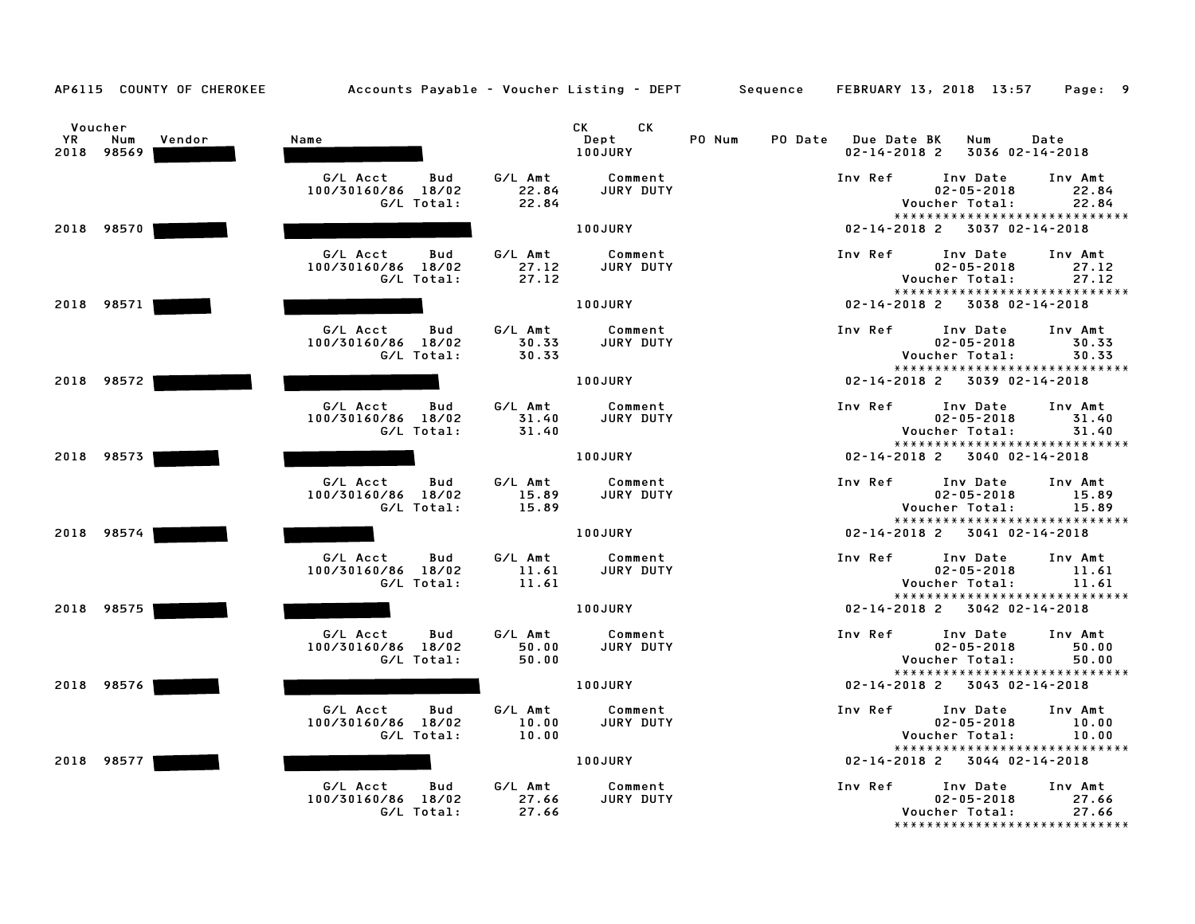AP6115 COUNTY OF CHEROKEE — Accounts Payable - Voucher Listing - DEPT — Sequence — FEBRUARY 13, 2018 13:57

| Voucher YR | Voucher Num | Vendor | Name | CK Dept | PO Num | PO Date | Due Date | BK | CK Num | CK Date |
|---|---|---|---|---|---|---|---|---|---|---|
| 2018 | 98569 | | | 100JURY | | | 02-14-2018 | 2 | 3036 | 02-14-2018 |

| G/L Acct | Bud | G/L Amt | Comment | Inv Ref | Inv Date | Inv Amt |
|---|---|---|---|---|---|---|
| 100/30160/86 | 18/02 | 22.84 | JURY DUTY | | 02-05-2018 | 22.84 |
| | G/L Total: | 22.84 | | | Voucher Total: | 22.84 |

****************************

| Voucher YR | Voucher Num | Vendor | Name | CK Dept | PO Num | PO Date | Due Date | BK | CK Num | CK Date |
|---|---|---|---|---|---|---|---|---|---|---|
| 2018 | 98570 | | | 100JURY | | | 02-14-2018 | 2 | 3037 | 02-14-2018 |

| G/L Acct | Bud | G/L Amt | Comment | Inv Ref | Inv Date | Inv Amt |
|---|---|---|---|---|---|---|
| 100/30160/86 | 18/02 | 27.12 | JURY DUTY | | 02-05-2018 | 27.12 |
| | G/L Total: | 27.12 | | | Voucher Total: | 27.12 |

****************************

| Voucher YR | Voucher Num | Vendor | Name | CK Dept | PO Num | PO Date | Due Date | BK | CK Num | CK Date |
|---|---|---|---|---|---|---|---|---|---|---|
| 2018 | 98571 | | | 100JURY | | | 02-14-2018 | 2 | 3038 | 02-14-2018 |

| G/L Acct | Bud | G/L Amt | Comment | Inv Ref | Inv Date | Inv Amt |
|---|---|---|---|---|---|---|
| 100/30160/86 | 18/02 | 30.33 | JURY DUTY | | 02-05-2018 | 30.33 |
| | G/L Total: | 30.33 | | | Voucher Total: | 30.33 |

****************************

| Voucher YR | Voucher Num | Vendor | Name | CK Dept | PO Num | PO Date | Due Date | BK | CK Num | CK Date |
|---|---|---|---|---|---|---|---|---|---|---|
| 2018 | 98572 | | | 100JURY | | | 02-14-2018 | 2 | 3039 | 02-14-2018 |

| G/L Acct | Bud | G/L Amt | Comment | Inv Ref | Inv Date | Inv Amt |
|---|---|---|---|---|---|---|
| 100/30160/86 | 18/02 | 31.40 | JURY DUTY | | 02-05-2018 | 31.40 |
| | G/L Total: | 31.40 | | | Voucher Total: | 31.40 |

****************************

| Voucher YR | Voucher Num | Vendor | Name | CK Dept | PO Num | PO Date | Due Date | BK | CK Num | CK Date |
|---|---|---|---|---|---|---|---|---|---|---|
| 2018 | 98573 | | | 100JURY | | | 02-14-2018 | 2 | 3040 | 02-14-2018 |

| G/L Acct | Bud | G/L Amt | Comment | Inv Ref | Inv Date | Inv Amt |
|---|---|---|---|---|---|---|
| 100/30160/86 | 18/02 | 15.89 | JURY DUTY | | 02-05-2018 | 15.89 |
| | G/L Total: | 15.89 | | | Voucher Total: | 15.89 |

****************************

| Voucher YR | Voucher Num | Vendor | Name | CK Dept | PO Num | PO Date | Due Date | BK | CK Num | CK Date |
|---|---|---|---|---|---|---|---|---|---|---|
| 2018 | 98574 | | | 100JURY | | | 02-14-2018 | 2 | 3041 | 02-14-2018 |

| G/L Acct | Bud | G/L Amt | Comment | Inv Ref | Inv Date | Inv Amt |
|---|---|---|---|---|---|---|
| 100/30160/86 | 18/02 | 11.61 | JURY DUTY | | 02-05-2018 | 11.61 |
| | G/L Total: | 11.61 | | | Voucher Total: | 11.61 |

****************************

| Voucher YR | Voucher Num | Vendor | Name | CK Dept | PO Num | PO Date | Due Date | BK | CK Num | CK Date |
|---|---|---|---|---|---|---|---|---|---|---|
| 2018 | 98575 | | | 100JURY | | | 02-14-2018 | 2 | 3042 | 02-14-2018 |

| G/L Acct | Bud | G/L Amt | Comment | Inv Ref | Inv Date | Inv Amt |
|---|---|---|---|---|---|---|
| 100/30160/86 | 18/02 | 50.00 | JURY DUTY | | 02-05-2018 | 50.00 |
| | G/L Total: | 50.00 | | | Voucher Total: | 50.00 |

****************************

| Voucher YR | Voucher Num | Vendor | Name | CK Dept | PO Num | PO Date | Due Date | BK | CK Num | CK Date |
|---|---|---|---|---|---|---|---|---|---|---|
| 2018 | 98576 | | | 100JURY | | | 02-14-2018 | 2 | 3043 | 02-14-2018 |

| G/L Acct | Bud | G/L Amt | Comment | Inv Ref | Inv Date | Inv Amt |
|---|---|---|---|---|---|---|
| 100/30160/86 | 18/02 | 10.00 | JURY DUTY | | 02-05-2018 | 10.00 |
| | G/L Total: | 10.00 | | | Voucher Total: | 10.00 |

****************************

| Voucher YR | Voucher Num | Vendor | Name | CK Dept | PO Num | PO Date | Due Date | BK | CK Num | CK Date |
|---|---|---|---|---|---|---|---|---|---|---|
| 2018 | 98577 | | | 100JURY | | | 02-14-2018 | 2 | 3044 | 02-14-2018 |

| G/L Acct | Bud | G/L Amt | Comment | Inv Ref | Inv Date | Inv Amt |
|---|---|---|---|---|---|---|
| 100/30160/86 | 18/02 | 27.66 | JURY DUTY | | 02-05-2018 | 27.66 |
| | G/L Total: | 27.66 | | | Voucher Total: | 27.66 |

****************************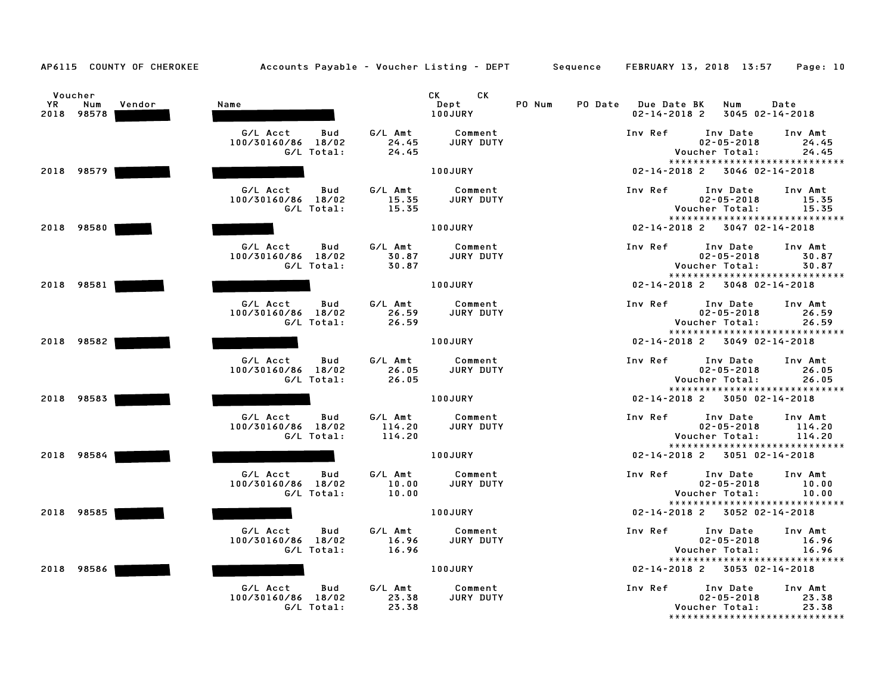AP6115 COUNTY OF CHEROKEE    Accounts Payable - Voucher Listing - DEPT    Sequence    FEBRUARY 13, 2018 13:57

| Voucher YR | Voucher Num | Vendor | Name | CK Dept | CK | PO Num | PO Date | Due Date | BK | Num | Date |
|---|---|---|---|---|---|---|---|---|---|---|---|
| 2018 | 98578 | | | 100JURY | | | | 02-14-2018 | 2 | 3045 | 02-14-2018 |

| G/L Acct | Bud | G/L Amt | Comment | Inv Ref | Inv Date | Inv Amt |
|---|---|---|---|---|---|---|
| 100/30160/86 | 18/02 | 24.45 | JURY DUTY | | 02-05-2018 | 24.45 |
| | G/L Total: | 24.45 | | | Voucher Total: | 24.45 |

******************************

| Voucher YR | Voucher Num | Vendor | Name | CK Dept | CK | PO Num | PO Date | Due Date | BK | Num | Date |
|---|---|---|---|---|---|---|---|---|---|---|---|
| 2018 | 98579 | | | 100JURY | | | | 02-14-2018 | 2 | 3046 | 02-14-2018 |

| G/L Acct | Bud | G/L Amt | Comment | Inv Ref | Inv Date | Inv Amt |
|---|---|---|---|---|---|---|
| 100/30160/86 | 18/02 | 15.35 | JURY DUTY | | 02-05-2018 | 15.35 |
| | G/L Total: | 15.35 | | | Voucher Total: | 15.35 |

******************************

| Voucher YR | Voucher Num | Vendor | Name | CK Dept | CK | PO Num | PO Date | Due Date | BK | Num | Date |
|---|---|---|---|---|---|---|---|---|---|---|---|
| 2018 | 98580 | | | 100JURY | | | | 02-14-2018 | 2 | 3047 | 02-14-2018 |

| G/L Acct | Bud | G/L Amt | Comment | Inv Ref | Inv Date | Inv Amt |
|---|---|---|---|---|---|---|
| 100/30160/86 | 18/02 | 30.87 | JURY DUTY | | 02-05-2018 | 30.87 |
| | G/L Total: | 30.87 | | | Voucher Total: | 30.87 |

******************************

| Voucher YR | Voucher Num | Vendor | Name | CK Dept | CK | PO Num | PO Date | Due Date | BK | Num | Date |
|---|---|---|---|---|---|---|---|---|---|---|---|
| 2018 | 98581 | | | 100JURY | | | | 02-14-2018 | 2 | 3048 | 02-14-2018 |

| G/L Acct | Bud | G/L Amt | Comment | Inv Ref | Inv Date | Inv Amt |
|---|---|---|---|---|---|---|
| 100/30160/86 | 18/02 | 26.59 | JURY DUTY | | 02-05-2018 | 26.59 |
| | G/L Total: | 26.59 | | | Voucher Total: | 26.59 |

******************************

| Voucher YR | Voucher Num | Vendor | Name | CK Dept | CK | PO Num | PO Date | Due Date | BK | Num | Date |
|---|---|---|---|---|---|---|---|---|---|---|---|
| 2018 | 98582 | | | 100JURY | | | | 02-14-2018 | 2 | 3049 | 02-14-2018 |

| G/L Acct | Bud | G/L Amt | Comment | Inv Ref | Inv Date | Inv Amt |
|---|---|---|---|---|---|---|
| 100/30160/86 | 18/02 | 26.05 | JURY DUTY | | 02-05-2018 | 26.05 |
| | G/L Total: | 26.05 | | | Voucher Total: | 26.05 |

******************************

| Voucher YR | Voucher Num | Vendor | Name | CK Dept | CK | PO Num | PO Date | Due Date | BK | Num | Date |
|---|---|---|---|---|---|---|---|---|---|---|---|
| 2018 | 98583 | | | 100JURY | | | | 02-14-2018 | 2 | 3050 | 02-14-2018 |

| G/L Acct | Bud | G/L Amt | Comment | Inv Ref | Inv Date | Inv Amt |
|---|---|---|---|---|---|---|
| 100/30160/86 | 18/02 | 114.20 | JURY DUTY | | 02-05-2018 | 114.20 |
| | G/L Total: | 114.20 | | | Voucher Total: | 114.20 |

******************************

| Voucher YR | Voucher Num | Vendor | Name | CK Dept | CK | PO Num | PO Date | Due Date | BK | Num | Date |
|---|---|---|---|---|---|---|---|---|---|---|---|
| 2018 | 98584 | | | 100JURY | | | | 02-14-2018 | 2 | 3051 | 02-14-2018 |

| G/L Acct | Bud | G/L Amt | Comment | Inv Ref | Inv Date | Inv Amt |
|---|---|---|---|---|---|---|
| 100/30160/86 | 18/02 | 10.00 | JURY DUTY | | 02-05-2018 | 10.00 |
| | G/L Total: | 10.00 | | | Voucher Total: | 10.00 |

******************************

| Voucher YR | Voucher Num | Vendor | Name | CK Dept | CK | PO Num | PO Date | Due Date | BK | Num | Date |
|---|---|---|---|---|---|---|---|---|---|---|---|
| 2018 | 98585 | | | 100JURY | | | | 02-14-2018 | 2 | 3052 | 02-14-2018 |

| G/L Acct | Bud | G/L Amt | Comment | Inv Ref | Inv Date | Inv Amt |
|---|---|---|---|---|---|---|
| 100/30160/86 | 18/02 | 16.96 | JURY DUTY | | 02-05-2018 | 16.96 |
| | G/L Total: | 16.96 | | | Voucher Total: | 16.96 |

******************************

| Voucher YR | Voucher Num | Vendor | Name | CK Dept | CK | PO Num | PO Date | Due Date | BK | Num | Date |
|---|---|---|---|---|---|---|---|---|---|---|---|
| 2018 | 98586 | | | 100JURY | | | | 02-14-2018 | 2 | 3053 | 02-14-2018 |

| G/L Acct | Bud | G/L Amt | Comment | Inv Ref | Inv Date | Inv Amt |
|---|---|---|---|---|---|---|
| 100/30160/86 | 18/02 | 23.38 | JURY DUTY | | 02-05-2018 | 23.38 |
| | G/L Total: | 23.38 | | | Voucher Total: | 23.38 |

******************************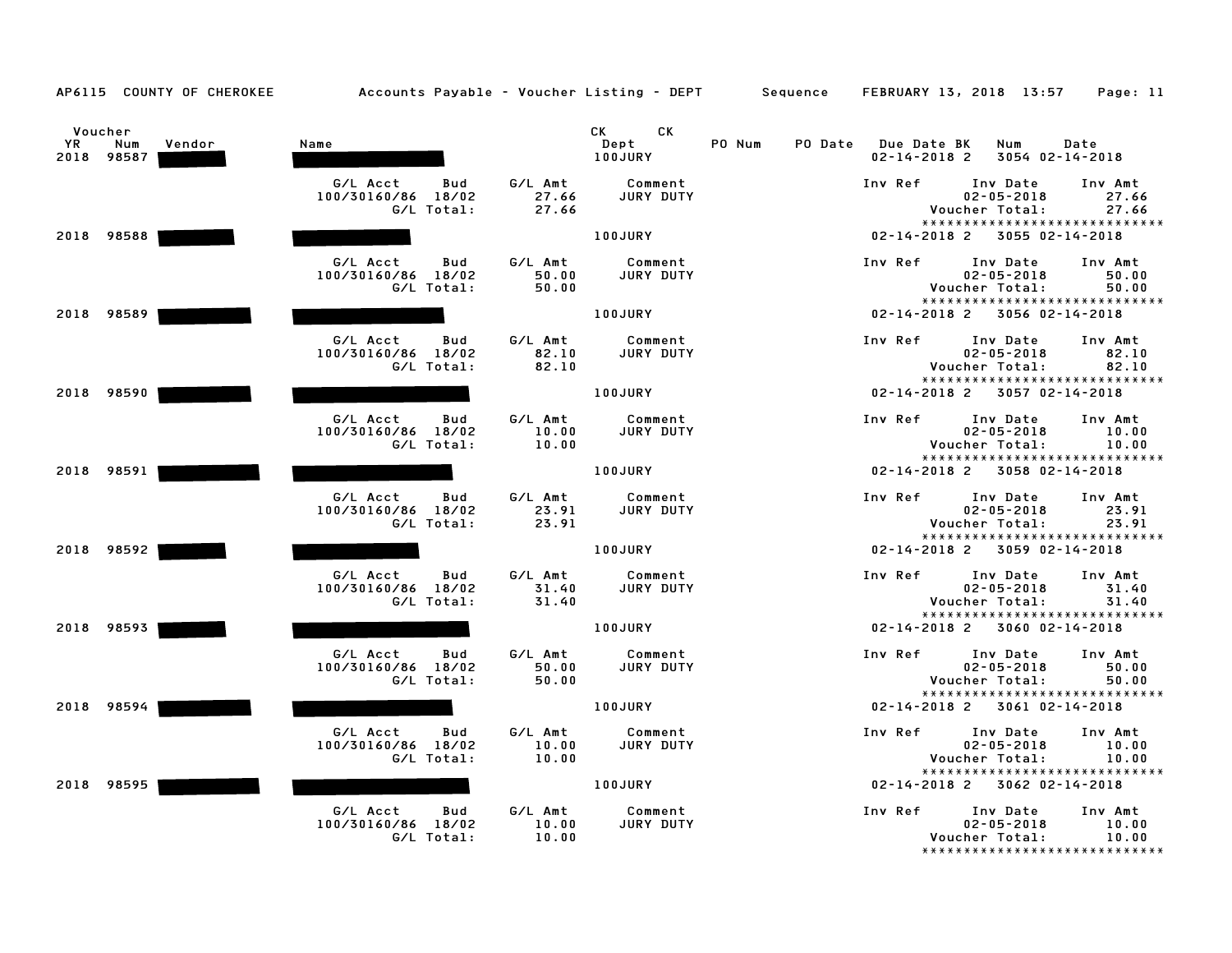AP6115 COUNTY OF CHEROKEE — Accounts Payable - Voucher Listing - DEPT — Sequence — FEBRUARY 13, 2018 13:57

| Voucher YR | Voucher Num | Vendor | Name | CK Dept | PO Num | PO Date | Due Date | BK | CK Num | CK Date |
|---|---|---|---|---|---|---|---|---|---|---|
| 2018 | 98587 | ████ | ████ | 100JURY | | | 02-14-2018 | 2 | 3054 | 02-14-2018 |
| 2018 | 98588 | ████ | ████ | 100JURY | | | 02-14-2018 | 2 | 3055 | 02-14-2018 |
| 2018 | 98589 | ████ | ████ | 100JURY | | | 02-14-2018 | 2 | 3056 | 02-14-2018 |
| 2018 | 98590 | ████ | ████ | 100JURY | | | 02-14-2018 | 2 | 3057 | 02-14-2018 |
| 2018 | 98591 | ████ | ████ | 100JURY | | | 02-14-2018 | 2 | 3058 | 02-14-2018 |
| 2018 | 98592 | ████ | ████ | 100JURY | | | 02-14-2018 | 2 | 3059 | 02-14-2018 |
| 2018 | 98593 | ████ | ████ | 100JURY | | | 02-14-2018 | 2 | 3060 | 02-14-2018 |
| 2018 | 98594 | ████ | ████ | 100JURY | | | 02-14-2018 | 2 | 3061 | 02-14-2018 |
| 2018 | 98595 | ████ | ████ | 100JURY | | | 02-14-2018 | 2 | 3062 | 02-14-2018 |

| Voucher Num | G/L Acct | Bud | G/L Amt | Comment | Inv Ref | Inv Date | Inv Amt | G/L Total | Voucher Total |
|---|---|---|---|---|---|---|---|---|---|
| 98587 | 100/30160/86 | 18/02 | 27.66 | JURY DUTY | | 02-05-2018 | 27.66 | 27.66 | 27.66 |
| 98588 | 100/30160/86 | 18/02 | 50.00 | JURY DUTY | | 02-05-2018 | 50.00 | 50.00 | 50.00 |
| 98589 | 100/30160/86 | 18/02 | 82.10 | JURY DUTY | | 02-05-2018 | 82.10 | 82.10 | 82.10 |
| 98590 | 100/30160/86 | 18/02 | 10.00 | JURY DUTY | | 02-05-2018 | 10.00 | 10.00 | 10.00 |
| 98591 | 100/30160/86 | 18/02 | 23.91 | JURY DUTY | | 02-05-2018 | 23.91 | 23.91 | 23.91 |
| 98592 | 100/30160/86 | 18/02 | 31.40 | JURY DUTY | | 02-05-2018 | 31.40 | 31.40 | 31.40 |
| 98593 | 100/30160/86 | 18/02 | 50.00 | JURY DUTY | | 02-05-2018 | 50.00 | 50.00 | 50.00 |
| 98594 | 100/30160/86 | 18/02 | 10.00 | JURY DUTY | | 02-05-2018 | 10.00 | 10.00 | 10.00 |
| 98595 | 100/30160/86 | 18/02 | 10.00 | JURY DUTY | | 02-05-2018 | 10.00 | 10.00 | 10.00 |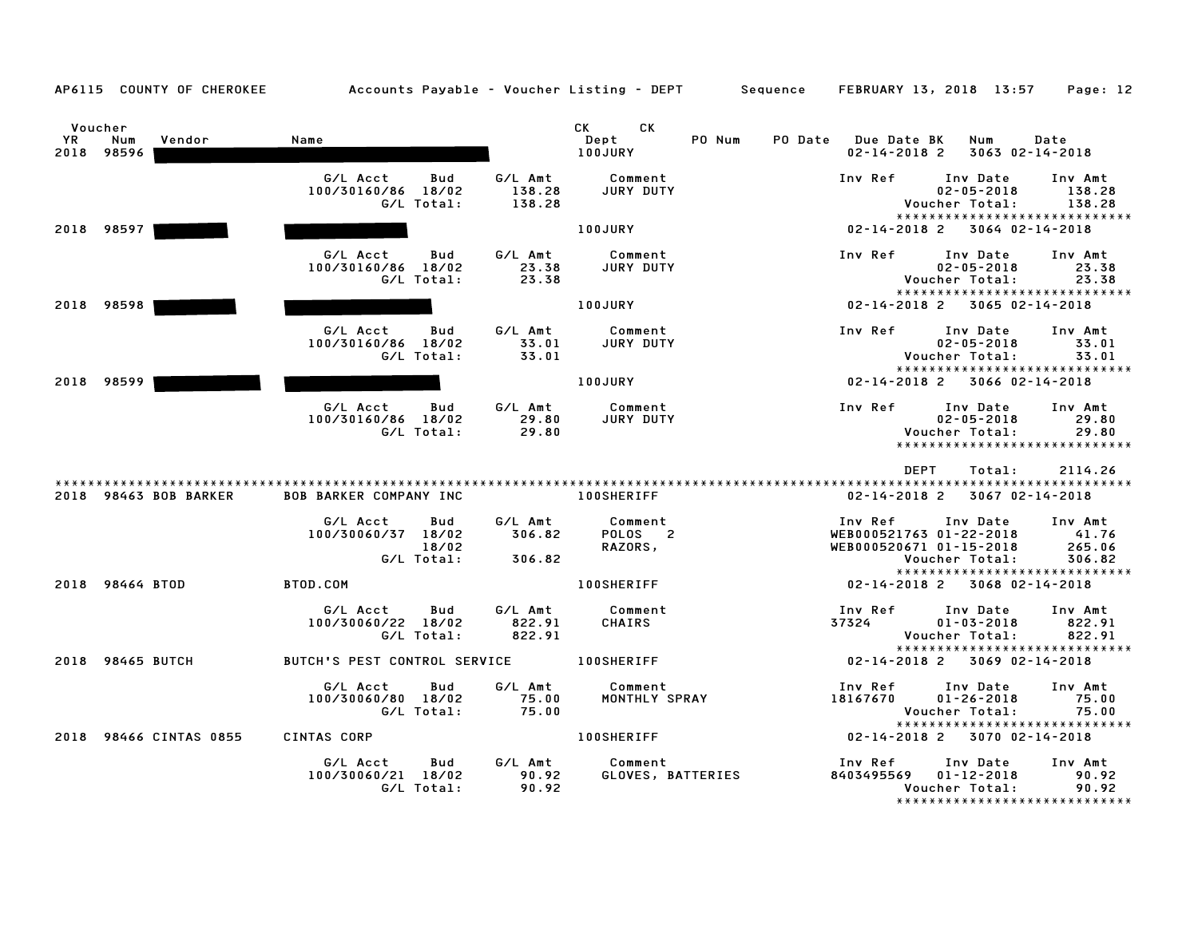AP6115 COUNTY OF CHEROKEE — Accounts Payable - Voucher Listing - DEPT — Sequence — FEBRUARY 13, 2018 13:57

| Voucher YR | Num | Vendor | Name | CK Dept | PO Num | PO Date | Due Date | BK | CK Num | CK Date |
|---|---|---|---|---|---|---|---|---|---|---|
| 2018 | 98596 | | | 100JURY | | | 02-14-2018 | 2 | 3063 | 02-14-2018 |

| G/L Acct | Bud | G/L Amt | Comment | Inv Ref | Inv Date | Inv Amt |
|---|---|---|---|---|---|---|
| 100/30160/86 | 18/02 | 138.28 | JURY DUTY | | 02-05-2018 | 138.28 |
| | G/L Total: | 138.28 | | | Voucher Total: | 138.28 |

******************************

| Voucher YR | Num | Vendor | Name | CK Dept | PO Num | PO Date | Due Date | BK | CK Num | CK Date |
|---|---|---|---|---|---|---|---|---|---|---|
| 2018 | 98597 | | | 100JURY | | | 02-14-2018 | 2 | 3064 | 02-14-2018 |

| G/L Acct | Bud | G/L Amt | Comment | Inv Ref | Inv Date | Inv Amt |
|---|---|---|---|---|---|---|
| 100/30160/86 | 18/02 | 23.38 | JURY DUTY | | 02-05-2018 | 23.38 |
| | G/L Total: | 23.38 | | | Voucher Total: | 23.38 |

******************************

| Voucher YR | Num | Vendor | Name | CK Dept | PO Num | PO Date | Due Date | BK | CK Num | CK Date |
|---|---|---|---|---|---|---|---|---|---|---|
| 2018 | 98598 | | | 100JURY | | | 02-14-2018 | 2 | 3065 | 02-14-2018 |

| G/L Acct | Bud | G/L Amt | Comment | Inv Ref | Inv Date | Inv Amt |
|---|---|---|---|---|---|---|
| 100/30160/86 | 18/02 | 33.01 | JURY DUTY | | 02-05-2018 | 33.01 |
| | G/L Total: | 33.01 | | | Voucher Total: | 33.01 |

******************************

| Voucher YR | Num | Vendor | Name | CK Dept | PO Num | PO Date | Due Date | BK | CK Num | CK Date |
|---|---|---|---|---|---|---|---|---|---|---|
| 2018 | 98599 | | | 100JURY | | | 02-14-2018 | 2 | 3066 | 02-14-2018 |

| G/L Acct | Bud | G/L Amt | Comment | Inv Ref | Inv Date | Inv Amt |
|---|---|---|---|---|---|---|
| 100/30160/86 | 18/02 | 29.80 | JURY DUTY | | 02-05-2018 | 29.80 |
| | G/L Total: | 29.80 | | | Voucher Total: | 29.80 |

******************************

DEPT Total: 2114.26

******************************

| Voucher YR | Num | Vendor | Name | CK Dept | PO Num | PO Date | Due Date | BK | CK Num | CK Date |
|---|---|---|---|---|---|---|---|---|---|---|
| 2018 | 98463 | BOB BARKER | BOB BARKER COMPANY INC | 100SHERIFF | | | 02-14-2018 | 2 | 3067 | 02-14-2018 |

| G/L Acct | Bud | G/L Amt | Comment | Inv Ref | Inv Date | Inv Amt |
|---|---|---|---|---|---|---|
| 100/30060/37 | 18/02 | 306.82 | POLOS 2 | WEB000521763 | 01-22-2018 | 41.76 |
| | 18/02 | | RAZORS, | WEB000520671 | 01-15-2018 | 265.06 |
| | G/L Total: | 306.82 | | | Voucher Total: | 306.82 |

******************************

| Voucher YR | Num | Vendor | Name | CK Dept | PO Num | PO Date | Due Date | BK | CK Num | CK Date |
|---|---|---|---|---|---|---|---|---|---|---|
| 2018 | 98464 | BTOD | BTOD.COM | 100SHERIFF | | | 02-14-2018 | 2 | 3068 | 02-14-2018 |

| G/L Acct | Bud | G/L Amt | Comment | Inv Ref | Inv Date | Inv Amt |
|---|---|---|---|---|---|---|
| 100/30060/22 | 18/02 | 822.91 | CHAIRS | 37324 | 01-03-2018 | 822.91 |
| | G/L Total: | 822.91 | | | Voucher Total: | 822.91 |

******************************

| Voucher YR | Num | Vendor | Name | CK Dept | PO Num | PO Date | Due Date | BK | CK Num | CK Date |
|---|---|---|---|---|---|---|---|---|---|---|
| 2018 | 98465 | BUTCH | BUTCH'S PEST CONTROL SERVICE | 100SHERIFF | | | 02-14-2018 | 2 | 3069 | 02-14-2018 |

| G/L Acct | Bud | G/L Amt | Comment | Inv Ref | Inv Date | Inv Amt |
|---|---|---|---|---|---|---|
| 100/30060/80 | 18/02 | 75.00 | MONTHLY SPRAY | 18167670 | 01-26-2018 | 75.00 |
| | G/L Total: | 75.00 | | | Voucher Total: | 75.00 |

******************************

| Voucher YR | Num | Vendor | Name | CK Dept | PO Num | PO Date | Due Date | BK | CK Num | CK Date |
|---|---|---|---|---|---|---|---|---|---|---|
| 2018 | 98466 | CINTAS 0855 | CINTAS CORP | 100SHERIFF | | | 02-14-2018 | 2 | 3070 | 02-14-2018 |

| G/L Acct | Bud | G/L Amt | Comment | Inv Ref | Inv Date | Inv Amt |
|---|---|---|---|---|---|---|
| 100/30060/21 | 18/02 | 90.92 | GLOVES, BATTERIES | 8403495569 | 01-12-2018 | 90.92 |
| | G/L Total: | 90.92 | | | Voucher Total: | 90.92 |

******************************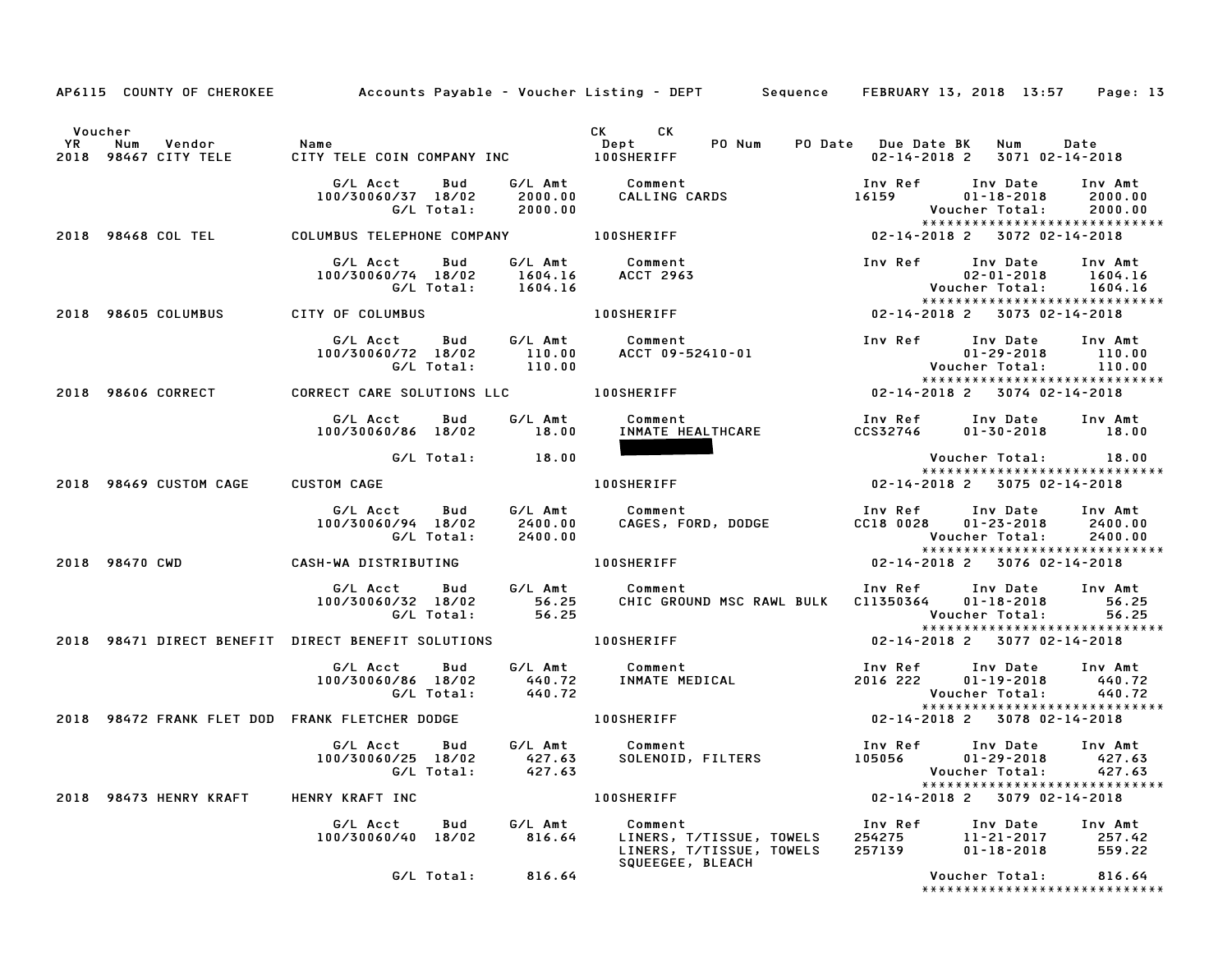AP6115 COUNTY OF CHEROKEE — Accounts Payable - Voucher Listing - DEPT — Sequence — FEBRUARY 13, 2018 13:57

| Voucher YR | Num | Vendor | Name | CK Dept | CK PO Num | PO Date | Due Date | BK | Num | Date |
|---|---|---|---|---|---|---|---|---|---|---|
| 2018 | 98467 | CITY TELE | CITY TELE COIN COMPANY INC | 100SHERIFF | | | 02-14-2018 | 2 | 3071 | 02-14-2018 |

| G/L Acct | Bud | G/L Amt | Comment | Inv Ref | Inv Date | Inv Amt |
|---|---|---|---|---|---|---|
| 100/30060/37 | 18/02 | 2000.00 | CALLING CARDS | 16159 | 01-18-2018 | 2000.00 |
| | G/L Total: | 2000.00 | | | Voucher Total: | 2000.00 |

| Voucher YR | Num | Vendor | Name | CK Dept | CK PO Num | PO Date | Due Date | BK | Num | Date |
|---|---|---|---|---|---|---|---|---|---|---|
| 2018 | 98468 | COL TEL | COLUMBUS TELEPHONE COMPANY | 100SHERIFF | | | 02-14-2018 | 2 | 3072 | 02-14-2018 |

| G/L Acct | Bud | G/L Amt | Comment | Inv Ref | Inv Date | Inv Amt |
|---|---|---|---|---|---|---|
| 100/30060/74 | 18/02 | 1604.16 | ACCT 2963 | | 02-01-2018 | 1604.16 |
| | G/L Total: | 1604.16 | | | Voucher Total: | 1604.16 |

| Voucher YR | Num | Vendor | Name | CK Dept | CK PO Num | PO Date | Due Date | BK | Num | Date |
|---|---|---|---|---|---|---|---|---|---|---|
| 2018 | 98605 | COLUMBUS | CITY OF COLUMBUS | 100SHERIFF | | | 02-14-2018 | 2 | 3073 | 02-14-2018 |

| G/L Acct | Bud | G/L Amt | Comment | Inv Ref | Inv Date | Inv Amt |
|---|---|---|---|---|---|---|
| 100/30060/72 | 18/02 | 110.00 | ACCT 09-52410-01 | | 01-29-2018 | 110.00 |
| | G/L Total: | 110.00 | | | Voucher Total: | 110.00 |

| Voucher YR | Num | Vendor | Name | CK Dept | CK PO Num | PO Date | Due Date | BK | Num | Date |
|---|---|---|---|---|---|---|---|---|---|---|
| 2018 | 98606 | CORRECT | CORRECT CARE SOLUTIONS LLC | 100SHERIFF | | | 02-14-2018 | 2 | 3074 | 02-14-2018 |

| G/L Acct | Bud | G/L Amt | Comment | Inv Ref | Inv Date | Inv Amt |
|---|---|---|---|---|---|---|
| 100/30060/86 | 18/02 | 18.00 | INMATE HEALTHCARE [REDACTED] | CCS32746 | 01-30-2018 | 18.00 |
| | G/L Total: | 18.00 | | | Voucher Total: | 18.00 |

| Voucher YR | Num | Vendor | Name | CK Dept | CK PO Num | PO Date | Due Date | BK | Num | Date |
|---|---|---|---|---|---|---|---|---|---|---|
| 2018 | 98469 | CUSTOM CAGE | CUSTOM CAGE | 100SHERIFF | | | 02-14-2018 | 2 | 3075 | 02-14-2018 |

| G/L Acct | Bud | G/L Amt | Comment | Inv Ref | Inv Date | Inv Amt |
|---|---|---|---|---|---|---|
| 100/30060/94 | 18/02 | 2400.00 | CAGES, FORD, DODGE | CC18 0028 | 01-23-2018 | 2400.00 |
| | G/L Total: | 2400.00 | | | Voucher Total: | 2400.00 |

| Voucher YR | Num | Vendor | Name | CK Dept | CK PO Num | PO Date | Due Date | BK | Num | Date |
|---|---|---|---|---|---|---|---|---|---|---|
| 2018 | 98470 | CWD | CASH-WA DISTRIBUTING | 100SHERIFF | | | 02-14-2018 | 2 | 3076 | 02-14-2018 |

| G/L Acct | Bud | G/L Amt | Comment | Inv Ref | Inv Date | Inv Amt |
|---|---|---|---|---|---|---|
| 100/30060/32 | 18/02 | 56.25 | CHIC GROUND MSC RAWL BULK | C11350364 | 01-18-2018 | 56.25 |
| | G/L Total: | 56.25 | | | Voucher Total: | 56.25 |

| Voucher YR | Num | Vendor | Name | CK Dept | CK PO Num | PO Date | Due Date | BK | Num | Date |
|---|---|---|---|---|---|---|---|---|---|---|
| 2018 | 98471 | DIRECT BENEFIT | DIRECT BENEFIT SOLUTIONS | 100SHERIFF | | | 02-14-2018 | 2 | 3077 | 02-14-2018 |

| G/L Acct | Bud | G/L Amt | Comment | Inv Ref | Inv Date | Inv Amt |
|---|---|---|---|---|---|---|
| 100/30060/86 | 18/02 | 440.72 | INMATE MEDICAL | 2016 222 | 01-19-2018 | 440.72 |
| | G/L Total: | 440.72 | | | Voucher Total: | 440.72 |

| Voucher YR | Num | Vendor | Name | CK Dept | CK PO Num | PO Date | Due Date | BK | Num | Date |
|---|---|---|---|---|---|---|---|---|---|---|
| 2018 | 98472 | FRANK FLET DOD | FRANK FLETCHER DODGE | 100SHERIFF | | | 02-14-2018 | 2 | 3078 | 02-14-2018 |

| G/L Acct | Bud | G/L Amt | Comment | Inv Ref | Inv Date | Inv Amt |
|---|---|---|---|---|---|---|
| 100/30060/25 | 18/02 | 427.63 | SOLENOID, FILTERS | 105056 | 01-29-2018 | 427.63 |
| | G/L Total: | 427.63 | | | Voucher Total: | 427.63 |

| Voucher YR | Num | Vendor | Name | CK Dept | CK PO Num | PO Date | Due Date | BK | Num | Date |
|---|---|---|---|---|---|---|---|---|---|---|
| 2018 | 98473 | HENRY KRAFT | HENRY KRAFT INC | 100SHERIFF | | | 02-14-2018 | 2 | 3079 | 02-14-2018 |

| G/L Acct | Bud | G/L Amt | Comment | Inv Ref | Inv Date | Inv Amt |
|---|---|---|---|---|---|---|
| 100/30060/40 | 18/02 | 816.64 | LINERS, T/TISSUE, TOWELS | 254275 | 11-21-2017 | 257.42 |
| | | | LINERS, T/TISSUE, TOWELS SQUEEGEE, BLEACH | 257139 | 01-18-2018 | 559.22 |
| | G/L Total: | 816.64 | | | Voucher Total: | 816.64 |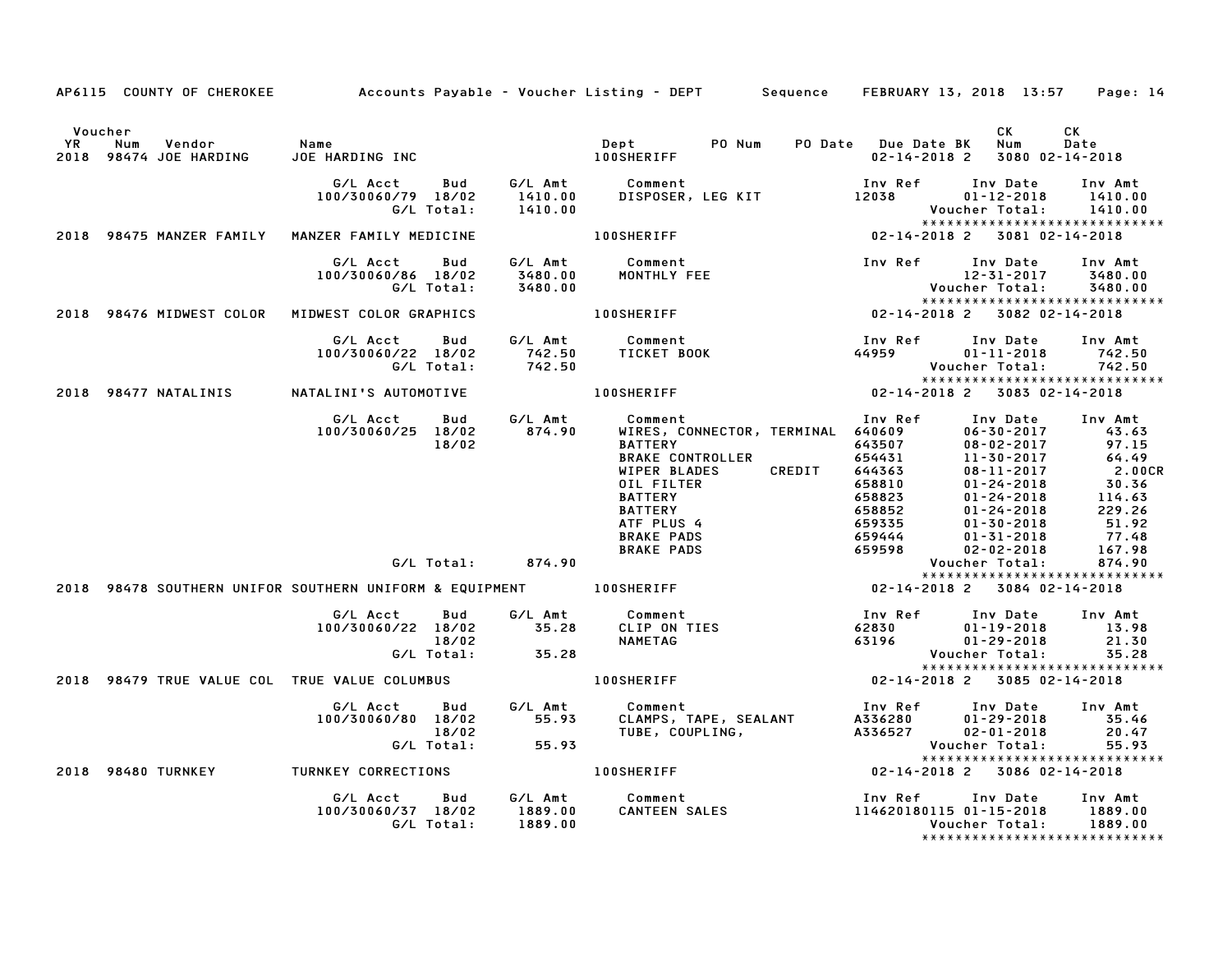AP6115 COUNTY OF CHEROKEE — Accounts Payable - Voucher Listing - DEPT — Sequence — FEBRUARY 13, 2018 13:57

| Voucher YR | Num | Vendor | Name | Dept | PO Num | PO Date | Due Date | BK | CK Num | CK Date |
|---|---|---|---|---|---|---|---|---|---|---|
| 2018 | 98474 | JOE HARDING | JOE HARDING INC | 100SHERIFF | | | 02-14-2018 | 2 | 3080 | 02-14-2018 |

| G/L Acct | Bud | G/L Amt | Comment | Inv Ref | Inv Date | Inv Amt |
|---|---|---|---|---|---|---|
| 100/30060/79 | 18/02 | 1410.00 | DISPOSER, LEG KIT | 12038 | 01-12-2018 | 1410.00 |
| | G/L Total: | 1410.00 | | | Voucher Total: | 1410.00 |

| Voucher YR | Num | Vendor | Name | Dept | PO Num | PO Date | Due Date | BK | CK Num | CK Date |
|---|---|---|---|---|---|---|---|---|---|---|
| 2018 | 98475 | MANZER FAMILY | MANZER FAMILY MEDICINE | 100SHERIFF | | | 02-14-2018 | 2 | 3081 | 02-14-2018 |

| G/L Acct | Bud | G/L Amt | Comment | Inv Ref | Inv Date | Inv Amt |
|---|---|---|---|---|---|---|
| 100/30060/86 | 18/02 | 3480.00 | MONTHLY FEE | | 12-31-2017 | 3480.00 |
| | G/L Total: | 3480.00 | | | Voucher Total: | 3480.00 |

| Voucher YR | Num | Vendor | Name | Dept | PO Num | PO Date | Due Date | BK | CK Num | CK Date |
|---|---|---|---|---|---|---|---|---|---|---|
| 2018 | 98476 | MIDWEST COLOR | MIDWEST COLOR GRAPHICS | 100SHERIFF | | | 02-14-2018 | 2 | 3082 | 02-14-2018 |

| G/L Acct | Bud | G/L Amt | Comment | Inv Ref | Inv Date | Inv Amt |
|---|---|---|---|---|---|---|
| 100/30060/22 | 18/02 | 742.50 | TICKET BOOK | 44959 | 01-11-2018 | 742.50 |
| | G/L Total: | 742.50 | | | Voucher Total: | 742.50 |

| Voucher YR | Num | Vendor | Name | Dept | PO Num | PO Date | Due Date | BK | CK Num | CK Date |
|---|---|---|---|---|---|---|---|---|---|---|
| 2018 | 98477 | NATALINIS | NATALINI'S AUTOMOTIVE | 100SHERIFF | | | 02-14-2018 | 2 | 3083 | 02-14-2018 |

| G/L Acct | Bud | G/L Amt | Comment | Inv Ref | Inv Date | Inv Amt |
|---|---|---|---|---|---|---|
| 100/30060/25 | 18/02 | 874.90 | WIRES, CONNECTOR, TERMINAL | 640609 | 06-30-2017 | 43.63 |
| | 18/02 | | BATTERY | 643507 | 08-02-2017 | 97.15 |
| | | | BRAKE CONTROLLER | 654431 | 11-30-2017 | 64.49 |
| | | | WIPER BLADES CREDIT | 644363 | 08-11-2017 | 2.00CR |
| | | | OIL FILTER | 658810 | 01-24-2018 | 30.36 |
| | | | BATTERY | 658823 | 01-24-2018 | 114.63 |
| | | | BATTERY | 658852 | 01-24-2018 | 229.26 |
| | | | ATF PLUS 4 | 659335 | 01-30-2018 | 51.92 |
| | | | BRAKE PADS | 659444 | 01-31-2018 | 77.48 |
| | | | BRAKE PADS | 659598 | 02-02-2018 | 167.98 |
| | G/L Total: | 874.90 | | | Voucher Total: | 874.90 |

| Voucher YR | Num | Vendor | Name | Dept | PO Num | PO Date | Due Date | BK | CK Num | CK Date |
|---|---|---|---|---|---|---|---|---|---|---|
| 2018 | 98478 | SOUTHERN UNIFOR | SOUTHERN UNIFORM & EQUIPMENT | 100SHERIFF | | | 02-14-2018 | 2 | 3084 | 02-14-2018 |

| G/L Acct | Bud | G/L Amt | Comment | Inv Ref | Inv Date | Inv Amt |
|---|---|---|---|---|---|---|
| 100/30060/22 | 18/02 | 35.28 | CLIP ON TIES | 62830 | 01-19-2018 | 13.98 |
| | 18/02 | | NAMETAG | 63196 | 01-29-2018 | 21.30 |
| | G/L Total: | 35.28 | | | Voucher Total: | 35.28 |

| Voucher YR | Num | Vendor | Name | Dept | PO Num | PO Date | Due Date | BK | CK Num | CK Date |
|---|---|---|---|---|---|---|---|---|---|---|
| 2018 | 98479 | TRUE VALUE COL | TRUE VALUE COLUMBUS | 100SHERIFF | | | 02-14-2018 | 2 | 3085 | 02-14-2018 |

| G/L Acct | Bud | G/L Amt | Comment | Inv Ref | Inv Date | Inv Amt |
|---|---|---|---|---|---|---|
| 100/30060/80 | 18/02 | 55.93 | CLAMPS, TAPE, SEALANT | A336280 | 01-29-2018 | 35.46 |
| | 18/02 | | TUBE, COUPLING, | A336527 | 02-01-2018 | 20.47 |
| | G/L Total: | 55.93 | | | Voucher Total: | 55.93 |

| Voucher YR | Num | Vendor | Name | Dept | PO Num | PO Date | Due Date | BK | CK Num | CK Date |
|---|---|---|---|---|---|---|---|---|---|---|
| 2018 | 98480 | TURNKEY | TURNKEY CORRECTIONS | 100SHERIFF | | | 02-14-2018 | 2 | 3086 | 02-14-2018 |

| G/L Acct | Bud | G/L Amt | Comment | Inv Ref | Inv Date | Inv Amt |
|---|---|---|---|---|---|---|
| 100/30060/37 | 18/02 | 1889.00 | CANTEEN SALES | 114620180115 | 01-15-2018 | 1889.00 |
| | G/L Total: | 1889.00 | | | Voucher Total: | 1889.00 |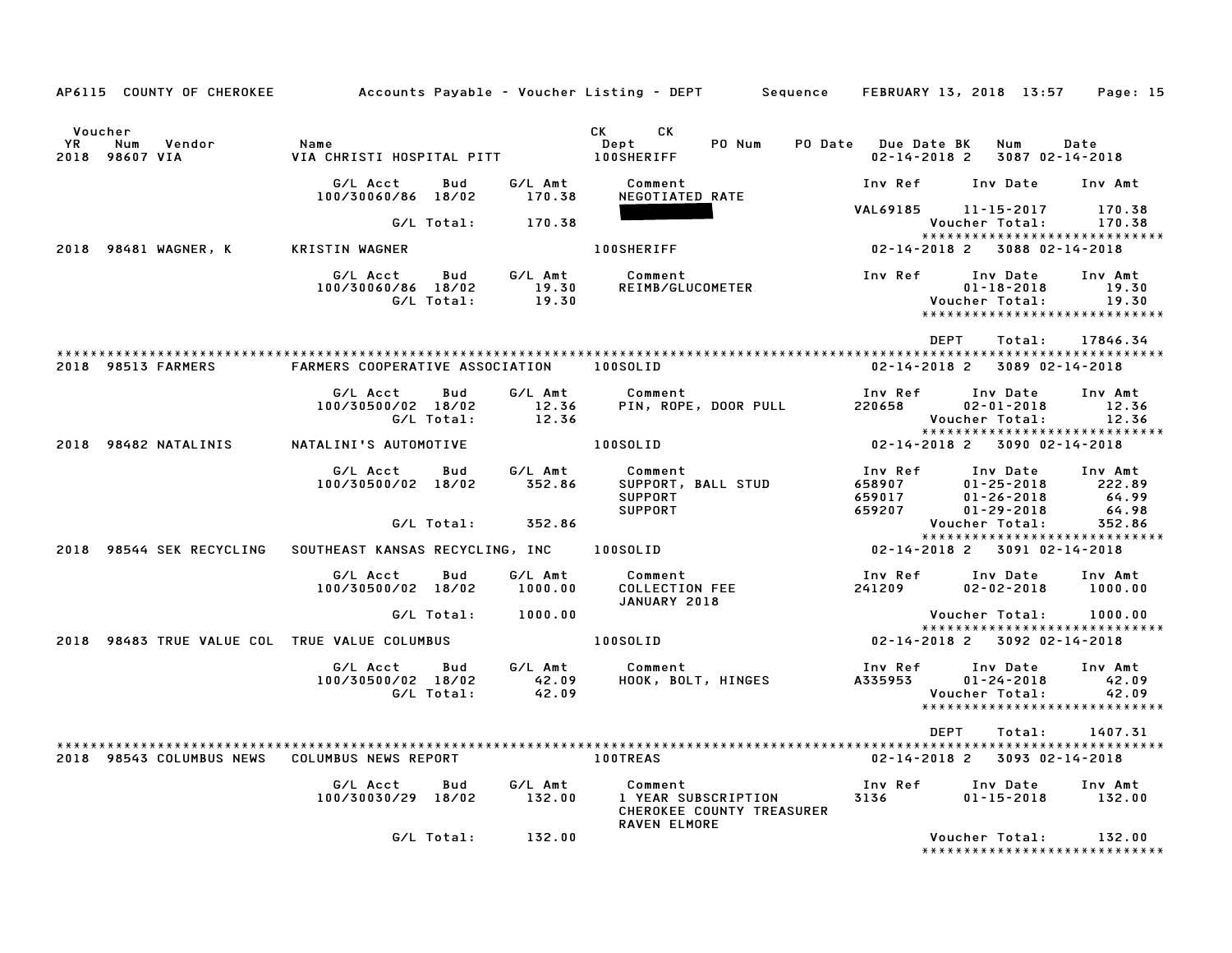AP6115 COUNTY OF CHEROKEE — Accounts Payable - Voucher Listing - DEPT — Sequence — FEBRUARY 13, 2018 13:57

| Voucher YR | Num | Vendor | Name | CK Dept | CK | PO Num | PO Date | Due Date | BK | Num | Date |
|---|---|---|---|---|---|---|---|---|---|---|---|
| 2018 | 98607 | VIA | VIA CHRISTI HOSPITAL PITT | 100SHERIFF | | | | 02-14-2018 | 2 | 3087 | 02-14-2018 |

| G/L Acct | Bud | G/L Amt | Comment | Inv Ref | Inv Date | Inv Amt |
|---|---|---|---|---|---|---|
| 100/30060/86 | 18/02 | 170.38 | NEGOTIATED RATE | VAL69185 | 11-15-2017 | 170.38 |
| | G/L Total: | 170.38 | | | Voucher Total: | 170.38 |

| 2018 | 98481 | WAGNER, K | KRISTIN WAGNER | 100SHERIFF | 02-14-2018 | 2 | 3088 | 02-14-2018 |
|---|---|---|---|---|---|---|---|---|

| G/L Acct | Bud | G/L Amt | Comment | Inv Ref | Inv Date | Inv Amt |
|---|---|---|---|---|---|---|
| 100/30060/86 | 18/02 | 19.30 | REIMB/GLUCOMETER | | 01-18-2018 | 19.30 |
| | G/L Total: | 19.30 | | | Voucher Total: | 19.30 |

DEPT Total: 17846.34

| 2018 | 98513 | FARMERS | FARMERS COOPERATIVE ASSOCIATION | 100SOLID | 02-14-2018 | 2 | 3089 | 02-14-2018 |
|---|---|---|---|---|---|---|---|---|

| G/L Acct | Bud | G/L Amt | Comment | Inv Ref | Inv Date | Inv Amt |
|---|---|---|---|---|---|---|
| 100/30500/02 | 18/02 | 12.36 | PIN, ROPE, DOOR PULL | 220658 | 02-01-2018 | 12.36 |
| | G/L Total: | 12.36 | | | Voucher Total: | 12.36 |

| 2018 | 98482 | NATALINIS | NATALINI'S AUTOMOTIVE | 100SOLID | 02-14-2018 | 2 | 3090 | 02-14-2018 |
|---|---|---|---|---|---|---|---|---|

| G/L Acct | Bud | G/L Amt | Comment | Inv Ref | Inv Date | Inv Amt |
|---|---|---|---|---|---|---|
| 100/30500/02 | 18/02 | 352.86 | SUPPORT, BALL STUD | 658907 | 01-25-2018 | 222.89 |
| | | | SUPPORT | 659017 | 01-26-2018 | 64.99 |
| | | | SUPPORT | 659207 | 01-29-2018 | 64.98 |
| | G/L Total: | 352.86 | | | Voucher Total: | 352.86 |

| 2018 | 98544 | SEK RECYCLING | SOUTHEAST KANSAS RECYCLING, INC | 100SOLID | 02-14-2018 | 2 | 3091 | 02-14-2018 |
|---|---|---|---|---|---|---|---|---|

| G/L Acct | Bud | G/L Amt | Comment | Inv Ref | Inv Date | Inv Amt |
|---|---|---|---|---|---|---|
| 100/30500/02 | 18/02 | 1000.00 | COLLECTION FEE JANUARY 2018 | 241209 | 02-02-2018 | 1000.00 |
| | G/L Total: | 1000.00 | | | Voucher Total: | 1000.00 |

| 2018 | 98483 | TRUE VALUE COL | TRUE VALUE COLUMBUS | 100SOLID | 02-14-2018 | 2 | 3092 | 02-14-2018 |
|---|---|---|---|---|---|---|---|---|

| G/L Acct | Bud | G/L Amt | Comment | Inv Ref | Inv Date | Inv Amt |
|---|---|---|---|---|---|---|
| 100/30500/02 | 18/02 | 42.09 | HOOK, BOLT, HINGES | A335953 | 01-24-2018 | 42.09 |
| | G/L Total: | 42.09 | | | Voucher Total: | 42.09 |

DEPT Total: 1407.31

| 2018 | 98543 | COLUMBUS NEWS | COLUMBUS NEWS REPORT | 100TREAS | 02-14-2018 | 2 | 3093 | 02-14-2018 |
|---|---|---|---|---|---|---|---|---|

| G/L Acct | Bud | G/L Amt | Comment | Inv Ref | Inv Date | Inv Amt |
|---|---|---|---|---|---|---|
| 100/30030/29 | 18/02 | 132.00 | 1 YEAR SUBSCRIPTION CHEROKEE COUNTY TREASURER RAVEN ELMORE | 3136 | 01-15-2018 | 132.00 |
| | G/L Total: | 132.00 | | | Voucher Total: | 132.00 |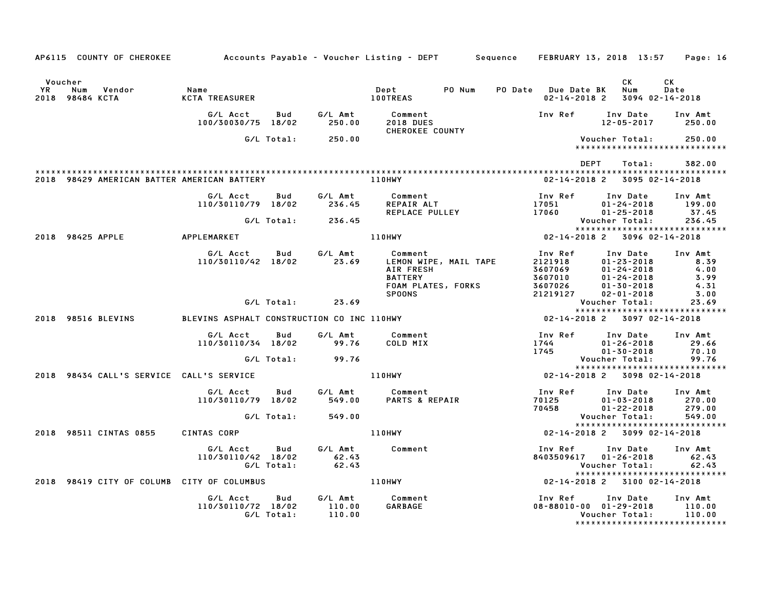AP6115 COUNTY OF CHEROKEE — Accounts Payable - Voucher Listing - DEPT — Sequence — FEBRUARY 13, 2018 13:57

| Voucher YR | Num | Vendor | Name | Dept | PO Num | PO Date | Due Date | BK | CK Num | CK Date |
|---|---|---|---|---|---|---|---|---|---|---|
| 2018 | 98484 | KCTA | KCTA TREASURER | 100TREAS | | | 02-14-2018 | 2 | 3094 | 02-14-2018 |

| G/L Acct | Bud | G/L Amt | Comment | Inv Ref | Inv Date | Inv Amt |
|---|---|---|---|---|---|---|
| 100/30030/75 | 18/02 | 250.00 | 2018 DUES | | 12-05-2017 | 250.00 |
| | | | CHEROKEE COUNTY | | | |
| | G/L Total: | 250.00 | | | Voucher Total: | 250.00 |

DEPT Total: 382.00

| Voucher YR | Num | Vendor | Name | Dept | PO Num | PO Date | Due Date | BK | CK Num | CK Date |
|---|---|---|---|---|---|---|---|---|---|---|
| 2018 | 98429 | AMERICAN BATTER | AMERICAN BATTERY | 110HWY | | | 02-14-2018 | 2 | 3095 | 02-14-2018 |

| G/L Acct | Bud | G/L Amt | Comment | Inv Ref | Inv Date | Inv Amt |
|---|---|---|---|---|---|---|
| 110/30110/79 | 18/02 | 236.45 | REPAIR ALT | 17051 | 01-24-2018 | 199.00 |
| | | | REPLACE PULLEY | 17060 | 01-25-2018 | 37.45 |
| | G/L Total: | 236.45 | | | Voucher Total: | 236.45 |

| Voucher YR | Num | Vendor | Name | Dept | PO Num | PO Date | Due Date | BK | CK Num | CK Date |
|---|---|---|---|---|---|---|---|---|---|---|
| 2018 | 98425 | APPLE | APPLEMARKET | 110HWY | | | 02-14-2018 | 2 | 3096 | 02-14-2018 |

| G/L Acct | Bud | G/L Amt | Comment | Inv Ref | Inv Date | Inv Amt |
|---|---|---|---|---|---|---|
| 110/30110/42 | 18/02 | 23.69 | LEMON WIPE, MAIL TAPE | 2121918 | 01-23-2018 | 8.39 |
| | | | AIR FRESH | 3607069 | 01-24-2018 | 4.00 |
| | | | BATTERY | 3607010 | 01-24-2018 | 3.99 |
| | | | FOAM PLATES, FORKS | 3607026 | 01-30-2018 | 4.31 |
| | | | SPOONS | 21219127 | 02-01-2018 | 3.00 |
| | G/L Total: | 23.69 | | | Voucher Total: | 23.69 |

| Voucher YR | Num | Vendor | Name | Dept | PO Num | PO Date | Due Date | BK | CK Num | CK Date |
|---|---|---|---|---|---|---|---|---|---|---|
| 2018 | 98516 | BLEVINS | BLEVINS ASPHALT CONSTRUCTION CO INC | 110HWY | | | 02-14-2018 | 2 | 3097 | 02-14-2018 |

| G/L Acct | Bud | G/L Amt | Comment | Inv Ref | Inv Date | Inv Amt |
|---|---|---|---|---|---|---|
| 110/30110/34 | 18/02 | 99.76 | COLD MIX | 1744 | 01-26-2018 | 29.66 |
| | | | | 1745 | 01-30-2018 | 70.10 |
| | G/L Total: | 99.76 | | | Voucher Total: | 99.76 |

| Voucher YR | Num | Vendor | Name | Dept | PO Num | PO Date | Due Date | BK | CK Num | CK Date |
|---|---|---|---|---|---|---|---|---|---|---|
| 2018 | 98434 | CALL'S SERVICE | CALL'S SERVICE | 110HWY | | | 02-14-2018 | 2 | 3098 | 02-14-2018 |

| G/L Acct | Bud | G/L Amt | Comment | Inv Ref | Inv Date | Inv Amt |
|---|---|---|---|---|---|---|
| 110/30110/79 | 18/02 | 549.00 | PARTS & REPAIR | 70125 | 01-03-2018 | 270.00 |
| | | | | 70458 | 01-22-2018 | 279.00 |
| | G/L Total: | 549.00 | | | Voucher Total: | 549.00 |

| Voucher YR | Num | Vendor | Name | Dept | PO Num | PO Date | Due Date | BK | CK Num | CK Date |
|---|---|---|---|---|---|---|---|---|---|---|
| 2018 | 98511 | CINTAS 0855 | CINTAS CORP | 110HWY | | | 02-14-2018 | 2 | 3099 | 02-14-2018 |

| G/L Acct | Bud | G/L Amt | Comment | Inv Ref | Inv Date | Inv Amt |
|---|---|---|---|---|---|---|
| 110/30110/42 | 18/02 | 62.43 | | 8403509617 | 01-26-2018 | 62.43 |
| | G/L Total: | 62.43 | | | Voucher Total: | 62.43 |

| Voucher YR | Num | Vendor | Name | Dept | PO Num | PO Date | Due Date | BK | CK Num | CK Date |
|---|---|---|---|---|---|---|---|---|---|---|
| 2018 | 98419 | CITY OF COLUMB | CITY OF COLUMBUS | 110HWY | | | 02-14-2018 | 2 | 3100 | 02-14-2018 |

| G/L Acct | Bud | G/L Amt | Comment | Inv Ref | Inv Date | Inv Amt |
|---|---|---|---|---|---|---|
| 110/30110/72 | 18/02 | 110.00 | GARBAGE | 08-88010-00 | 01-29-2018 | 110.00 |
| | G/L Total: | 110.00 | | | Voucher Total: | 110.00 |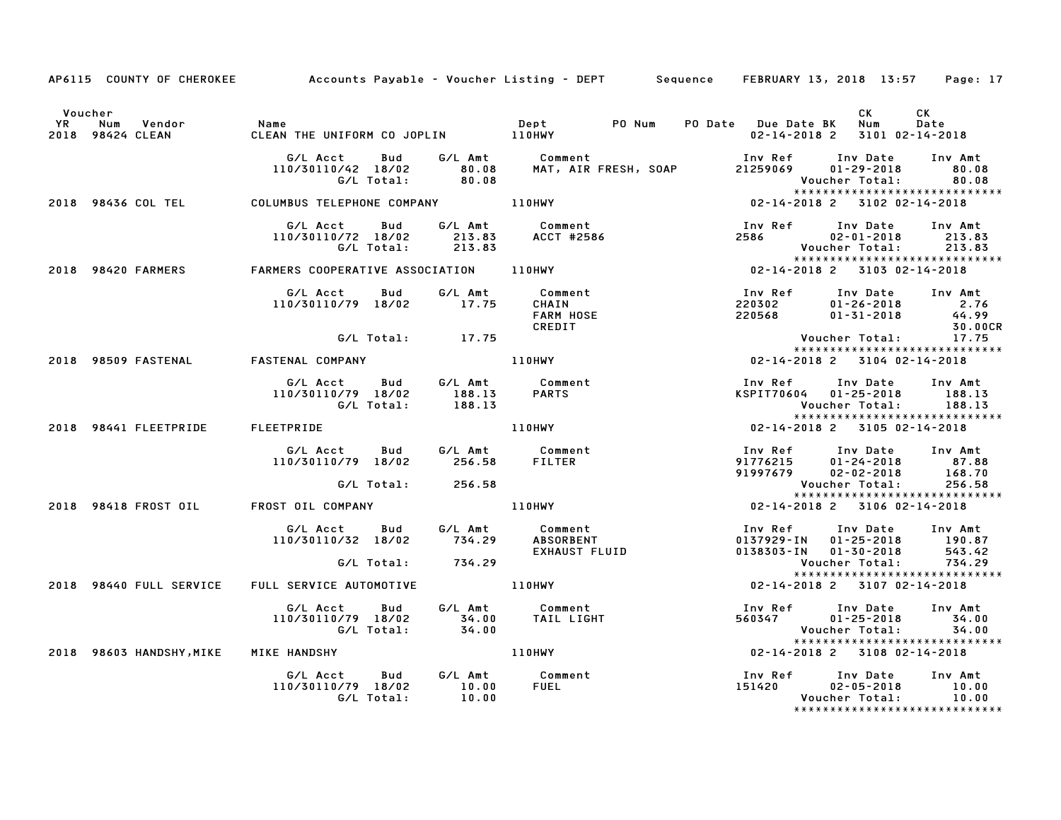AP6115 COUNTY OF CHEROKEE  Accounts Payable - Voucher Listing - DEPT  Sequence  FEBRUARY 13, 2018 13:57  Page: 17

| Voucher YR | Num | Vendor | Name | Dept | PO Num | PO Date | Due Date | BK | CK Num | CK Date |
|---|---|---|---|---|---|---|---|---|---|---|
| 2018 | 98424 | CLEAN | CLEAN THE UNIFORM CO JOPLIN | 110HWY | | | 02-14-2018 | 2 | 3101 | 02-14-2018 |

| G/L Acct | Bud | G/L Amt | Comment | Inv Ref | Inv Date | Inv Amt |
|---|---|---|---|---|---|---|
| 110/30110/42 | 18/02 | 80.08 | MAT, AIR FRESH, SOAP | 21259069 | 01-29-2018 | 80.08 |
| | G/L Total: | 80.08 | | | Voucher Total: | 80.08 |

| Voucher YR | Num | Vendor | Name | Dept | PO Num | PO Date | Due Date | BK | CK Num | CK Date |
|---|---|---|---|---|---|---|---|---|---|---|
| 2018 | 98436 | COL TEL | COLUMBUS TELEPHONE COMPANY | 110HWY | | | 02-14-2018 | 2 | 3102 | 02-14-2018 |

| G/L Acct | Bud | G/L Amt | Comment | Inv Ref | Inv Date | Inv Amt |
|---|---|---|---|---|---|---|
| 110/30110/72 | 18/02 | 213.83 | ACCT #2586 | 2586 | 02-01-2018 | 213.83 |
| | G/L Total: | 213.83 | | | Voucher Total: | 213.83 |

| Voucher YR | Num | Vendor | Name | Dept | PO Num | PO Date | Due Date | BK | CK Num | CK Date |
|---|---|---|---|---|---|---|---|---|---|---|
| 2018 | 98420 | FARMERS | FARMERS COOPERATIVE ASSOCIATION | 110HWY | | | 02-14-2018 | 2 | 3103 | 02-14-2018 |

| G/L Acct | Bud | G/L Amt | Comment | Inv Ref | Inv Date | Inv Amt |
|---|---|---|---|---|---|---|
| 110/30110/79 | 18/02 | 17.75 | CHAIN | 220302 | 01-26-2018 | 2.76 |
| | | | FARM HOSE | 220568 | 01-31-2018 | 44.99 |
| | | | CREDIT | | | 30.00CR |
| | G/L Total: | 17.75 | | | Voucher Total: | 17.75 |

| Voucher YR | Num | Vendor | Name | Dept | PO Num | PO Date | Due Date | BK | CK Num | CK Date |
|---|---|---|---|---|---|---|---|---|---|---|
| 2018 | 98509 | FASTENAL | FASTENAL COMPANY | 110HWY | | | 02-14-2018 | 2 | 3104 | 02-14-2018 |

| G/L Acct | Bud | G/L Amt | Comment | Inv Ref | Inv Date | Inv Amt |
|---|---|---|---|---|---|---|
| 110/30110/79 | 18/02 | 188.13 | PARTS | KSPIT70604 | 01-25-2018 | 188.13 |
| | G/L Total: | 188.13 | | | Voucher Total: | 188.13 |

| Voucher YR | Num | Vendor | Name | Dept | PO Num | PO Date | Due Date | BK | CK Num | CK Date |
|---|---|---|---|---|---|---|---|---|---|---|
| 2018 | 98441 | FLEETPRIDE | FLEETPRIDE | 110HWY | | | 02-14-2018 | 2 | 3105 | 02-14-2018 |

| G/L Acct | Bud | G/L Amt | Comment | Inv Ref | Inv Date | Inv Amt |
|---|---|---|---|---|---|---|
| 110/30110/79 | 18/02 | 256.58 | FILTER | 91776215 | 01-24-2018 | 87.88 |
| | | | | 91997679 | 02-02-2018 | 168.70 |
| | G/L Total: | 256.58 | | | Voucher Total: | 256.58 |

| Voucher YR | Num | Vendor | Name | Dept | PO Num | PO Date | Due Date | BK | CK Num | CK Date |
|---|---|---|---|---|---|---|---|---|---|---|
| 2018 | 98418 | FROST OIL | FROST OIL COMPANY | 110HWY | | | 02-14-2018 | 2 | 3106 | 02-14-2018 |

| G/L Acct | Bud | G/L Amt | Comment | Inv Ref | Inv Date | Inv Amt |
|---|---|---|---|---|---|---|
| 110/30110/32 | 18/02 | 734.29 | ABSORBENT | 0137929-IN | 01-25-2018 | 190.87 |
| | | | EXHAUST FLUID | 0138303-IN | 01-30-2018 | 543.42 |
| | G/L Total: | 734.29 | | | Voucher Total: | 734.29 |

| Voucher YR | Num | Vendor | Name | Dept | PO Num | PO Date | Due Date | BK | CK Num | CK Date |
|---|---|---|---|---|---|---|---|---|---|---|
| 2018 | 98440 | FULL SERVICE | FULL SERVICE AUTOMOTIVE | 110HWY | | | 02-14-2018 | 2 | 3107 | 02-14-2018 |

| G/L Acct | Bud | G/L Amt | Comment | Inv Ref | Inv Date | Inv Amt |
|---|---|---|---|---|---|---|
| 110/30110/79 | 18/02 | 34.00 | TAIL LIGHT | 560347 | 01-25-2018 | 34.00 |
| | G/L Total: | 34.00 | | | Voucher Total: | 34.00 |

| Voucher YR | Num | Vendor | Name | Dept | PO Num | PO Date | Due Date | BK | CK Num | CK Date |
|---|---|---|---|---|---|---|---|---|---|---|
| 2018 | 98603 | HANDSHY,MIKE | MIKE HANDSHY | 110HWY | | | 02-14-2018 | 2 | 3108 | 02-14-2018 |

| G/L Acct | Bud | G/L Amt | Comment | Inv Ref | Inv Date | Inv Amt |
|---|---|---|---|---|---|---|
| 110/30110/79 | 18/02 | 10.00 | FUEL | 151420 | 02-05-2018 | 10.00 |
| | G/L Total: | 10.00 | | | Voucher Total: | 10.00 |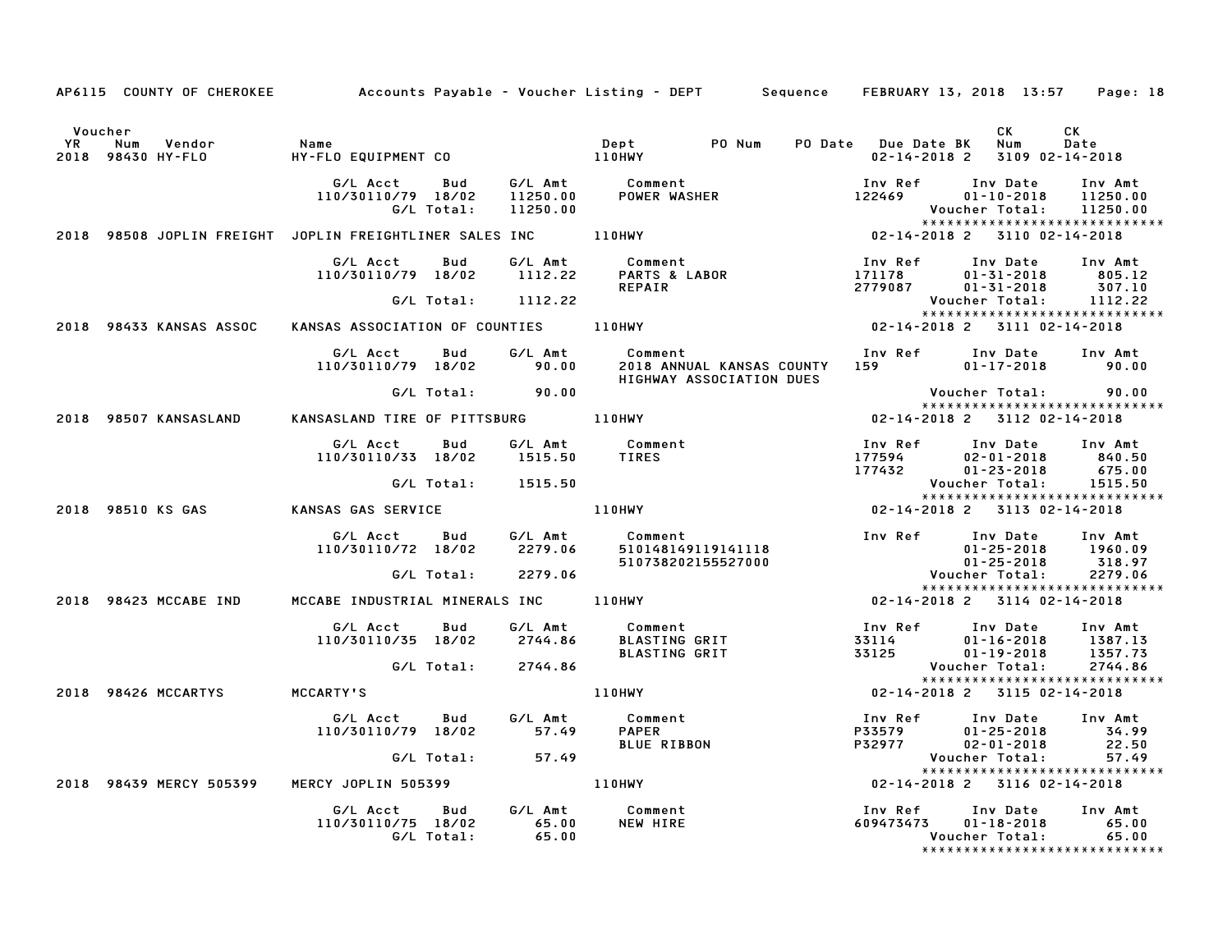AP6115 COUNTY OF CHEROKEE — Accounts Payable - Voucher Listing - DEPT — Sequence — FEBRUARY 13, 2018 13:57

| Voucher YR | Num | Vendor | Name | Dept | PO Num | PO Date | Due Date | BK | CK Num | CK Date |
|---|---|---|---|---|---|---|---|---|---|---|
| 2018 | 98430 | HY-FLO | HY-FLO EQUIPMENT CO | 110HWY | | | 02-14-2018 | 2 | 3109 | 02-14-2018 |

| G/L Acct | Bud | G/L Amt | Comment | Inv Ref | Inv Date | Inv Amt |
|---|---|---|---|---|---|---|
| 110/30110/79 | 18/02 | 11250.00 | POWER WASHER | 122469 | 01-10-2018 | 11250.00 |
| | G/L Total: | 11250.00 | | | Voucher Total: | 11250.00 |

| Voucher YR | Num | Vendor | Name | Dept | PO Num | PO Date | Due Date | BK | CK Num | CK Date |
|---|---|---|---|---|---|---|---|---|---|---|
| 2018 | 98508 | JOPLIN FREIGHT | JOPLIN FREIGHTLINER SALES INC | 110HWY | | | 02-14-2018 | 2 | 3110 | 02-14-2018 |

| G/L Acct | Bud | G/L Amt | Comment | Inv Ref | Inv Date | Inv Amt |
|---|---|---|---|---|---|---|
| 110/30110/79 | 18/02 | 1112.22 | PARTS & LABOR | 171178 | 01-31-2018 | 805.12 |
| | | | REPAIR | 2779087 | 01-31-2018 | 307.10 |
| | G/L Total: | 1112.22 | | | Voucher Total: | 1112.22 |

| Voucher YR | Num | Vendor | Name | Dept | PO Num | PO Date | Due Date | BK | CK Num | CK Date |
|---|---|---|---|---|---|---|---|---|---|---|
| 2018 | 98433 | KANSAS ASSOC | KANSAS ASSOCIATION OF COUNTIES | 110HWY | | | 02-14-2018 | 2 | 3111 | 02-14-2018 |

| G/L Acct | Bud | G/L Amt | Comment | Inv Ref | Inv Date | Inv Amt |
|---|---|---|---|---|---|---|
| 110/30110/79 | 18/02 | 90.00 | 2018 ANNUAL KANSAS COUNTY HIGHWAY ASSOCIATION DUES | 159 | 01-17-2018 | 90.00 |
| | G/L Total: | 90.00 | | | Voucher Total: | 90.00 |

| Voucher YR | Num | Vendor | Name | Dept | PO Num | PO Date | Due Date | BK | CK Num | CK Date |
|---|---|---|---|---|---|---|---|---|---|---|
| 2018 | 98507 | KANSASLAND | KANSASLAND TIRE OF PITTSBURG | 110HWY | | | 02-14-2018 | 2 | 3112 | 02-14-2018 |

| G/L Acct | Bud | G/L Amt | Comment | Inv Ref | Inv Date | Inv Amt |
|---|---|---|---|---|---|---|
| 110/30110/33 | 18/02 | 1515.50 | TIRES | 177594 | 02-01-2018 | 840.50 |
| | | | | 177432 | 01-23-2018 | 675.00 |
| | G/L Total: | 1515.50 | | | Voucher Total: | 1515.50 |

| Voucher YR | Num | Vendor | Name | Dept | PO Num | PO Date | Due Date | BK | CK Num | CK Date |
|---|---|---|---|---|---|---|---|---|---|---|
| 2018 | 98510 | KS GAS | KANSAS GAS SERVICE | 110HWY | | | 02-14-2018 | 2 | 3113 | 02-14-2018 |

| G/L Acct | Bud | G/L Amt | Comment | Inv Ref | Inv Date | Inv Amt |
|---|---|---|---|---|---|---|
| 110/30110/72 | 18/02 | 2279.06 | 510148149119141118 | | 01-25-2018 | 1960.09 |
| | | | 510738202155527000 | | 01-25-2018 | 318.97 |
| | G/L Total: | 2279.06 | | | Voucher Total: | 2279.06 |

| Voucher YR | Num | Vendor | Name | Dept | PO Num | PO Date | Due Date | BK | CK Num | CK Date |
|---|---|---|---|---|---|---|---|---|---|---|
| 2018 | 98423 | MCCABE IND | MCCABE INDUSTRIAL MINERALS INC | 110HWY | | | 02-14-2018 | 2 | 3114 | 02-14-2018 |

| G/L Acct | Bud | G/L Amt | Comment | Inv Ref | Inv Date | Inv Amt |
|---|---|---|---|---|---|---|
| 110/30110/35 | 18/02 | 2744.86 | BLASTING GRIT | 33114 | 01-16-2018 | 1387.13 |
| | | | BLASTING GRIT | 33125 | 01-19-2018 | 1357.73 |
| | G/L Total: | 2744.86 | | | Voucher Total: | 2744.86 |

| Voucher YR | Num | Vendor | Name | Dept | PO Num | PO Date | Due Date | BK | CK Num | CK Date |
|---|---|---|---|---|---|---|---|---|---|---|
| 2018 | 98426 | MCCARTYS | MCCARTY'S | 110HWY | | | 02-14-2018 | 2 | 3115 | 02-14-2018 |

| G/L Acct | Bud | G/L Amt | Comment | Inv Ref | Inv Date | Inv Amt |
|---|---|---|---|---|---|---|
| 110/30110/79 | 18/02 | 57.49 | PAPER | P33579 | 01-25-2018 | 34.99 |
| | | | BLUE RIBBON | P32977 | 02-01-2018 | 22.50 |
| | G/L Total: | 57.49 | | | Voucher Total: | 57.49 |

| Voucher YR | Num | Vendor | Name | Dept | PO Num | PO Date | Due Date | BK | CK Num | CK Date |
|---|---|---|---|---|---|---|---|---|---|---|
| 2018 | 98439 | MERCY 505399 | MERCY JOPLIN 505399 | 110HWY | | | 02-14-2018 | 2 | 3116 | 02-14-2018 |

| G/L Acct | Bud | G/L Amt | Comment | Inv Ref | Inv Date | Inv Amt |
|---|---|---|---|---|---|---|
| 110/30110/75 | 18/02 | 65.00 | NEW HIRE | 609473473 | 01-18-2018 | 65.00 |
| | G/L Total: | 65.00 | | | Voucher Total: | 65.00 |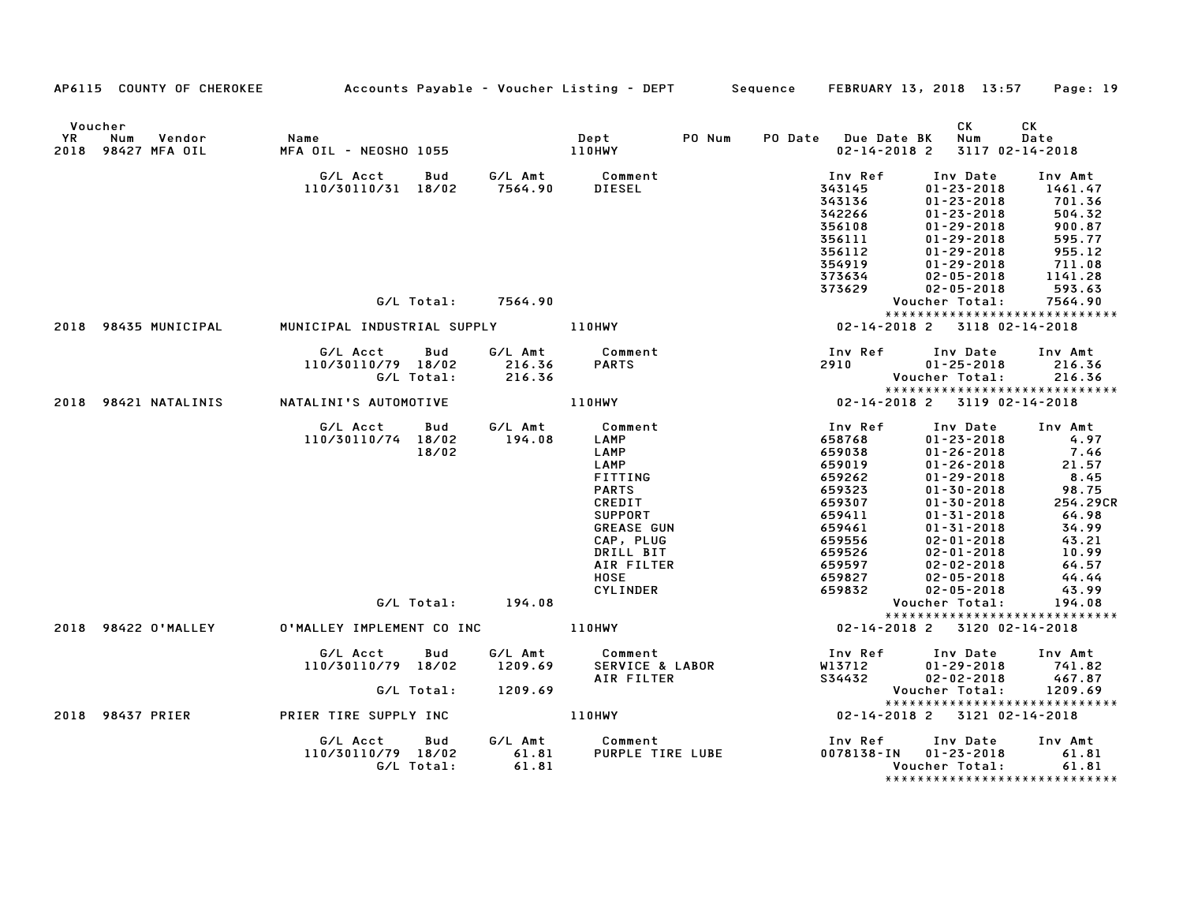AP6115 COUNTY OF CHEROKEE — Accounts Payable - Voucher Listing - DEPT — Sequence — FEBRUARY 13, 2018 13:57

| Voucher YR | Num | Vendor | Name | Dept | PO Num | PO Date | Due Date | BK | CK Num | CK Date |
|---|---|---|---|---|---|---|---|---|---|---|
| 2018 | 98427 | MFA OIL | MFA OIL - NEOSHO 1055 | 110HWY | | | 02-14-2018 | 2 | 3117 | 02-14-2018 |

| G/L Acct | Bud | G/L Amt | Comment | Inv Ref | Inv Date | Inv Amt |
|---|---|---|---|---|---|---|
| 110/30110/31 | 18/02 | 7564.90 | DIESEL | 343145 | 01-23-2018 | 1461.47 |
| | | | | 343136 | 01-23-2018 | 701.36 |
| | | | | 342266 | 01-23-2018 | 504.32 |
| | | | | 356108 | 01-29-2018 | 900.87 |
| | | | | 356111 | 01-29-2018 | 595.77 |
| | | | | 356112 | 01-29-2018 | 955.12 |
| | | | | 354919 | 01-29-2018 | 711.08 |
| | | | | 373634 | 02-05-2018 | 1141.28 |
| | | | | 373629 | 02-05-2018 | 593.63 |
| | G/L Total: | 7564.90 | | | Voucher Total: | 7564.90 |

****************************

| Voucher YR | Num | Vendor | Name | Dept | PO Num | PO Date | Due Date | BK | CK Num | CK Date |
|---|---|---|---|---|---|---|---|---|---|---|
| 2018 | 98435 | MUNICIPAL | MUNICIPAL INDUSTRIAL SUPPLY | 110HWY | | | 02-14-2018 | 2 | 3118 | 02-14-2018 |

| G/L Acct | Bud | G/L Amt | Comment | Inv Ref | Inv Date | Inv Amt |
|---|---|---|---|---|---|---|
| 110/30110/79 | 18/02 | 216.36 | PARTS | 2910 | 01-25-2018 | 216.36 |
| | G/L Total: | 216.36 | | | Voucher Total: | 216.36 |

****************************

| Voucher YR | Num | Vendor | Name | Dept | PO Num | PO Date | Due Date | BK | CK Num | CK Date |
|---|---|---|---|---|---|---|---|---|---|---|
| 2018 | 98421 | NATALINIS | NATALINI'S AUTOMOTIVE | 110HWY | | | 02-14-2018 | 2 | 3119 | 02-14-2018 |

| G/L Acct | Bud | G/L Amt | Comment | Inv Ref | Inv Date | Inv Amt |
|---|---|---|---|---|---|---|
| 110/30110/74 | 18/02 | 194.08 | LAMP | 658768 | 01-23-2018 | 4.97 |
| | 18/02 | | LAMP | 659038 | 01-26-2018 | 7.46 |
| | | | LAMP | 659019 | 01-26-2018 | 21.57 |
| | | | FITTING | 659262 | 01-29-2018 | 8.45 |
| | | | PARTS | 659323 | 01-30-2018 | 98.75 |
| | | | CREDIT | 659307 | 01-30-2018 | 254.29CR |
| | | | SUPPORT | 659411 | 01-31-2018 | 64.98 |
| | | | GREASE GUN | 659461 | 01-31-2018 | 34.99 |
| | | | CAP, PLUG | 659556 | 02-01-2018 | 43.21 |
| | | | DRILL BIT | 659526 | 02-01-2018 | 10.99 |
| | | | AIR FILTER | 659597 | 02-02-2018 | 64.57 |
| | | | HOSE | 659827 | 02-05-2018 | 44.44 |
| | | | CYLINDER | 659832 | 02-05-2018 | 43.99 |
| | G/L Total: | 194.08 | | | Voucher Total: | 194.08 |

****************************

| Voucher YR | Num | Vendor | Name | Dept | PO Num | PO Date | Due Date | BK | CK Num | CK Date |
|---|---|---|---|---|---|---|---|---|---|---|
| 2018 | 98422 | O'MALLEY | O'MALLEY IMPLEMENT CO INC | 110HWY | | | 02-14-2018 | 2 | 3120 | 02-14-2018 |

| G/L Acct | Bud | G/L Amt | Comment | Inv Ref | Inv Date | Inv Amt |
|---|---|---|---|---|---|---|
| 110/30110/79 | 18/02 | 1209.69 | SERVICE & LABOR | W13712 | 01-29-2018 | 741.82 |
| | | | AIR FILTER | S34432 | 02-02-2018 | 467.87 |
| | G/L Total: | 1209.69 | | | Voucher Total: | 1209.69 |

****************************

| Voucher YR | Num | Vendor | Name | Dept | PO Num | PO Date | Due Date | BK | CK Num | CK Date |
|---|---|---|---|---|---|---|---|---|---|---|
| 2018 | 98437 | PRIER | PRIER TIRE SUPPLY INC | 110HWY | | | 02-14-2018 | 2 | 3121 | 02-14-2018 |

| G/L Acct | Bud | G/L Amt | Comment | Inv Ref | Inv Date | Inv Amt |
|---|---|---|---|---|---|---|
| 110/30110/79 | 18/02 | 61.81 | PURPLE TIRE LUBE | 0078138-IN | 01-23-2018 | 61.81 |
| | G/L Total: | 61.81 | | | Voucher Total: | 61.81 |

****************************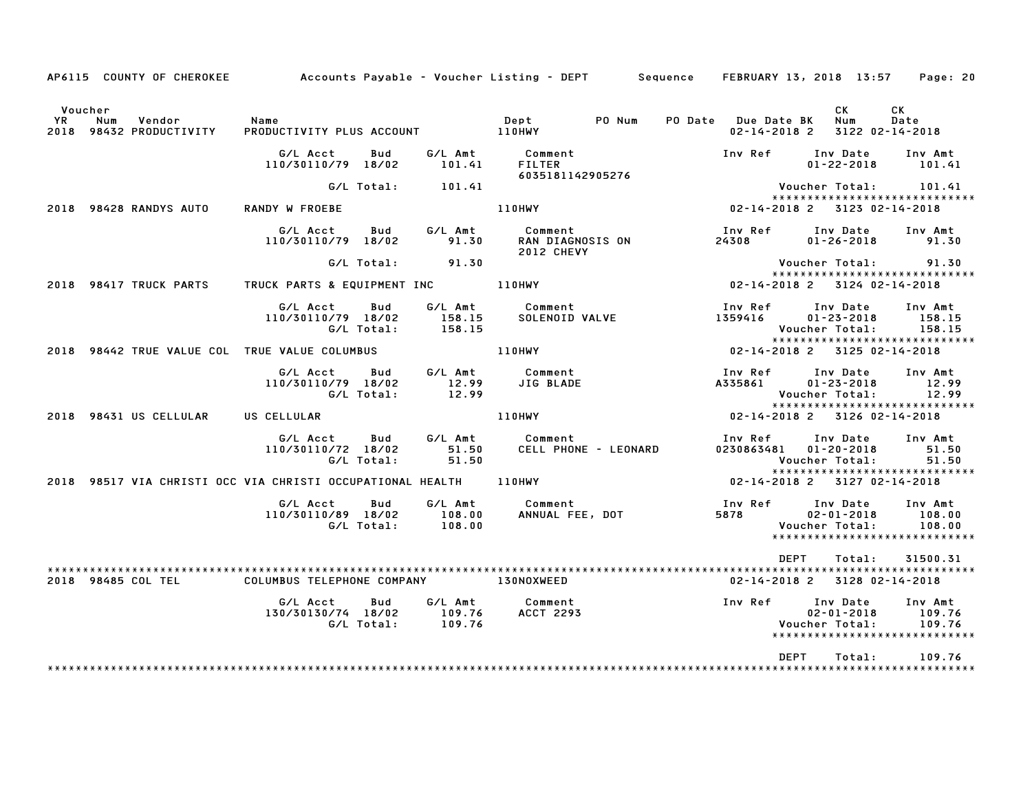AP6115 COUNTY OF CHEROKEE Accounts Payable - Voucher Listing - DEPT Sequence FEBRUARY 13, 2018 13:57 Page: 20

| Voucher YR | Num | Vendor | Name | Dept | PO Num | PO Date | Due Date | BK | CK Num | CK Date |
|---|---|---|---|---|---|---|---|---|---|---|
| 2018 | 98432 | PRODUCTIVITY | PRODUCTIVITY PLUS ACCOUNT | 110HWY | | | 02-14-2018 | 2 | 3122 | 02-14-2018 |

| G/L Acct | Bud | G/L Amt | Comment | Inv Ref | Inv Date | Inv Amt |
|---|---|---|---|---|---|---|
| 110/30110/79 | 18/02 | 101.41 | FILTER 6035181142905276 | | 01-22-2018 | 101.41 |
| | G/L Total: | 101.41 | | | Voucher Total: | 101.41 |

| Voucher YR | Num | Vendor | Name | Dept | PO Num | PO Date | Due Date | BK | CK Num | CK Date |
|---|---|---|---|---|---|---|---|---|---|---|
| 2018 | 98428 | RANDYS AUTO | RANDY W FROEBE | 110HWY | | | 02-14-2018 | 2 | 3123 | 02-14-2018 |

| G/L Acct | Bud | G/L Amt | Comment | Inv Ref | Inv Date | Inv Amt |
|---|---|---|---|---|---|---|
| 110/30110/79 | 18/02 | 91.30 | RAN DIAGNOSIS ON 2012 CHEVY | 24308 | 01-26-2018 | 91.30 |
| | G/L Total: | 91.30 | | | Voucher Total: | 91.30 |

| Voucher YR | Num | Vendor | Name | Dept | PO Num | PO Date | Due Date | BK | CK Num | CK Date |
|---|---|---|---|---|---|---|---|---|---|---|
| 2018 | 98417 | TRUCK PARTS | TRUCK PARTS & EQUIPMENT INC | 110HWY | | | 02-14-2018 | 2 | 3124 | 02-14-2018 |

| G/L Acct | Bud | G/L Amt | Comment | Inv Ref | Inv Date | Inv Amt |
|---|---|---|---|---|---|---|
| 110/30110/79 | 18/02 | 158.15 | SOLENOID VALVE | 1359416 | 01-23-2018 | 158.15 |
| | G/L Total: | 158.15 | | | Voucher Total: | 158.15 |

| Voucher YR | Num | Vendor | Name | Dept | PO Num | PO Date | Due Date | BK | CK Num | CK Date |
|---|---|---|---|---|---|---|---|---|---|---|
| 2018 | 98442 | TRUE VALUE COL | TRUE VALUE COLUMBUS | 110HWY | | | 02-14-2018 | 2 | 3125 | 02-14-2018 |

| G/L Acct | Bud | G/L Amt | Comment | Inv Ref | Inv Date | Inv Amt |
|---|---|---|---|---|---|---|
| 110/30110/79 | 18/02 | 12.99 | JIG BLADE | A335861 | 01-23-2018 | 12.99 |
| | G/L Total: | 12.99 | | | Voucher Total: | 12.99 |

| Voucher YR | Num | Vendor | Name | Dept | PO Num | PO Date | Due Date | BK | CK Num | CK Date |
|---|---|---|---|---|---|---|---|---|---|---|
| 2018 | 98431 | US CELLULAR | US CELLULAR | 110HWY | | | 02-14-2018 | 2 | 3126 | 02-14-2018 |

| G/L Acct | Bud | G/L Amt | Comment | Inv Ref | Inv Date | Inv Amt |
|---|---|---|---|---|---|---|
| 110/30110/72 | 18/02 | 51.50 | CELL PHONE - LEONARD | 0230863481 | 01-20-2018 | 51.50 |
| | G/L Total: | 51.50 | | | Voucher Total: | 51.50 |

| Voucher YR | Num | Vendor | Name | Dept | PO Num | PO Date | Due Date | BK | CK Num | CK Date |
|---|---|---|---|---|---|---|---|---|---|---|
| 2018 | 98517 | VIA CHRISTI OCC | VIA CHRISTI OCCUPATIONAL HEALTH | 110HWY | | | 02-14-2018 | 2 | 3127 | 02-14-2018 |

| G/L Acct | Bud | G/L Amt | Comment | Inv Ref | Inv Date | Inv Amt |
|---|---|---|---|---|---|---|
| 110/30110/89 | 18/02 | 108.00 | ANNUAL FEE, DOT | 5878 | 02-01-2018 | 108.00 |
| | G/L Total: | 108.00 | | | Voucher Total: | 108.00 |

DEPT Total: 31500.31

| Voucher YR | Num | Vendor | Name | Dept | PO Num | PO Date | Due Date | BK | CK Num | CK Date |
|---|---|---|---|---|---|---|---|---|---|---|
| 2018 | 98485 | COL TEL | COLUMBUS TELEPHONE COMPANY | 130NOXWEED | | | 02-14-2018 | 2 | 3128 | 02-14-2018 |

| G/L Acct | Bud | G/L Amt | Comment | Inv Ref | Inv Date | Inv Amt |
|---|---|---|---|---|---|---|
| 130/30130/74 | 18/02 | 109.76 | ACCT 2293 | | 02-01-2018 | 109.76 |
| | G/L Total: | 109.76 | | | Voucher Total: | 109.76 |

DEPT Total: 109.76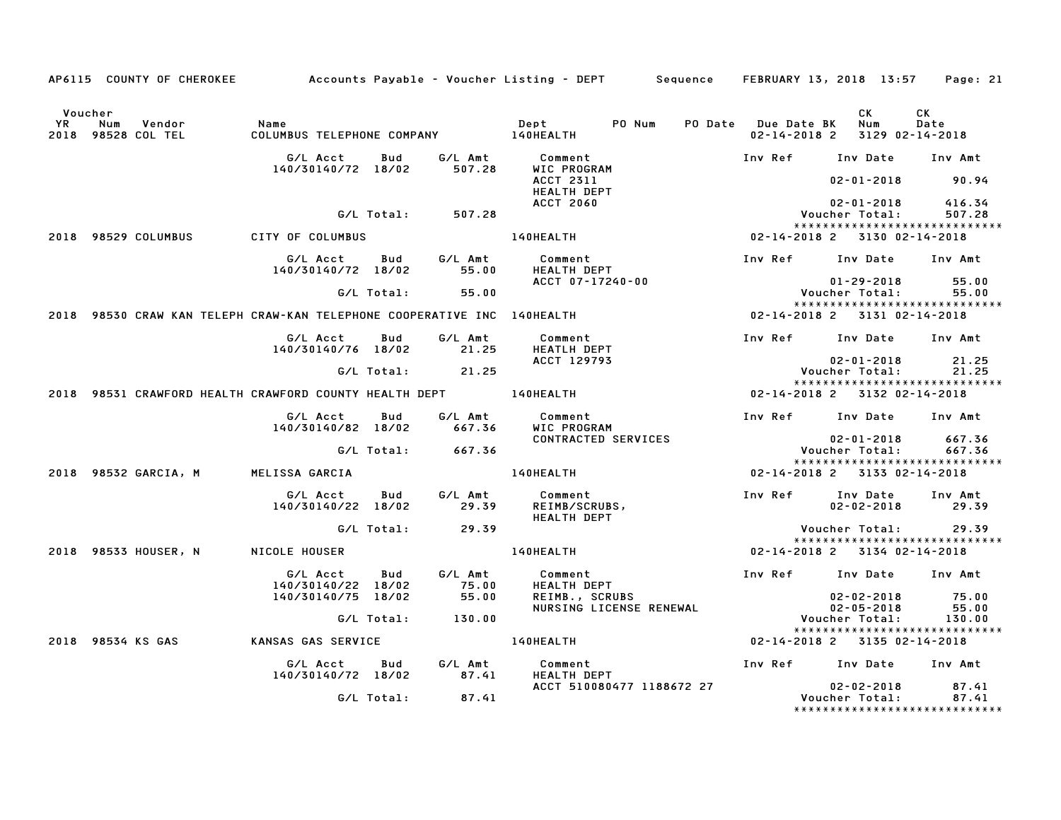AP6115 COUNTY OF CHEROKEE Accounts Payable - Voucher Listing - DEPT Sequence FEBRUARY 13, 2018 13:57 Page: 21

| Voucher YR | Num | Vendor | Name | Dept | PO Num | PO Date | Due Date BK | CK Num | CK Date |
|---|---|---|---|---|---|---|---|---|---|
| 2018 | 98528 | COL TEL | COLUMBUS TELEPHONE COMPANY | 140HEALTH | | | 02-14-2018 2 | 3129 | 02-14-2018 |

| G/L Acct | Bud | G/L Amt | Comment | Inv Ref | Inv Date | Inv Amt |
|---|---|---|---|---|---|---|
| 140/30140/72 | 18/02 | 507.28 | WIC PROGRAM | | | |
| | | | ACCT 2311 | | 02-01-2018 | 90.94 |
| | | | HEALTH DEPT | | | |
| | | | ACCT 2060 | | 02-01-2018 | 416.34 |
| | G/L Total: | 507.28 | | | Voucher Total: | 507.28 |

*****************************

| Voucher YR | Num | Vendor | Name | Dept | Due Date BK | CK Num | CK Date |
|---|---|---|---|---|---|---|---|
| 2018 | 98529 | COLUMBUS | CITY OF COLUMBUS | 140HEALTH | 02-14-2018 2 | 3130 | 02-14-2018 |

| G/L Acct | Bud | G/L Amt | Comment | Inv Ref | Inv Date | Inv Amt |
|---|---|---|---|---|---|---|
| 140/30140/72 | 18/02 | 55.00 | HEALTH DEPT | | | |
| | | | ACCT 07-17240-00 | | 01-29-2018 | 55.00 |
| | G/L Total: | 55.00 | | | Voucher Total: | 55.00 |

*****************************

| Voucher YR | Num | Vendor | Name | Dept | Due Date BK | CK Num | CK Date |
|---|---|---|---|---|---|---|---|
| 2018 | 98530 | CRAW KAN TELEPH | CRAW-KAN TELEPHONE COOPERATIVE INC | 140HEALTH | 02-14-2018 2 | 3131 | 02-14-2018 |

| G/L Acct | Bud | G/L Amt | Comment | Inv Ref | Inv Date | Inv Amt |
|---|---|---|---|---|---|---|
| 140/30140/76 | 18/02 | 21.25 | HEATLH DEPT | | | |
| | | | ACCT 129793 | | 02-01-2018 | 21.25 |
| | G/L Total: | 21.25 | | | Voucher Total: | 21.25 |

*****************************

| Voucher YR | Num | Vendor | Name | Dept | Due Date BK | CK Num | CK Date |
|---|---|---|---|---|---|---|---|
| 2018 | 98531 | CRAWFORD HEALTH | CRAWFORD COUNTY HEALTH DEPT | 140HEALTH | 02-14-2018 2 | 3132 | 02-14-2018 |

| G/L Acct | Bud | G/L Amt | Comment | Inv Ref | Inv Date | Inv Amt |
|---|---|---|---|---|---|---|
| 140/30140/82 | 18/02 | 667.36 | WIC PROGRAM | | | |
| | | | CONTRACTED SERVICES | | 02-01-2018 | 667.36 |
| | G/L Total: | 667.36 | | | Voucher Total: | 667.36 |

*****************************

| Voucher YR | Num | Vendor | Name | Dept | Due Date BK | CK Num | CK Date |
|---|---|---|---|---|---|---|---|
| 2018 | 98532 | GARCIA, M | MELISSA GARCIA | 140HEALTH | 02-14-2018 2 | 3133 | 02-14-2018 |

| G/L Acct | Bud | G/L Amt | Comment | Inv Ref | Inv Date | Inv Amt |
|---|---|---|---|---|---|---|
| 140/30140/22 | 18/02 | 29.39 | REIMB/SCRUBS, | | 02-02-2018 | 29.39 |
| | | | HEALTH DEPT | | | |
| | G/L Total: | 29.39 | | | Voucher Total: | 29.39 |

*****************************

| Voucher YR | Num | Vendor | Name | Dept | Due Date BK | CK Num | CK Date |
|---|---|---|---|---|---|---|---|
| 2018 | 98533 | HOUSER, N | NICOLE HOUSER | 140HEALTH | 02-14-2018 2 | 3134 | 02-14-2018 |

| G/L Acct | Bud | G/L Amt | Comment | Inv Ref | Inv Date | Inv Amt |
|---|---|---|---|---|---|---|
| 140/30140/22 | 18/02 | 75.00 | HEALTH DEPT | | | |
| 140/30140/75 | 18/02 | 55.00 | REIMB., SCRUBS | | 02-02-2018 | 75.00 |
| | | | NURSING LICENSE RENEWAL | | 02-05-2018 | 55.00 |
| | G/L Total: | 130.00 | | | Voucher Total: | 130.00 |

*****************************

| Voucher YR | Num | Vendor | Name | Dept | Due Date BK | CK Num | CK Date |
|---|---|---|---|---|---|---|---|
| 2018 | 98534 | KS GAS | KANSAS GAS SERVICE | 140HEALTH | 02-14-2018 2 | 3135 | 02-14-2018 |

| G/L Acct | Bud | G/L Amt | Comment | Inv Ref | Inv Date | Inv Amt |
|---|---|---|---|---|---|---|
| 140/30140/72 | 18/02 | 87.41 | HEALTH DEPT | | | |
| | | | ACCT 510080477 1188672 27 | | 02-02-2018 | 87.41 |
| | G/L Total: | 87.41 | | | Voucher Total: | 87.41 |

*****************************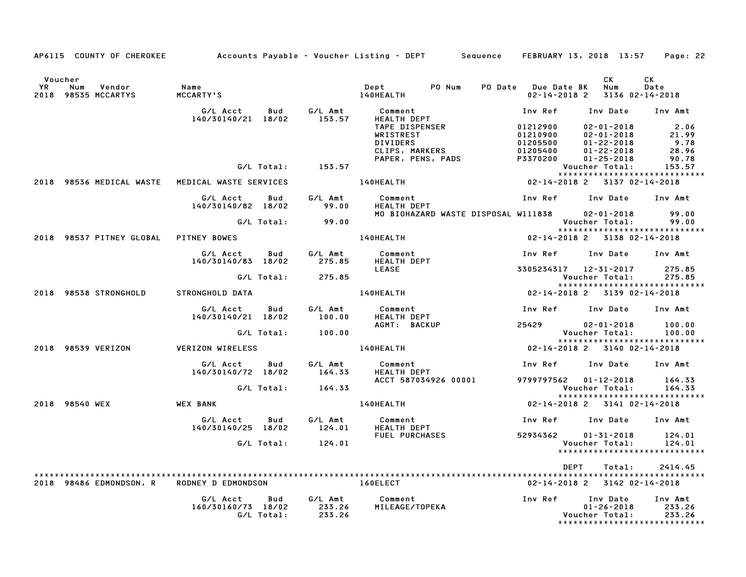AP6115 COUNTY OF CHEROKEE — Accounts Payable - Voucher Listing - DEPT — Sequence — FEBRUARY 13, 2018 13:57

| Voucher YR | Num | Vendor | Name | Dept | PO Num | PO Date | Due Date | BK | CK Num | CK Date |
|---|---|---|---|---|---|---|---|---|---|---|
| 2018 | 98535 | MCCARTYS | MCCARTY'S | 140HEALTH | | | 02-14-2018 | 2 | 3136 | 02-14-2018 |

| G/L Acct | Bud | G/L Amt | Comment | Inv Ref | Inv Date | Inv Amt |
|---|---|---|---|---|---|---|
| 140/30140/21 | 18/02 | 153.57 | HEALTH DEPT | | | |
| | | | TAPE DISPENSER | 01212900 | 02-01-2018 | 2.06 |
| | | | WRISTREST | 01210900 | 02-01-2018 | 21.99 |
| | | | DIVIDERS | 01205500 | 01-22-2018 | 9.78 |
| | | | CLIPS, MARKERS | 01205400 | 01-22-2018 | 28.96 |
| | | | PAPER, PENS, PADS | P3370200 | 01-25-2018 | 90.78 |
| G/L Total: | | 153.57 | | | Voucher Total: | 153.57 |

| Voucher YR | Num | Vendor | Name | Dept | Due Date | BK | CK Num | CK Date |
|---|---|---|---|---|---|---|---|---|
| 2018 | 98536 | MEDICAL WASTE | MEDICAL WASTE SERVICES | 140HEALTH | 02-14-2018 | 2 | 3137 | 02-14-2018 |

| G/L Acct | Bud | G/L Amt | Comment | Inv Ref | Inv Date | Inv Amt |
|---|---|---|---|---|---|---|
| 140/30140/82 | 18/02 | 99.00 | HEALTH DEPT | | | |
| | | | MO BIOHAZARD WASTE DISPOSAL | W111838 | 02-01-2018 | 99.00 |
| G/L Total: | | 99.00 | | | Voucher Total: | 99.00 |

| Voucher YR | Num | Vendor | Name | Dept | Due Date | BK | CK Num | CK Date |
|---|---|---|---|---|---|---|---|---|
| 2018 | 98537 | PITNEY GLOBAL | PITNEY BOWES | 140HEALTH | 02-14-2018 | 2 | 3138 | 02-14-2018 |

| G/L Acct | Bud | G/L Amt | Comment | Inv Ref | Inv Date | Inv Amt |
|---|---|---|---|---|---|---|
| 140/30140/83 | 18/02 | 275.85 | HEALTH DEPT | | | |
| | | | LEASE | 3305234317 | 12-31-2017 | 275.85 |
| G/L Total: | | 275.85 | | | Voucher Total: | 275.85 |

| Voucher YR | Num | Vendor | Name | Dept | Due Date | BK | CK Num | CK Date |
|---|---|---|---|---|---|---|---|---|
| 2018 | 98538 | STRONGHOLD | STRONGHOLD DATA | 140HEALTH | 02-14-2018 | 2 | 3139 | 02-14-2018 |

| G/L Acct | Bud | G/L Amt | Comment | Inv Ref | Inv Date | Inv Amt |
|---|---|---|---|---|---|---|
| 140/30140/21 | 18/02 | 100.00 | HEALTH DEPT | | | |
| | | | AGMT: BACKUP | 25429 | 02-01-2018 | 100.00 |
| G/L Total: | | 100.00 | | | Voucher Total: | 100.00 |

| Voucher YR | Num | Vendor | Name | Dept | Due Date | BK | CK Num | CK Date |
|---|---|---|---|---|---|---|---|---|
| 2018 | 98539 | VERIZON | VERIZON WIRELESS | 140HEALTH | 02-14-2018 | 2 | 3140 | 02-14-2018 |

| G/L Acct | Bud | G/L Amt | Comment | Inv Ref | Inv Date | Inv Amt |
|---|---|---|---|---|---|---|
| 140/30140/72 | 18/02 | 164.33 | HEALTH DEPT | | | |
| | | | ACCT 587034926 00001 | 9799797562 | 01-12-2018 | 164.33 |
| G/L Total: | | 164.33 | | | Voucher Total: | 164.33 |

| Voucher YR | Num | Vendor | Name | Dept | Due Date | BK | CK Num | CK Date |
|---|---|---|---|---|---|---|---|---|
| 2018 | 98540 | WEX | WEX BANK | 140HEALTH | 02-14-2018 | 2 | 3141 | 02-14-2018 |

| G/L Acct | Bud | G/L Amt | Comment | Inv Ref | Inv Date | Inv Amt |
|---|---|---|---|---|---|---|
| 140/30140/25 | 18/02 | 124.01 | HEALTH DEPT | | | |
| | | | FUEL PURCHASES | 52934362 | 01-31-2018 | 124.01 |
| G/L Total: | | 124.01 | | | Voucher Total: | 124.01 |

DEPT Total: 2414.45

| Voucher YR | Num | Vendor | Name | Dept | Due Date | BK | CK Num | CK Date |
|---|---|---|---|---|---|---|---|---|
| 2018 | 98486 | EDMONDSON, R | RODNEY D EDMONDSON | 160ELECT | 02-14-2018 | 2 | 3142 | 02-14-2018 |

| G/L Acct | Bud | G/L Amt | Comment | Inv Ref | Inv Date | Inv Amt |
|---|---|---|---|---|---|---|
| 160/30160/73 | 18/02 | 233.26 | MILEAGE/TOPEKA | | 01-26-2018 | 233.26 |
| G/L Total: | | 233.26 | | | Voucher Total: | 233.26 |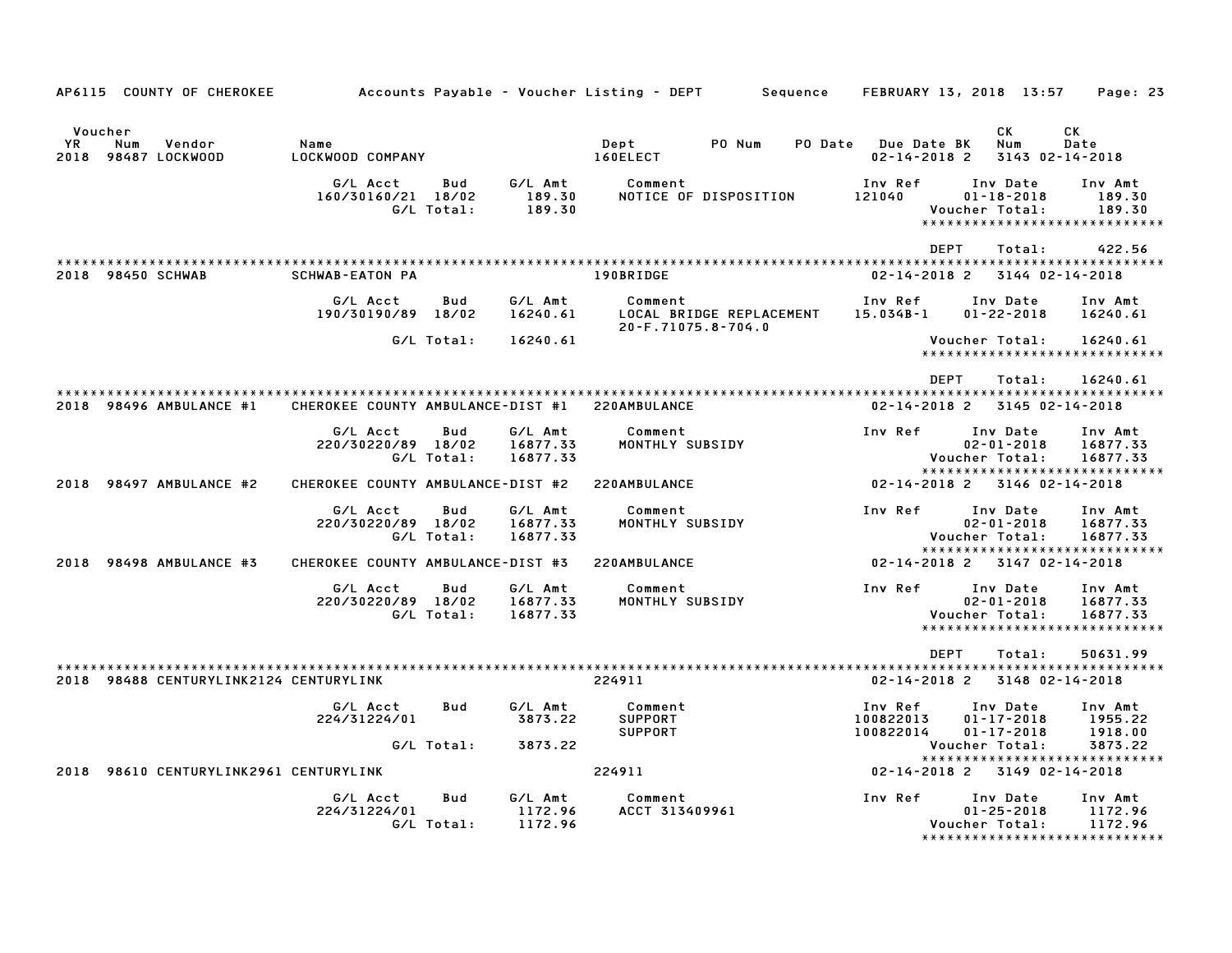AP6115 COUNTY OF CHEROKEE — Accounts Payable - Voucher Listing - DEPT — Sequence — FEBRUARY 13, 2018 13:57

| Voucher YR | Num | Vendor | Name | Dept | PO Num | PO Date | Due Date BK | CK Num | CK Date |
|---|---|---|---|---|---|---|---|---|---|
| 2018 | 98487 | LOCKWOOD | LOCKWOOD COMPANY | 160ELECT | | | 02-14-2018 2 | 3143 | 02-14-2018 |

| G/L Acct | Bud | G/L Amt | Comment | Inv Ref | Inv Date | Inv Amt |
|---|---|---|---|---|---|---|
| 160/30160/21 | 18/02 | 189.30 | NOTICE OF DISPOSITION | 121040 | 01-18-2018 | 189.30 |
| | G/L Total: | 189.30 | | | Voucher Total: | 189.30 |

DEPT Total: 422.56

| Voucher YR | Num | Vendor | Name | Dept | Due Date BK | CK Num | CK Date |
|---|---|---|---|---|---|---|---|
| 2018 | 98450 | SCHWAB | SCHWAB-EATON PA | 190BRIDGE | 02-14-2018 2 | 3144 | 02-14-2018 |

| G/L Acct | Bud | G/L Amt | Comment | Inv Ref | Inv Date | Inv Amt |
|---|---|---|---|---|---|---|
| 190/30190/89 | 18/02 | 16240.61 | LOCAL BRIDGE REPLACEMENT 20-F.71075.8-704.0 | 15.034B-1 | 01-22-2018 | 16240.61 |
| | G/L Total: | 16240.61 | | | Voucher Total: | 16240.61 |

DEPT Total: 16240.61

| Voucher YR | Num | Vendor | Name | Dept | Due Date BK | CK Num | CK Date |
|---|---|---|---|---|---|---|---|
| 2018 | 98496 | AMBULANCE #1 | CHEROKEE COUNTY AMBULANCE-DIST #1 | 220AMBULANCE | 02-14-2018 2 | 3145 | 02-14-2018 |

| G/L Acct | Bud | G/L Amt | Comment | Inv Ref | Inv Date | Inv Amt |
|---|---|---|---|---|---|---|
| 220/30220/89 | 18/02 | 16877.33 | MONTHLY SUBSIDY | | 02-01-2018 | 16877.33 |
| | G/L Total: | 16877.33 | | | Voucher Total: | 16877.33 |

| Voucher YR | Num | Vendor | Name | Dept | Due Date BK | CK Num | CK Date |
|---|---|---|---|---|---|---|---|
| 2018 | 98497 | AMBULANCE #2 | CHEROKEE COUNTY AMBULANCE-DIST #2 | 220AMBULANCE | 02-14-2018 2 | 3146 | 02-14-2018 |

| G/L Acct | Bud | G/L Amt | Comment | Inv Ref | Inv Date | Inv Amt |
|---|---|---|---|---|---|---|
| 220/30220/89 | 18/02 | 16877.33 | MONTHLY SUBSIDY | | 02-01-2018 | 16877.33 |
| | G/L Total: | 16877.33 | | | Voucher Total: | 16877.33 |

| Voucher YR | Num | Vendor | Name | Dept | Due Date BK | CK Num | CK Date |
|---|---|---|---|---|---|---|---|
| 2018 | 98498 | AMBULANCE #3 | CHEROKEE COUNTY AMBULANCE-DIST #3 | 220AMBULANCE | 02-14-2018 2 | 3147 | 02-14-2018 |

| G/L Acct | Bud | G/L Amt | Comment | Inv Ref | Inv Date | Inv Amt |
|---|---|---|---|---|---|---|
| 220/30220/89 | 18/02 | 16877.33 | MONTHLY SUBSIDY | | 02-01-2018 | 16877.33 |
| | G/L Total: | 16877.33 | | | Voucher Total: | 16877.33 |

DEPT Total: 50631.99

| Voucher YR | Num | Vendor | Name | Dept | Due Date BK | CK Num | CK Date |
|---|---|---|---|---|---|---|---|
| 2018 | 98488 | CENTURYLINK2124 | CENTURYLINK | 224911 | 02-14-2018 2 | 3148 | 02-14-2018 |

| G/L Acct | Bud | G/L Amt | Comment | Inv Ref | Inv Date | Inv Amt |
|---|---|---|---|---|---|---|
| 224/31224/01 | | 3873.22 | SUPPORT | 100822013 | 01-17-2018 | 1955.22 |
| | | | SUPPORT | 100822014 | 01-17-2018 | 1918.00 |
| | G/L Total: | 3873.22 | | | Voucher Total: | 3873.22 |

| Voucher YR | Num | Vendor | Name | Dept | Due Date BK | CK Num | CK Date |
|---|---|---|---|---|---|---|---|
| 2018 | 98610 | CENTURYLINK2961 | CENTURYLINK | 224911 | 02-14-2018 2 | 3149 | 02-14-2018 |

| G/L Acct | Bud | G/L Amt | Comment | Inv Ref | Inv Date | Inv Amt |
|---|---|---|---|---|---|---|
| 224/31224/01 | | 1172.96 | ACCT 313409961 | | 01-25-2018 | 1172.96 |
| | G/L Total: | 1172.96 | | | Voucher Total: | 1172.96 |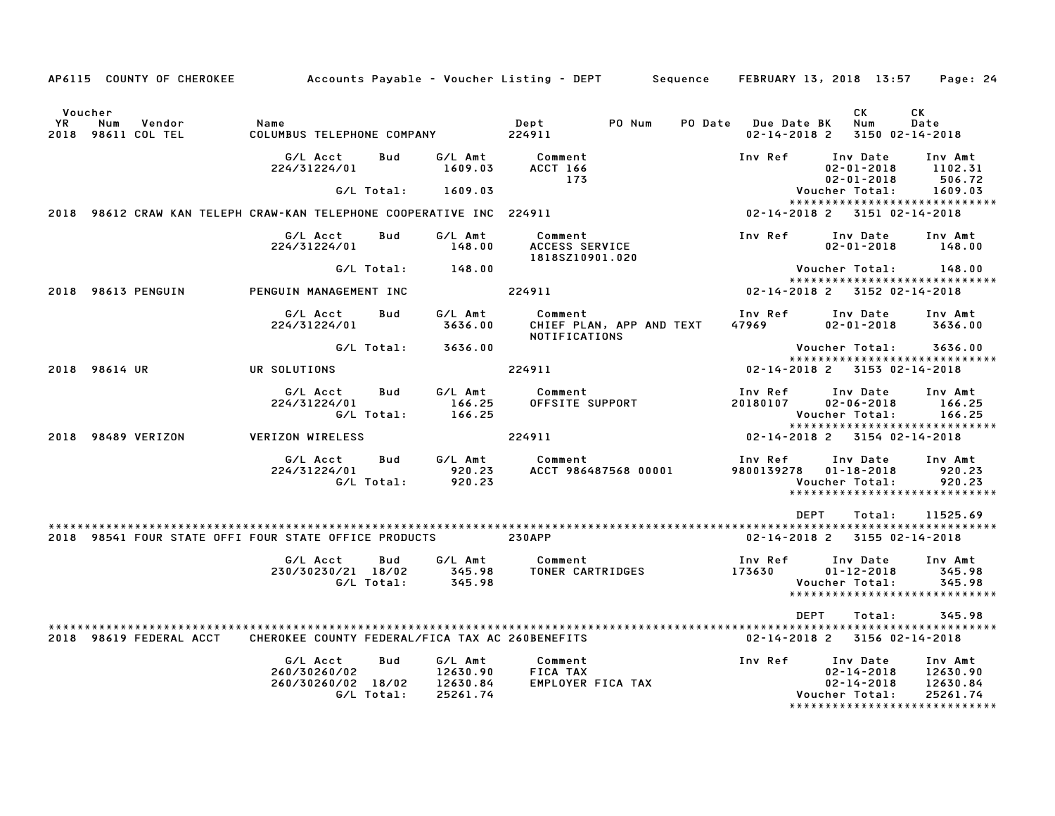AP6115 COUNTY OF CHEROKEE Accounts Payable - Voucher Listing - DEPT Sequence FEBRUARY 13, 2018 13:57 Page: 24

| Voucher YR | Num | Vendor | Name | Dept | PO Num | PO Date | Due Date BK | CK Num | CK Date |
|---|---|---|---|---|---|---|---|---|---|
| 2018 | 98611 | COL TEL | COLUMBUS TELEPHONE COMPANY | 224911 | | | 02-14-2018 2 | 3150 | 02-14-2018 |

| G/L Acct | Bud | G/L Amt | Comment | Inv Ref | Inv Date | Inv Amt |
|---|---|---|---|---|---|---|
| 224/31224/01 | | 1609.03 | ACCT 166 | | 02-01-2018 | 1102.31 |
| | | | 173 | | 02-01-2018 | 506.72 |
| | G/L Total: | 1609.03 | | | Voucher Total: | 1609.03 |

*****************************

| Voucher YR | Num | Vendor | Name | Dept | PO Num | PO Date | Due Date BK | CK Num | CK Date |
|---|---|---|---|---|---|---|---|---|---|
| 2018 | 98612 | CRAW KAN TELEPH | CRAW-KAN TELEPHONE COOPERATIVE INC | 224911 | | | 02-14-2018 2 | 3151 | 02-14-2018 |

| G/L Acct | Bud | G/L Amt | Comment | Inv Ref | Inv Date | Inv Amt |
|---|---|---|---|---|---|---|
| 224/31224/01 | | 148.00 | ACCESS SERVICE 1818SZ10901.020 | | 02-01-2018 | 148.00 |
| | G/L Total: | 148.00 | | | Voucher Total: | 148.00 |

*****************************

| Voucher YR | Num | Vendor | Name | Dept | PO Num | PO Date | Due Date BK | CK Num | CK Date |
|---|---|---|---|---|---|---|---|---|---|
| 2018 | 98613 | PENGUIN | PENGUIN MANAGEMENT INC | 224911 | | | 02-14-2018 2 | 3152 | 02-14-2018 |

| G/L Acct | Bud | G/L Amt | Comment | Inv Ref | Inv Date | Inv Amt |
|---|---|---|---|---|---|---|
| 224/31224/01 | | 3636.00 | CHIEF PLAN, APP AND TEXT NOTIFICATIONS | 47969 | 02-01-2018 | 3636.00 |
| | G/L Total: | 3636.00 | | | Voucher Total: | 3636.00 |

*****************************

| Voucher YR | Num | Vendor | Name | Dept | PO Num | PO Date | Due Date BK | CK Num | CK Date |
|---|---|---|---|---|---|---|---|---|---|
| 2018 | 98614 | UR | UR SOLUTIONS | 224911 | | | 02-14-2018 2 | 3153 | 02-14-2018 |

| G/L Acct | Bud | G/L Amt | Comment | Inv Ref | Inv Date | Inv Amt |
|---|---|---|---|---|---|---|
| 224/31224/01 | | 166.25 | OFFSITE SUPPORT | 20180107 | 02-06-2018 | 166.25 |
| | G/L Total: | 166.25 | | | Voucher Total: | 166.25 |

*****************************

| Voucher YR | Num | Vendor | Name | Dept | PO Num | PO Date | Due Date BK | CK Num | CK Date |
|---|---|---|---|---|---|---|---|---|---|
| 2018 | 98489 | VERIZON | VERIZON WIRELESS | 224911 | | | 02-14-2018 2 | 3154 | 02-14-2018 |

| G/L Acct | Bud | G/L Amt | Comment | Inv Ref | Inv Date | Inv Amt |
|---|---|---|---|---|---|---|
| 224/31224/01 | | 920.23 | ACCT 986487568 00001 | 9800139278 | 01-18-2018 | 920.23 |
| | G/L Total: | 920.23 | | | Voucher Total: | 920.23 |

*****************************

DEPT Total: 11525.69

*****************************

| Voucher YR | Num | Vendor | Name | Dept | PO Num | PO Date | Due Date BK | CK Num | CK Date |
|---|---|---|---|---|---|---|---|---|---|
| 2018 | 98541 | FOUR STATE OFFI | FOUR STATE OFFICE PRODUCTS | 230APP | | | 02-14-2018 2 | 3155 | 02-14-2018 |

| G/L Acct | Bud | G/L Amt | Comment | Inv Ref | Inv Date | Inv Amt |
|---|---|---|---|---|---|---|
| 230/30230/21 | 18/02 | 345.98 | TONER CARTRIDGES | 173630 | 01-12-2018 | 345.98 |
| | G/L Total: | 345.98 | | | Voucher Total: | 345.98 |

*****************************

DEPT Total: 345.98

*****************************

| Voucher YR | Num | Vendor | Name | Dept | PO Num | PO Date | Due Date BK | CK Num | CK Date |
|---|---|---|---|---|---|---|---|---|---|
| 2018 | 98619 | FEDERAL ACCT | CHEROKEE COUNTY FEDERAL/FICA TAX AC | 260BENEFITS | | | 02-14-2018 2 | 3156 | 02-14-2018 |

| G/L Acct | Bud | G/L Amt | Comment | Inv Ref | Inv Date | Inv Amt |
|---|---|---|---|---|---|---|
| 260/30260/02 | | 12630.90 | FICA TAX | | 02-14-2018 | 12630.90 |
| 260/30260/02 | 18/02 | 12630.84 | EMPLOYER FICA TAX | | 02-14-2018 | 12630.84 |
| | G/L Total: | 25261.74 | | | Voucher Total: | 25261.74 |

*****************************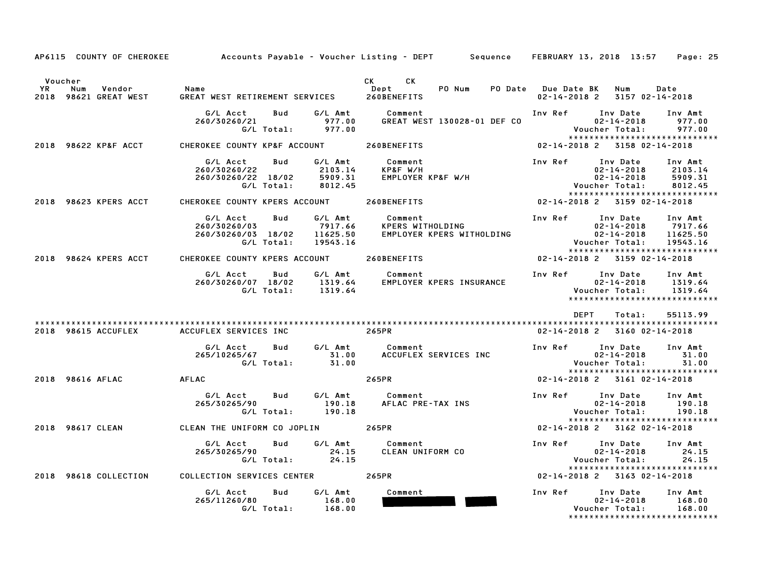AP6115 COUNTY OF CHEROKEE Accounts Payable - Voucher Listing - DEPT Sequence FEBRUARY 13, 2018 13:57

| Voucher YR | Num | Vendor | Name | CK Dept | CK PO Num | PO Date | Due Date BK | Num | Date |
|---|---|---|---|---|---|---|---|---|---|
| 2018 | 98621 | GREAT WEST | GREAT WEST RETIREMENT SERVICES | 260BENEFITS | | | 02-14-2018 2 | 3157 | 02-14-2018 |

| G/L Acct | Bud | G/L Amt | Comment | Inv Ref | Inv Date | Inv Amt |
|---|---|---|---|---|---|---|
| 260/30260/21 | | 977.00 | GREAT WEST 130028-01 DEF CO | | 02-14-2018 | 977.00 |
| | G/L Total: | 977.00 | | | Voucher Total: | 977.00 |

******************************

| YR | Num | Vendor | Name | Dept | | | Due Date BK | Num | Date |
|---|---|---|---|---|---|---|---|---|---|
| 2018 | 98622 | KP&F ACCT | CHEROKEE COUNTY KP&F ACCOUNT | 260BENEFITS | | | 02-14-2018 2 | 3158 | 02-14-2018 |

| G/L Acct | Bud | G/L Amt | Comment | Inv Ref | Inv Date | Inv Amt |
|---|---|---|---|---|---|---|
| 260/30260/22 | | 2103.14 | KP&F W/H | | 02-14-2018 | 2103.14 |
| 260/30260/22 | 18/02 | 5909.31 | EMPLOYER KP&F W/H | | 02-14-2018 | 5909.31 |
| | G/L Total: | 8012.45 | | | Voucher Total: | 8012.45 |

******************************

| YR | Num | Vendor | Name | Dept | | | Due Date BK | Num | Date |
|---|---|---|---|---|---|---|---|---|---|
| 2018 | 98623 | KPERS ACCT | CHEROKEE COUNTY KPERS ACCOUNT | 260BENEFITS | | | 02-14-2018 2 | 3159 | 02-14-2018 |

| G/L Acct | Bud | G/L Amt | Comment | Inv Ref | Inv Date | Inv Amt |
|---|---|---|---|---|---|---|
| 260/30260/03 | | 7917.66 | KPERS WITHOLDING | | 02-14-2018 | 7917.66 |
| 260/30260/03 | 18/02 | 11625.50 | EMPLOYER KPERS WITHOLDING | | 02-14-2018 | 11625.50 |
| | G/L Total: | 19543.16 | | | Voucher Total: | 19543.16 |

******************************

| YR | Num | Vendor | Name | Dept | | | Due Date BK | Num | Date |
|---|---|---|---|---|---|---|---|---|---|
| 2018 | 98624 | KPERS ACCT | CHEROKEE COUNTY KPERS ACCOUNT | 260BENEFITS | | | 02-14-2018 2 | 3159 | 02-14-2018 |

| G/L Acct | Bud | G/L Amt | Comment | Inv Ref | Inv Date | Inv Amt |
|---|---|---|---|---|---|---|
| 260/30260/07 | 18/02 | 1319.64 | EMPLOYER KPERS INSURANCE | | 02-14-2018 | 1319.64 |
| | G/L Total: | 1319.64 | | | Voucher Total: | 1319.64 |

******************************

DEPT Total: 55113.99

******************************

| YR | Num | Vendor | Name | Dept | | | Due Date BK | Num | Date |
|---|---|---|---|---|---|---|---|---|---|
| 2018 | 98615 | ACCUFLEX | ACCUFLEX SERVICES INC | 265PR | | | 02-14-2018 2 | 3160 | 02-14-2018 |

| G/L Acct | Bud | G/L Amt | Comment | Inv Ref | Inv Date | Inv Amt |
|---|---|---|---|---|---|---|
| 265/10265/67 | | 31.00 | ACCUFLEX SERVICES INC | | 02-14-2018 | 31.00 |
| | G/L Total: | 31.00 | | | Voucher Total: | 31.00 |

******************************

| YR | Num | Vendor | Name | Dept | | | Due Date BK | Num | Date |
|---|---|---|---|---|---|---|---|---|---|
| 2018 | 98616 | AFLAC | AFLAC | 265PR | | | 02-14-2018 2 | 3161 | 02-14-2018 |

| G/L Acct | Bud | G/L Amt | Comment | Inv Ref | Inv Date | Inv Amt |
|---|---|---|---|---|---|---|
| 265/30265/90 | | 190.18 | AFLAC PRE-TAX INS | | 02-14-2018 | 190.18 |
| | G/L Total: | 190.18 | | | Voucher Total: | 190.18 |

******************************

| YR | Num | Vendor | Name | Dept | | | Due Date BK | Num | Date |
|---|---|---|---|---|---|---|---|---|---|
| 2018 | 98617 | CLEAN | CLEAN THE UNIFORM CO JOPLIN | 265PR | | | 02-14-2018 2 | 3162 | 02-14-2018 |

| G/L Acct | Bud | G/L Amt | Comment | Inv Ref | Inv Date | Inv Amt |
|---|---|---|---|---|---|---|
| 265/30265/90 | | 24.15 | CLEAN UNIFORM CO | | 02-14-2018 | 24.15 |
| | G/L Total: | 24.15 | | | Voucher Total: | 24.15 |

******************************

| YR | Num | Vendor | Name | Dept | | | Due Date BK | Num | Date |
|---|---|---|---|---|---|---|---|---|---|
| 2018 | 98618 | COLLECTION | COLLECTION SERVICES CENTER | 265PR | | | 02-14-2018 2 | 3163 | 02-14-2018 |

| G/L Acct | Bud | G/L Amt | Comment | Inv Ref | Inv Date | Inv Amt |
|---|---|---|---|---|---|---|
| 265/11260/80 | | 168.00 | [REDACTED] | | 02-14-2018 | 168.00 |
| | G/L Total: | 168.00 | | | Voucher Total: | 168.00 |

******************************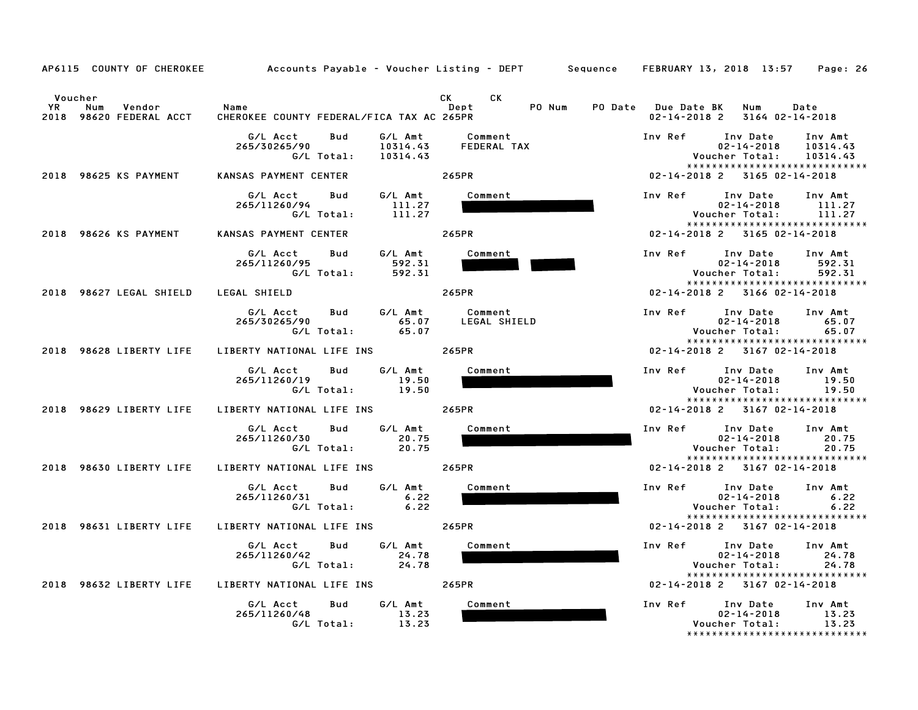AP6115 COUNTY OF CHEROKEE Accounts Payable - Voucher Listing - DEPT Sequence FEBRUARY 13, 2018 13:57 Page: 26

| Voucher YR | Num | Vendor | Name | CK Dept | CK | PO Num | PO Date | Due Date | BK | Num | Date |
|---|---|---|---|---|---|---|---|---|---|---|---|
| 2018 | 98620 | FEDERAL ACCT | CHEROKEE COUNTY FEDERAL/FICA TAX AC | 265PR | | | | 02-14-2018 | 2 | 3164 | 02-14-2018 |

| G/L Acct | Bud | G/L Amt | Comment | Inv Ref | Inv Date | Inv Amt |
|---|---|---|---|---|---|---|
| 265/30265/90 | | 10314.43 | FEDERAL TAX | | 02-14-2018 | 10314.43 |
| | G/L Total: | 10314.43 | | | Voucher Total: | 10314.43 |

| Voucher YR | Num | Vendor | Name | CK Dept | Due Date | BK | Num | Date |
|---|---|---|---|---|---|---|---|---|
| 2018 | 98625 | KS PAYMENT | KANSAS PAYMENT CENTER | 265PR | 02-14-2018 | 2 | 3165 | 02-14-2018 |

| G/L Acct | Bud | G/L Amt | Comment | Inv Ref | Inv Date | Inv Amt |
|---|---|---|---|---|---|---|
| 265/11260/94 | | 111.27 | | | 02-14-2018 | 111.27 |
| | G/L Total: | 111.27 | | | Voucher Total: | 111.27 |

| Voucher YR | Num | Vendor | Name | CK Dept | Due Date | BK | Num | Date |
|---|---|---|---|---|---|---|---|---|
| 2018 | 98626 | KS PAYMENT | KANSAS PAYMENT CENTER | 265PR | 02-14-2018 | 2 | 3165 | 02-14-2018 |

| G/L Acct | Bud | G/L Amt | Comment | Inv Ref | Inv Date | Inv Amt |
|---|---|---|---|---|---|---|
| 265/11260/95 | | 592.31 | | | 02-14-2018 | 592.31 |
| | G/L Total: | 592.31 | | | Voucher Total: | 592.31 |

| Voucher YR | Num | Vendor | Name | CK Dept | Due Date | BK | Num | Date |
|---|---|---|---|---|---|---|---|---|
| 2018 | 98627 | LEGAL SHIELD | LEGAL SHIELD | 265PR | 02-14-2018 | 2 | 3166 | 02-14-2018 |

| G/L Acct | Bud | G/L Amt | Comment | Inv Ref | Inv Date | Inv Amt |
|---|---|---|---|---|---|---|
| 265/30265/90 | | 65.07 | LEGAL SHIELD | | 02-14-2018 | 65.07 |
| | G/L Total: | 65.07 | | | Voucher Total: | 65.07 |

| Voucher YR | Num | Vendor | Name | CK Dept | Due Date | BK | Num | Date |
|---|---|---|---|---|---|---|---|---|
| 2018 | 98628 | LIBERTY LIFE | LIBERTY NATIONAL LIFE INS | 265PR | 02-14-2018 | 2 | 3167 | 02-14-2018 |

| G/L Acct | Bud | G/L Amt | Comment | Inv Ref | Inv Date | Inv Amt |
|---|---|---|---|---|---|---|
| 265/11260/19 | | 19.50 | | | 02-14-2018 | 19.50 |
| | G/L Total: | 19.50 | | | Voucher Total: | 19.50 |

| Voucher YR | Num | Vendor | Name | CK Dept | Due Date | BK | Num | Date |
|---|---|---|---|---|---|---|---|---|
| 2018 | 98629 | LIBERTY LIFE | LIBERTY NATIONAL LIFE INS | 265PR | 02-14-2018 | 2 | 3167 | 02-14-2018 |

| G/L Acct | Bud | G/L Amt | Comment | Inv Ref | Inv Date | Inv Amt |
|---|---|---|---|---|---|---|
| 265/11260/30 | | 20.75 | | | 02-14-2018 | 20.75 |
| | G/L Total: | 20.75 | | | Voucher Total: | 20.75 |

| Voucher YR | Num | Vendor | Name | CK Dept | Due Date | BK | Num | Date |
|---|---|---|---|---|---|---|---|---|
| 2018 | 98630 | LIBERTY LIFE | LIBERTY NATIONAL LIFE INS | 265PR | 02-14-2018 | 2 | 3167 | 02-14-2018 |

| G/L Acct | Bud | G/L Amt | Comment | Inv Ref | Inv Date | Inv Amt |
|---|---|---|---|---|---|---|
| 265/11260/31 | | 6.22 | | | 02-14-2018 | 6.22 |
| | G/L Total: | 6.22 | | | Voucher Total: | 6.22 |

| Voucher YR | Num | Vendor | Name | CK Dept | Due Date | BK | Num | Date |
|---|---|---|---|---|---|---|---|---|
| 2018 | 98631 | LIBERTY LIFE | LIBERTY NATIONAL LIFE INS | 265PR | 02-14-2018 | 2 | 3167 | 02-14-2018 |

| G/L Acct | Bud | G/L Amt | Comment | Inv Ref | Inv Date | Inv Amt |
|---|---|---|---|---|---|---|
| 265/11260/42 | | 24.78 | | | 02-14-2018 | 24.78 |
| | G/L Total: | 24.78 | | | Voucher Total: | 24.78 |

| Voucher YR | Num | Vendor | Name | CK Dept | Due Date | BK | Num | Date |
|---|---|---|---|---|---|---|---|---|
| 2018 | 98632 | LIBERTY LIFE | LIBERTY NATIONAL LIFE INS | 265PR | 02-14-2018 | 2 | 3167 | 02-14-2018 |

| G/L Acct | Bud | G/L Amt | Comment | Inv Ref | Inv Date | Inv Amt |
|---|---|---|---|---|---|---|
| 265/11260/48 | | 13.23 | | | 02-14-2018 | 13.23 |
| | G/L Total: | 13.23 | | | Voucher Total: | 13.23 |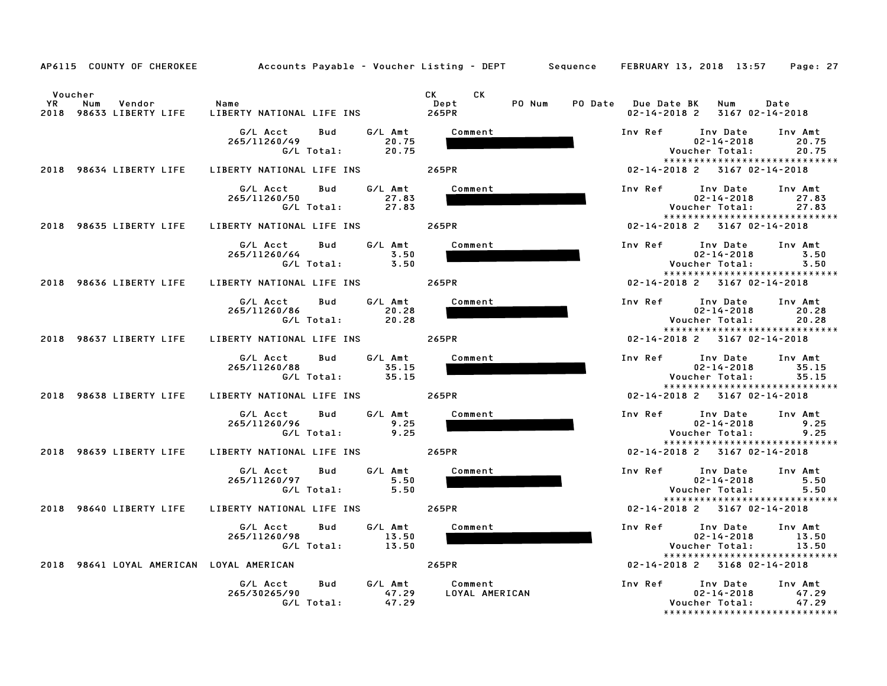AP6115 COUNTY OF CHEROKEE — Accounts Payable - Voucher Listing - DEPT — Sequence — FEBRUARY 13, 2018 13:57

| Voucher YR | Num | Vendor | Name | CK Dept | CK | PO Num | PO Date | Due Date | BK | Num | Date |
|---|---|---|---|---|---|---|---|---|---|---|---|
| 2018 | 98633 | LIBERTY LIFE | LIBERTY NATIONAL LIFE INS | 265PR | | | | 02-14-2018 | 2 | 3167 | 02-14-2018 |

| G/L Acct | Bud | G/L Amt | Comment | Inv Ref | Inv Date | Inv Amt |
|---|---|---|---|---|---|---|
| 265/11260/49 | | 20.75 | | | 02-14-2018 | 20.75 |
| | G/L Total: | 20.75 | | | Voucher Total: | 20.75 |

| Voucher YR | Num | Vendor | Name | CK Dept | CK | PO Num | PO Date | Due Date | BK | Num | Date |
|---|---|---|---|---|---|---|---|---|---|---|---|
| 2018 | 98634 | LIBERTY LIFE | LIBERTY NATIONAL LIFE INS | 265PR | | | | 02-14-2018 | 2 | 3167 | 02-14-2018 |

| G/L Acct | Bud | G/L Amt | Comment | Inv Ref | Inv Date | Inv Amt |
|---|---|---|---|---|---|---|
| 265/11260/50 | | 27.83 | | | 02-14-2018 | 27.83 |
| | G/L Total: | 27.83 | | | Voucher Total: | 27.83 |

| Voucher YR | Num | Vendor | Name | CK Dept | CK | PO Num | PO Date | Due Date | BK | Num | Date |
|---|---|---|---|---|---|---|---|---|---|---|---|
| 2018 | 98635 | LIBERTY LIFE | LIBERTY NATIONAL LIFE INS | 265PR | | | | 02-14-2018 | 2 | 3167 | 02-14-2018 |

| G/L Acct | Bud | G/L Amt | Comment | Inv Ref | Inv Date | Inv Amt |
|---|---|---|---|---|---|---|
| 265/11260/64 | | 3.50 | | | 02-14-2018 | 3.50 |
| | G/L Total: | 3.50 | | | Voucher Total: | 3.50 |

| Voucher YR | Num | Vendor | Name | CK Dept | CK | PO Num | PO Date | Due Date | BK | Num | Date |
|---|---|---|---|---|---|---|---|---|---|---|---|
| 2018 | 98636 | LIBERTY LIFE | LIBERTY NATIONAL LIFE INS | 265PR | | | | 02-14-2018 | 2 | 3167 | 02-14-2018 |

| G/L Acct | Bud | G/L Amt | Comment | Inv Ref | Inv Date | Inv Amt |
|---|---|---|---|---|---|---|
| 265/11260/86 | | 20.28 | | | 02-14-2018 | 20.28 |
| | G/L Total: | 20.28 | | | Voucher Total: | 20.28 |

| Voucher YR | Num | Vendor | Name | CK Dept | CK | PO Num | PO Date | Due Date | BK | Num | Date |
|---|---|---|---|---|---|---|---|---|---|---|---|
| 2018 | 98637 | LIBERTY LIFE | LIBERTY NATIONAL LIFE INS | 265PR | | | | 02-14-2018 | 2 | 3167 | 02-14-2018 |

| G/L Acct | Bud | G/L Amt | Comment | Inv Ref | Inv Date | Inv Amt |
|---|---|---|---|---|---|---|
| 265/11260/88 | | 35.15 | | | 02-14-2018 | 35.15 |
| | G/L Total: | 35.15 | | | Voucher Total: | 35.15 |

| Voucher YR | Num | Vendor | Name | CK Dept | CK | PO Num | PO Date | Due Date | BK | Num | Date |
|---|---|---|---|---|---|---|---|---|---|---|---|
| 2018 | 98638 | LIBERTY LIFE | LIBERTY NATIONAL LIFE INS | 265PR | | | | 02-14-2018 | 2 | 3167 | 02-14-2018 |

| G/L Acct | Bud | G/L Amt | Comment | Inv Ref | Inv Date | Inv Amt |
|---|---|---|---|---|---|---|
| 265/11260/96 | | 9.25 | | | 02-14-2018 | 9.25 |
| | G/L Total: | 9.25 | | | Voucher Total: | 9.25 |

| Voucher YR | Num | Vendor | Name | CK Dept | CK | PO Num | PO Date | Due Date | BK | Num | Date |
|---|---|---|---|---|---|---|---|---|---|---|---|
| 2018 | 98639 | LIBERTY LIFE | LIBERTY NATIONAL LIFE INS | 265PR | | | | 02-14-2018 | 2 | 3167 | 02-14-2018 |

| G/L Acct | Bud | G/L Amt | Comment | Inv Ref | Inv Date | Inv Amt |
|---|---|---|---|---|---|---|
| 265/11260/97 | | 5.50 | | | 02-14-2018 | 5.50 |
| | G/L Total: | 5.50 | | | Voucher Total: | 5.50 |

| Voucher YR | Num | Vendor | Name | CK Dept | CK | PO Num | PO Date | Due Date | BK | Num | Date |
|---|---|---|---|---|---|---|---|---|---|---|---|
| 2018 | 98640 | LIBERTY LIFE | LIBERTY NATIONAL LIFE INS | 265PR | | | | 02-14-2018 | 2 | 3167 | 02-14-2018 |

| G/L Acct | Bud | G/L Amt | Comment | Inv Ref | Inv Date | Inv Amt |
|---|---|---|---|---|---|---|
| 265/11260/98 | | 13.50 | | | 02-14-2018 | 13.50 |
| | G/L Total: | 13.50 | | | Voucher Total: | 13.50 |

| Voucher YR | Num | Vendor | Name | CK Dept | CK | PO Num | PO Date | Due Date | BK | Num | Date |
|---|---|---|---|---|---|---|---|---|---|---|---|
| 2018 | 98641 | LOYAL AMERICAN | LOYAL AMERICAN | 265PR | | | | 02-14-2018 | 2 | 3168 | 02-14-2018 |

| G/L Acct | Bud | G/L Amt | Comment | Inv Ref | Inv Date | Inv Amt |
|---|---|---|---|---|---|---|
| 265/30265/90 | | 47.29 | LOYAL AMERICAN | | 02-14-2018 | 47.29 |
| | G/L Total: | 47.29 | | | Voucher Total: | 47.29 |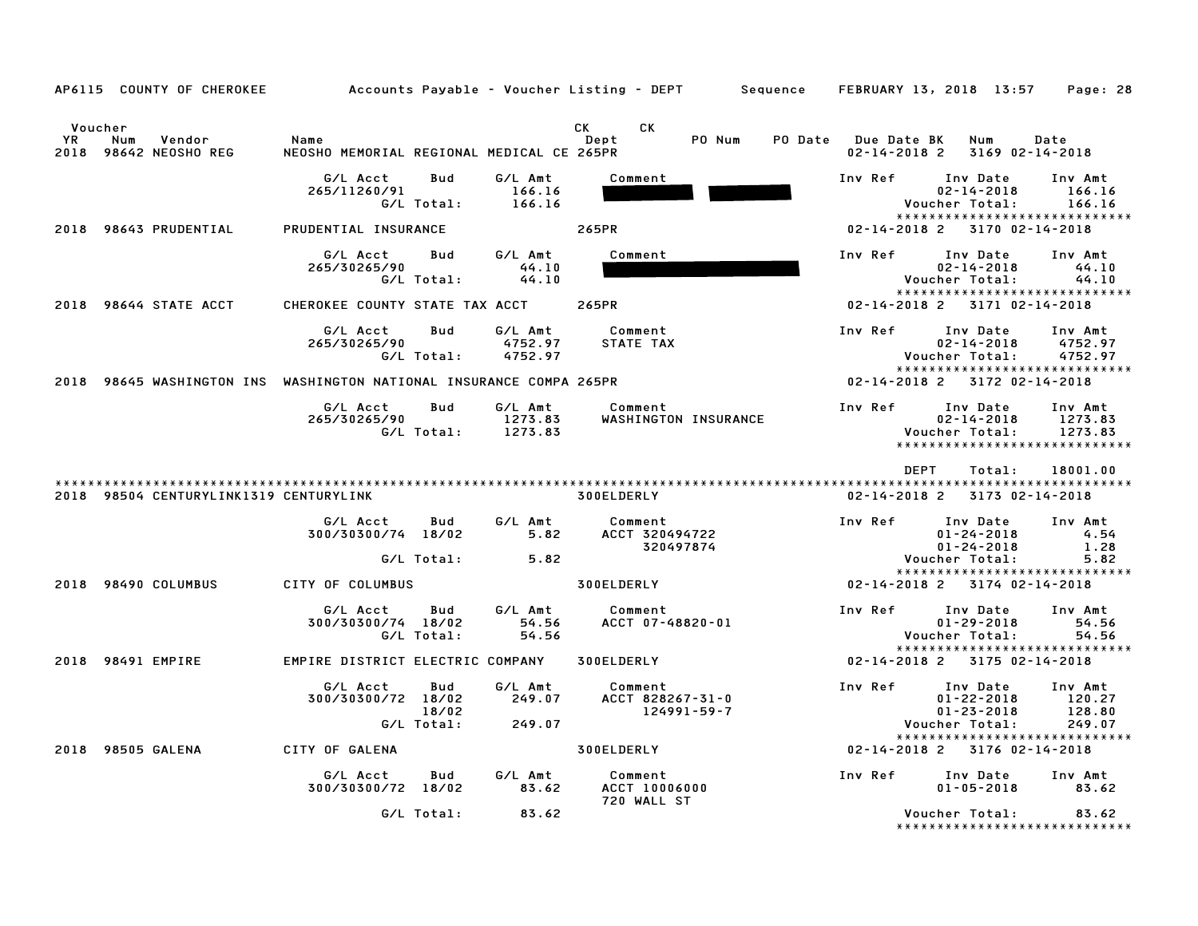AP6115 COUNTY OF CHEROKEE — Accounts Payable - Voucher Listing - DEPT — Sequence — FEBRUARY 13, 2018 13:57

| Voucher YR | Num | Vendor | Name | CK Dept | CK | PO Num | PO Date | Due Date | BK | Num | Date |
|---|---|---|---|---|---|---|---|---|---|---|---|
| 2018 | 98642 | NEOSHO REG | NEOSHO MEMORIAL REGIONAL MEDICAL CE | 265PR | | | | 02-14-2018 | 2 | 3169 | 02-14-2018 |

| G/L Acct | Bud | G/L Amt | Comment | Inv Ref | Inv Date | Inv Amt |
|---|---|---|---|---|---|---|
| 265/11260/91 | | 166.16 | | | 02-14-2018 | 166.16 |
| | G/L Total: | 166.16 | | | Voucher Total: | 166.16 |

| Voucher YR | Num | Vendor | Name | CK Dept | Due Date | BK | Num | Date |
|---|---|---|---|---|---|---|---|---|
| 2018 | 98643 | PRUDENTIAL | PRUDENTIAL INSURANCE | 265PR | 02-14-2018 | 2 | 3170 | 02-14-2018 |

| G/L Acct | Bud | G/L Amt | Comment | Inv Ref | Inv Date | Inv Amt |
|---|---|---|---|---|---|---|
| 265/30265/90 | | 44.10 | | | 02-14-2018 | 44.10 |
| | G/L Total: | 44.10 | | | Voucher Total: | 44.10 |

| Voucher YR | Num | Vendor | Name | CK Dept | Due Date | BK | Num | Date |
|---|---|---|---|---|---|---|---|---|
| 2018 | 98644 | STATE ACCT | CHEROKEE COUNTY STATE TAX ACCT | 265PR | 02-14-2018 | 2 | 3171 | 02-14-2018 |

| G/L Acct | Bud | G/L Amt | Comment | Inv Ref | Inv Date | Inv Amt |
|---|---|---|---|---|---|---|
| 265/30265/90 | | 4752.97 | STATE TAX | | 02-14-2018 | 4752.97 |
| | G/L Total: | 4752.97 | | | Voucher Total: | 4752.97 |

| Voucher YR | Num | Vendor | Name | CK Dept | Due Date | BK | Num | Date |
|---|---|---|---|---|---|---|---|---|
| 2018 | 98645 | WASHINGTON INS | WASHINGTON NATIONAL INSURANCE COMPA | 265PR | 02-14-2018 | 2 | 3172 | 02-14-2018 |

| G/L Acct | Bud | G/L Amt | Comment | Inv Ref | Inv Date | Inv Amt |
|---|---|---|---|---|---|---|
| 265/30265/90 | | 1273.83 | WASHINGTON INSURANCE | | 02-14-2018 | 1273.83 |
| | G/L Total: | 1273.83 | | | Voucher Total: | 1273.83 |

DEPT Total: 18001.00

| Voucher YR | Num | Vendor | Name | CK Dept | Due Date | BK | Num | Date |
|---|---|---|---|---|---|---|---|---|
| 2018 | 98504 | CENTURYLINK1319 | CENTURYLINK | 300ELDERLY | 02-14-2018 | 2 | 3173 | 02-14-2018 |

| G/L Acct | Bud | G/L Amt | Comment | Inv Ref | Inv Date | Inv Amt |
|---|---|---|---|---|---|---|
| 300/30300/74 | 18/02 | 5.82 | ACCT 320494722 | | 01-24-2018 | 4.54 |
| | | | 320497874 | | 01-24-2018 | 1.28 |
| | G/L Total: | 5.82 | | | Voucher Total: | 5.82 |

| Voucher YR | Num | Vendor | Name | CK Dept | Due Date | BK | Num | Date |
|---|---|---|---|---|---|---|---|---|
| 2018 | 98490 | COLUMBUS | CITY OF COLUMBUS | 300ELDERLY | 02-14-2018 | 2 | 3174 | 02-14-2018 |

| G/L Acct | Bud | G/L Amt | Comment | Inv Ref | Inv Date | Inv Amt |
|---|---|---|---|---|---|---|
| 300/30300/74 | 18/02 | 54.56 | ACCT 07-48820-01 | | 01-29-2018 | 54.56 |
| | G/L Total: | 54.56 | | | Voucher Total: | 54.56 |

| Voucher YR | Num | Vendor | Name | CK Dept | Due Date | BK | Num | Date |
|---|---|---|---|---|---|---|---|---|
| 2018 | 98491 | EMPIRE | EMPIRE DISTRICT ELECTRIC COMPANY | 300ELDERLY | 02-14-2018 | 2 | 3175 | 02-14-2018 |

| G/L Acct | Bud | G/L Amt | Comment | Inv Ref | Inv Date | Inv Amt |
|---|---|---|---|---|---|---|
| 300/30300/72 | 18/02 | 249.07 | ACCT 828267-31-0 | | 01-22-2018 | 120.27 |
| | 18/02 | | 124991-59-7 | | 01-23-2018 | 128.80 |
| | G/L Total: | 249.07 | | | Voucher Total: | 249.07 |

| Voucher YR | Num | Vendor | Name | CK Dept | Due Date | BK | Num | Date |
|---|---|---|---|---|---|---|---|---|
| 2018 | 98505 | GALENA | CITY OF GALENA | 300ELDERLY | 02-14-2018 | 2 | 3176 | 02-14-2018 |

| G/L Acct | Bud | G/L Amt | Comment | Inv Ref | Inv Date | Inv Amt |
|---|---|---|---|---|---|---|
| 300/30300/72 | 18/02 | 83.62 | ACCT 10006000 | | 01-05-2018 | 83.62 |
| | | | 720 WALL ST | | | |
| | G/L Total: | 83.62 | | | Voucher Total: | 83.62 |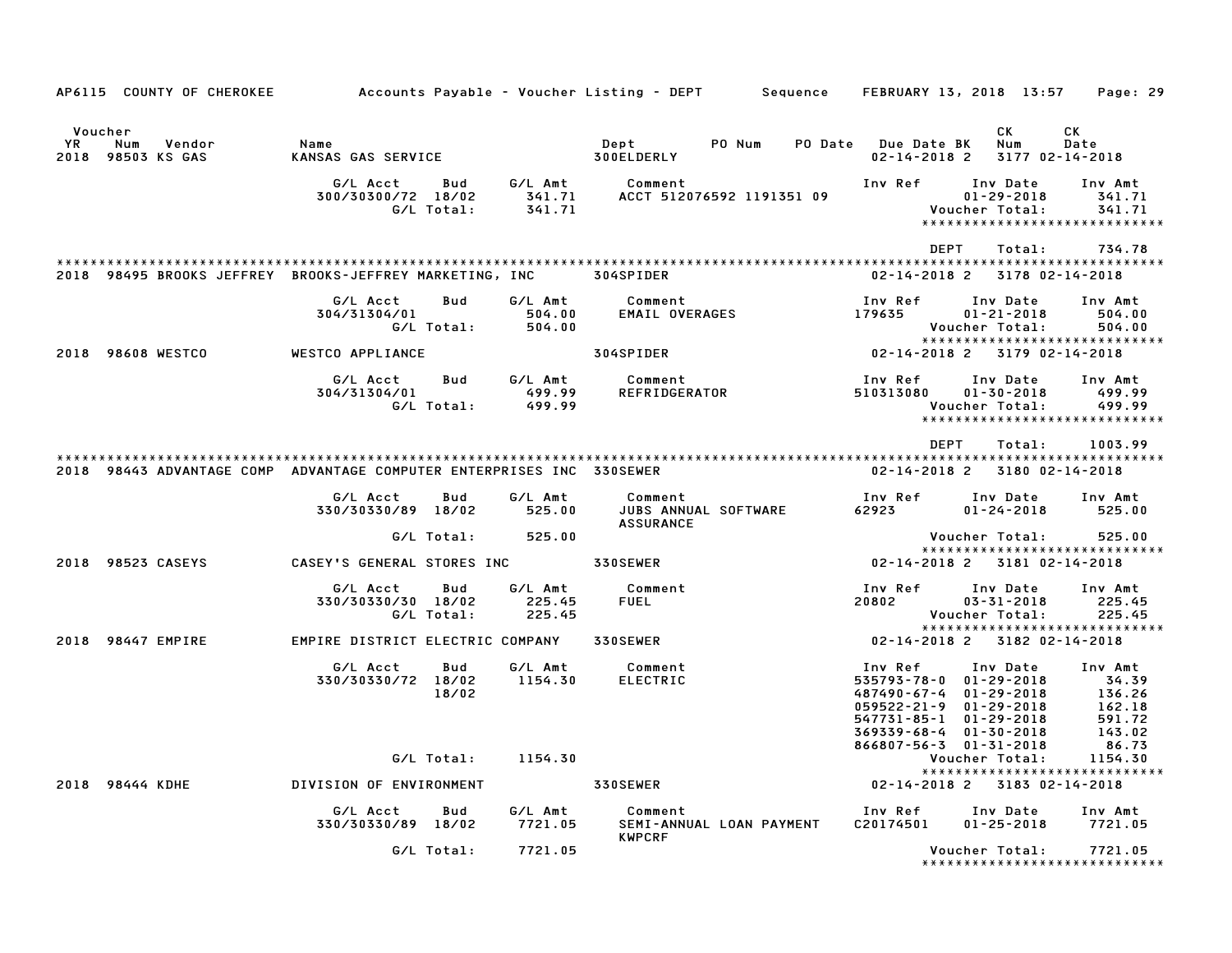AP6115 COUNTY OF CHEROKEE — Accounts Payable - Voucher Listing - DEPT — Sequence — FEBRUARY 13, 2018 13:57

| Voucher YR | Num | Vendor | Name | Dept | PO Num | PO Date | Due Date | BK | CK Num | CK Date |
|---|---|---|---|---|---|---|---|---|---|---|
| 2018 | 98503 | KS GAS | KANSAS GAS SERVICE | 300ELDERLY | | | 02-14-2018 | 2 | 3177 | 02-14-2018 |

| G/L Acct | Bud | G/L Amt | Comment | Inv Ref | Inv Date | Inv Amt |
|---|---|---|---|---|---|---|
| 300/30300/72 | 18/02 | 341.71 | ACCT 512076592 1191351 09 | | 01-29-2018 | 341.71 |
| | G/L Total: | 341.71 | | | Voucher Total: | 341.71 |

DEPT Total: 734.78

| Voucher YR | Num | Vendor | Name | Dept | PO Num | PO Date | Due Date | BK | CK Num | CK Date |
|---|---|---|---|---|---|---|---|---|---|---|
| 2018 | 98495 | BROOKS JEFFREY | BROOKS-JEFFREY MARKETING, INC | 304SPIDER | | | 02-14-2018 | 2 | 3178 | 02-14-2018 |

| G/L Acct | Bud | G/L Amt | Comment | Inv Ref | Inv Date | Inv Amt |
|---|---|---|---|---|---|---|
| 304/31304/01 | | 504.00 | EMAIL OVERAGES | 179635 | 01-21-2018 | 504.00 |
| | G/L Total: | 504.00 | | | Voucher Total: | 504.00 |

| Voucher YR | Num | Vendor | Name | Dept | PO Num | PO Date | Due Date | BK | CK Num | CK Date |
|---|---|---|---|---|---|---|---|---|---|---|
| 2018 | 98608 | WESTCO | WESTCO APPLIANCE | 304SPIDER | | | 02-14-2018 | 2 | 3179 | 02-14-2018 |

| G/L Acct | Bud | G/L Amt | Comment | Inv Ref | Inv Date | Inv Amt |
|---|---|---|---|---|---|---|
| 304/31304/01 | | 499.99 | REFRIDGERATOR | 510313080 | 01-30-2018 | 499.99 |
| | G/L Total: | 499.99 | | | Voucher Total: | 499.99 |

DEPT Total: 1003.99

| Voucher YR | Num | Vendor | Name | Dept | PO Num | PO Date | Due Date | BK | CK Num | CK Date |
|---|---|---|---|---|---|---|---|---|---|---|
| 2018 | 98443 | ADVANTAGE COMP | ADVANTAGE COMPUTER ENTERPRISES INC | 330SEWER | | | 02-14-2018 | 2 | 3180 | 02-14-2018 |

| G/L Acct | Bud | G/L Amt | Comment | Inv Ref | Inv Date | Inv Amt |
|---|---|---|---|---|---|---|
| 330/30330/89 | 18/02 | 525.00 | JUBS ANNUAL SOFTWARE ASSURANCE | 62923 | 01-24-2018 | 525.00 |
| | G/L Total: | 525.00 | | | Voucher Total: | 525.00 |

| Voucher YR | Num | Vendor | Name | Dept | PO Num | PO Date | Due Date | BK | CK Num | CK Date |
|---|---|---|---|---|---|---|---|---|---|---|
| 2018 | 98523 | CASEYS | CASEY'S GENERAL STORES INC | 330SEWER | | | 02-14-2018 | 2 | 3181 | 02-14-2018 |

| G/L Acct | Bud | G/L Amt | Comment | Inv Ref | Inv Date | Inv Amt |
|---|---|---|---|---|---|---|
| 330/30330/30 | 18/02 | 225.45 | FUEL | 20802 | 03-31-2018 | 225.45 |
| | G/L Total: | 225.45 | | | Voucher Total: | 225.45 |

| Voucher YR | Num | Vendor | Name | Dept | PO Num | PO Date | Due Date | BK | CK Num | CK Date |
|---|---|---|---|---|---|---|---|---|---|---|
| 2018 | 98447 | EMPIRE | EMPIRE DISTRICT ELECTRIC COMPANY | 330SEWER | | | 02-14-2018 | 2 | 3182 | 02-14-2018 |

| G/L Acct | Bud | G/L Amt | Comment | Inv Ref | Inv Date | Inv Amt |
|---|---|---|---|---|---|---|
| 330/30330/72 | 18/02 | 1154.30 | ELECTRIC | 535793-78-0 | 01-29-2018 | 34.39 |
| | 18/02 | | | 487490-67-4 | 01-29-2018 | 136.26 |
| | | | | 059522-21-9 | 01-29-2018 | 162.18 |
| | | | | 547731-85-1 | 01-29-2018 | 591.72 |
| | | | | 369339-68-4 | 01-30-2018 | 143.02 |
| | | | | 866807-56-3 | 01-31-2018 | 86.73 |
| | G/L Total: | 1154.30 | | | Voucher Total: | 1154.30 |

| Voucher YR | Num | Vendor | Name | Dept | PO Num | PO Date | Due Date | BK | CK Num | CK Date |
|---|---|---|---|---|---|---|---|---|---|---|
| 2018 | 98444 | KDHE | DIVISION OF ENVIRONMENT | 330SEWER | | | 02-14-2018 | 2 | 3183 | 02-14-2018 |

| G/L Acct | Bud | G/L Amt | Comment | Inv Ref | Inv Date | Inv Amt |
|---|---|---|---|---|---|---|
| 330/30330/89 | 18/02 | 7721.05 | SEMI-ANNUAL LOAN PAYMENT KWPCRF | C20174501 | 01-25-2018 | 7721.05 |
| | G/L Total: | 7721.05 | | | Voucher Total: | 7721.05 |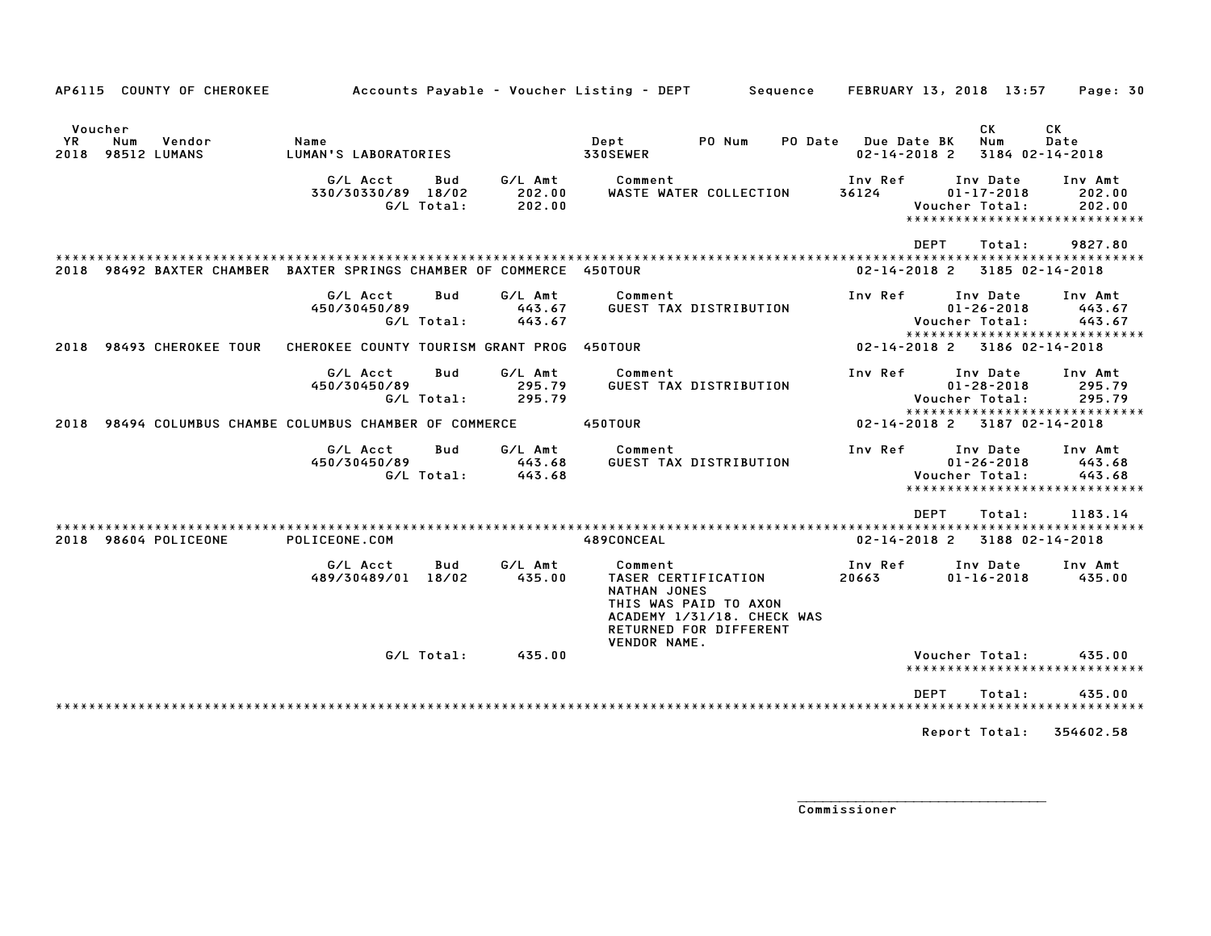AP6115 COUNTY OF CHEROKEE — Accounts Payable - Voucher Listing - DEPT — Sequence — FEBRUARY 13, 2018 13:57

| Voucher YR | Num | Vendor | Name | Dept | PO Num | PO Date | Due Date | BK | CK Num | CK Date |
|---|---|---|---|---|---|---|---|---|---|---|
| 2018 | 98512 | LUMANS | LUMAN'S LABORATORIES | 330SEWER | | | 02-14-2018 | 2 | 3184 | 02-14-2018 |

| G/L Acct | Bud | G/L Amt | Comment | Inv Ref | Inv Date | Inv Amt |
|---|---|---|---|---|---|---|
| 330/30330/89 | 18/02 | 202.00 | WASTE WATER COLLECTION | 36124 | 01-17-2018 | 202.00 |
| | G/L Total: | 202.00 | | | Voucher Total: | 202.00 |

DEPT Total: 9827.80

| Voucher YR | Num | Vendor | Name | Dept | Due Date | BK | CK Num | CK Date |
|---|---|---|---|---|---|---|---|---|
| 2018 | 98492 | BAXTER CHAMBER | BAXTER SPRINGS CHAMBER OF COMMERCE | 450TOUR | 02-14-2018 | 2 | 3185 | 02-14-2018 |

| G/L Acct | Bud | G/L Amt | Comment | Inv Ref | Inv Date | Inv Amt |
|---|---|---|---|---|---|---|
| 450/30450/89 | | 443.67 | GUEST TAX DISTRIBUTION | | 01-26-2018 | 443.67 |
| | G/L Total: | 443.67 | | | Voucher Total: | 443.67 |

| Voucher YR | Num | Vendor | Name | Dept | Due Date | BK | CK Num | CK Date |
|---|---|---|---|---|---|---|---|---|
| 2018 | 98493 | CHEROKEE TOUR | CHEROKEE COUNTY TOURISM GRANT PROG | 450TOUR | 02-14-2018 | 2 | 3186 | 02-14-2018 |

| G/L Acct | Bud | G/L Amt | Comment | Inv Ref | Inv Date | Inv Amt |
|---|---|---|---|---|---|---|
| 450/30450/89 | | 295.79 | GUEST TAX DISTRIBUTION | | 01-28-2018 | 295.79 |
| | G/L Total: | 295.79 | | | Voucher Total: | 295.79 |

| Voucher YR | Num | Vendor | Name | Dept | Due Date | BK | CK Num | CK Date |
|---|---|---|---|---|---|---|---|---|
| 2018 | 98494 | COLUMBUS CHAMBE | COLUMBUS CHAMBER OF COMMERCE | 450TOUR | 02-14-2018 | 2 | 3187 | 02-14-2018 |

| G/L Acct | Bud | G/L Amt | Comment | Inv Ref | Inv Date | Inv Amt |
|---|---|---|---|---|---|---|
| 450/30450/89 | | 443.68 | GUEST TAX DISTRIBUTION | | 01-26-2018 | 443.68 |
| | G/L Total: | 443.68 | | | Voucher Total: | 443.68 |

DEPT Total: 1183.14

| Voucher YR | Num | Vendor | Name | Dept | Due Date | BK | CK Num | CK Date |
|---|---|---|---|---|---|---|---|---|
| 2018 | 98604 | POLICEONE | POLICEONE.COM | 489CONCEAL | 02-14-2018 | 2 | 3188 | 02-14-2018 |

| G/L Acct | Bud | G/L Amt | Comment | Inv Ref | Inv Date | Inv Amt |
|---|---|---|---|---|---|---|
| 489/30489/01 | 18/02 | 435.00 | TASER CERTIFICATION NATHAN JONES THIS WAS PAID TO AXON ACADEMY 1/31/18. CHECK WAS RETURNED FOR DIFFERENT VENDOR NAME. | 20663 | 01-16-2018 | 435.00 |
| | G/L Total: | 435.00 | | | Voucher Total: | 435.00 |

DEPT Total: 435.00

Report Total: 354602.58

\_\_\_\_\_\_\_\_\_\_\_\_\_\_\_\_\_\_\_\_\_\_\_\_\_\_\_\_\_\_
Commissioner